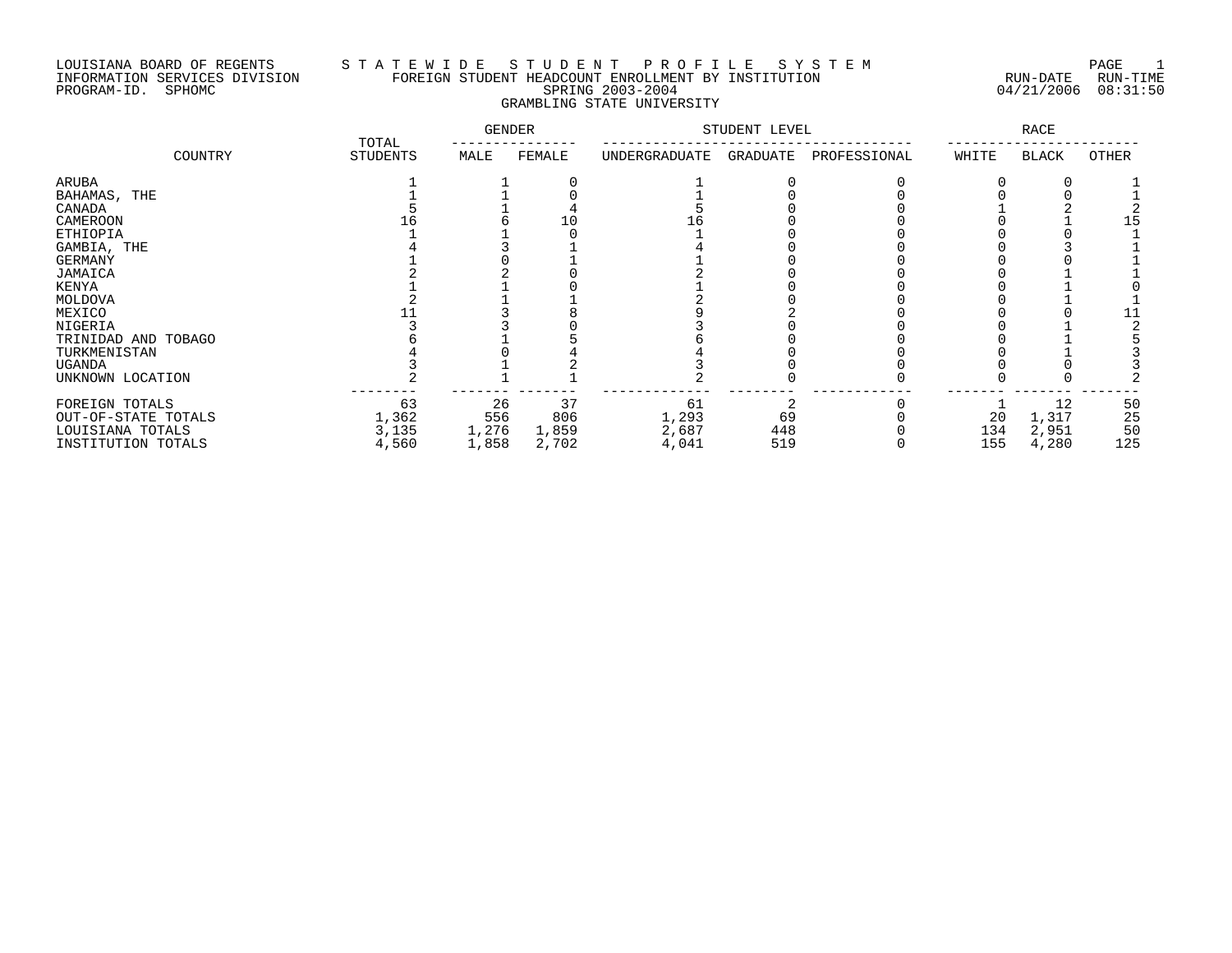LOUISIANA BOARD OF REGENTS
INFORMATION SERVICES DIVISION
PROGRAM-ID. SPHOMC

# STATEWIDE STUDENT PROFILE SYSTEM

## FOREIGN STUDENT HEADCOUNT ENROLLMENT BY INSTITUTION

SPRING 2003-2004

GRAMBLING STATE UNIVERSITY

RUN-DATE 04/21/2006 RUN-TIME 08:31:50

| COUNTRY | TOTAL STUDENTS | GENDER | | STUDENT LEVEL | | | RACE | | |
|---|---|---|---|---|---|---|---|---|---|
| | | MALE | FEMALE | UNDERGRADUATE | GRADUATE | PROFESSIONAL | WHITE | BLACK | OTHER |
| ARUBA | 1 | 1 | 0 | 1 | 0 | 0 | 0 | 0 | 1 |
| BAHAMAS, THE | 1 | 1 | 0 | 1 | 0 | 0 | 0 | 0 | 1 |
| CANADA | 5 | 1 | 4 | 5 | 0 | 0 | 1 | 2 | 2 |
| CAMEROON | 16 | 6 | 10 | 16 | 0 | 0 | 0 | 1 | 15 |
| ETHIOPIA | 1 | 1 | 0 | 1 | 0 | 0 | 0 | 0 | 1 |
| GAMBIA, THE | 4 | 3 | 1 | 4 | 0 | 0 | 0 | 3 | 1 |
| GERMANY | 1 | 0 | 1 | 1 | 0 | 0 | 0 | 0 | 1 |
| JAMAICA | 2 | 2 | 0 | 2 | 0 | 0 | 0 | 1 | 1 |
| KENYA | 1 | 1 | 0 | 1 | 0 | 0 | 0 | 1 | 0 |
| MOLDOVA | 2 | 1 | 1 | 2 | 0 | 0 | 0 | 1 | 1 |
| MEXICO | 11 | 3 | 8 | 9 | 2 | 0 | 0 | 0 | 11 |
| NIGERIA | 3 | 3 | 0 | 3 | 0 | 0 | 0 | 1 | 2 |
| TRINIDAD AND TOBAGO | 6 | 1 | 5 | 6 | 0 | 0 | 0 | 1 | 5 |
| TURKMENISTAN | 4 | 0 | 4 | 4 | 0 | 0 | 0 | 1 | 3 |
| UGANDA | 3 | 1 | 2 | 3 | 0 | 0 | 0 | 0 | 3 |
| UNKNOWN LOCATION | 2 | 1 | 1 | 2 | 0 | 0 | 0 | 0 | 2 |
| FOREIGN TOTALS | 63 | 26 | 37 | 61 | 2 | 0 | 1 | 12 | 50 |
| OUT-OF-STATE TOTALS | 1,362 | 556 | 806 | 1,293 | 69 | 0 | 20 | 1,317 | 25 |
| LOUISIANA TOTALS | 3,135 | 1,276 | 1,859 | 2,687 | 448 | 0 | 134 | 2,951 | 50 |
| INSTITUTION TOTALS | 4,560 | 1,858 | 2,702 | 4,041 | 519 | 0 | 155 | 4,280 | 125 |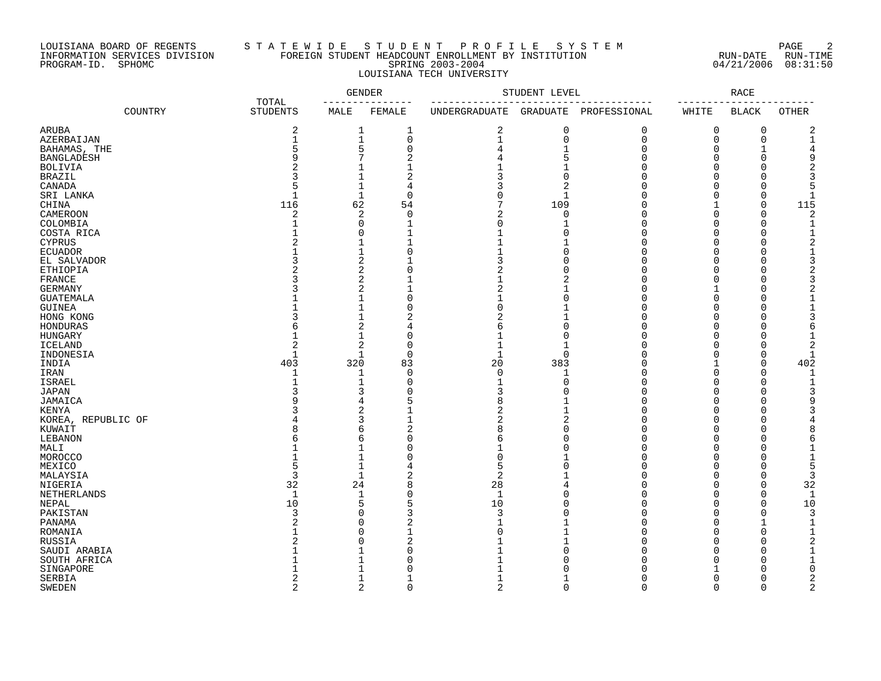LOUISIANA BOARD OF REGENTS
INFORMATION SERVICES DIVISION
PROGRAM-ID. SPHOMC

STATEWIDE STUDENT PROFILE SYSTEM
FOREIGN STUDENT HEADCOUNT ENROLLMENT BY INSTITUTION
SPRING 2003-2004
LOUISIANA TECH UNIVERSITY

RUN-DATE 04/21/2006 RUN-TIME 08:31:50

| COUNTRY | TOTAL STUDENTS | GENDER | | STUDENT LEVEL | | | RACE | | |
|---|---|---|---|---|---|---|---|---|---|
| | | MALE | FEMALE | UNDERGRADUATE | GRADUATE | PROFESSIONAL | WHITE | BLACK | OTHER |
| ARUBA | 2 | 1 | 1 | 2 | 0 | 0 | 0 | 0 | 2 |
| AZERBAIJAN | 1 | 1 | 0 | 1 | 0 | 0 | 0 | 0 | 1 |
| BAHAMAS, THE | 5 | 5 | 0 | 4 | 1 | 0 | 0 | 1 | 4 |
| BANGLADESH | 9 | 7 | 2 | 4 | 5 | 0 | 0 | 0 | 9 |
| BOLIVIA | 2 | 1 | 1 | 1 | 1 | 0 | 0 | 0 | 2 |
| BRAZIL | 3 | 1 | 2 | 3 | 0 | 0 | 0 | 0 | 3 |
| CANADA | 5 | 1 | 4 | 3 | 2 | 0 | 0 | 0 | 5 |
| SRI LANKA | 1 | 1 | 0 | 0 | 1 | 0 | 0 | 0 | 1 |
| CHINA | 116 | 62 | 54 | 7 | 109 | 0 | 1 | 0 | 115 |
| CAMEROON | 2 | 2 | 0 | 2 | 0 | 0 | 0 | 0 | 2 |
| COLOMBIA | 1 | 0 | 1 | 0 | 1 | 0 | 0 | 0 | 1 |
| COSTA RICA | 1 | 0 | 1 | 1 | 0 | 0 | 0 | 0 | 1 |
| CYPRUS | 2 | 1 | 1 | 1 | 1 | 0 | 0 | 0 | 2 |
| ECUADOR | 1 | 1 | 0 | 1 | 0 | 0 | 0 | 0 | 1 |
| EL SALVADOR | 3 | 2 | 1 | 3 | 0 | 0 | 0 | 0 | 3 |
| ETHIOPIA | 2 | 2 | 0 | 2 | 0 | 0 | 0 | 0 | 2 |
| FRANCE | 3 | 2 | 1 | 1 | 2 | 0 | 0 | 0 | 3 |
| GERMANY | 3 | 2 | 1 | 2 | 1 | 0 | 1 | 0 | 2 |
| GUATEMALA | 1 | 1 | 0 | 1 | 0 | 0 | 0 | 0 | 1 |
| GUINEA | 1 | 1 | 0 | 0 | 1 | 0 | 0 | 0 | 1 |
| HONG KONG | 3 | 1 | 2 | 2 | 1 | 0 | 0 | 0 | 3 |
| HONDURAS | 6 | 2 | 4 | 6 | 0 | 0 | 0 | 0 | 6 |
| HUNGARY | 1 | 1 | 0 | 1 | 0 | 0 | 0 | 0 | 1 |
| ICELAND | 2 | 2 | 0 | 1 | 1 | 0 | 0 | 0 | 2 |
| INDONESIA | 1 | 1 | 0 | 1 | 0 | 0 | 0 | 0 | 1 |
| INDIA | 403 | 320 | 83 | 20 | 383 | 0 | 1 | 0 | 402 |
| IRAN | 1 | 1 | 0 | 0 | 1 | 0 | 0 | 0 | 1 |
| ISRAEL | 1 | 1 | 0 | 1 | 0 | 0 | 0 | 0 | 1 |
| JAPAN | 3 | 3 | 0 | 3 | 0 | 0 | 0 | 0 | 3 |
| JAMAICA | 9 | 4 | 5 | 8 | 1 | 0 | 0 | 0 | 9 |
| KENYA | 3 | 2 | 1 | 2 | 1 | 0 | 0 | 0 | 3 |
| KOREA, REPUBLIC OF | 4 | 3 | 1 | 2 | 2 | 0 | 0 | 0 | 4 |
| KUWAIT | 8 | 6 | 2 | 8 | 0 | 0 | 0 | 0 | 8 |
| LEBANON | 6 | 6 | 0 | 6 | 0 | 0 | 0 | 0 | 6 |
| MALI | 1 | 1 | 0 | 1 | 0 | 0 | 0 | 0 | 1 |
| MOROCCO | 1 | 1 | 0 | 0 | 1 | 0 | 0 | 0 | 1 |
| MEXICO | 5 | 1 | 4 | 5 | 0 | 0 | 0 | 0 | 5 |
| MALAYSIA | 3 | 1 | 2 | 2 | 1 | 0 | 0 | 0 | 3 |
| NIGERIA | 32 | 24 | 8 | 28 | 4 | 0 | 0 | 0 | 32 |
| NETHERLANDS | 1 | 1 | 0 | 1 | 0 | 0 | 0 | 0 | 1 |
| NEPAL | 10 | 5 | 5 | 10 | 0 | 0 | 0 | 0 | 10 |
| PAKISTAN | 3 | 0 | 3 | 3 | 0 | 0 | 0 | 0 | 3 |
| PANAMA | 2 | 0 | 2 | 1 | 1 | 0 | 0 | 1 | 1 |
| ROMANIA | 1 | 0 | 1 | 0 | 1 | 0 | 0 | 0 | 1 |
| RUSSIA | 2 | 0 | 2 | 1 | 1 | 0 | 0 | 0 | 2 |
| SAUDI ARABIA | 1 | 1 | 0 | 1 | 0 | 0 | 0 | 0 | 1 |
| SOUTH AFRICA | 1 | 1 | 0 | 1 | 0 | 0 | 0 | 0 | 1 |
| SINGAPORE | 1 | 1 | 0 | 1 | 0 | 0 | 1 | 0 | 0 |
| SERBIA | 2 | 1 | 1 | 1 | 1 | 0 | 0 | 0 | 2 |
| SWEDEN | 2 | 2 | 0 | 2 | 0 | 0 | 0 | 0 | 2 |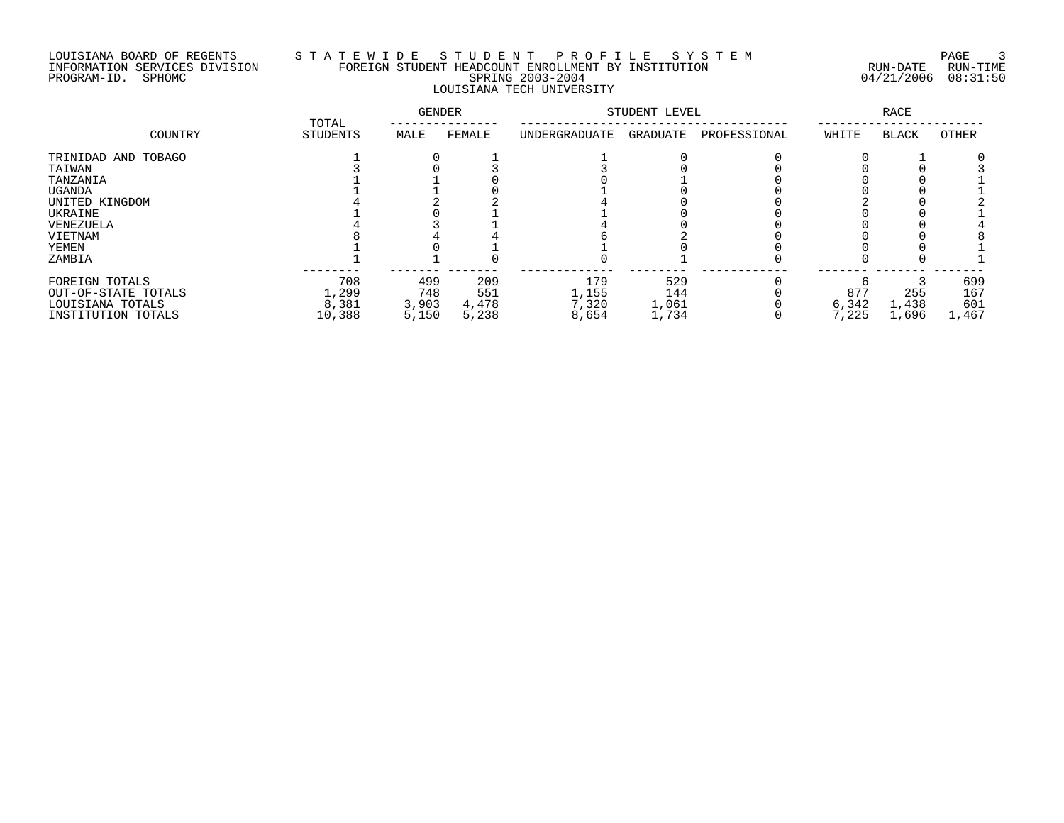LOUISIANA BOARD OF REGENTS
INFORMATION SERVICES DIVISION
PROGRAM-ID. SPHOMC

STATEWIDE STUDENT PROFILE SYSTEM
FOREIGN STUDENT HEADCOUNT ENROLLMENT BY INSTITUTION
SPRING 2003-2004
LOUISIANA TECH UNIVERSITY

RUN-DATE 04/21/2006 RUN-TIME 08:31:50

| COUNTRY | TOTAL STUDENTS | GENDER | | STUDENT LEVEL | | | RACE | | |
|---|---|---|---|---|---|---|---|---|---|
| | | MALE | FEMALE | UNDERGRADUATE | GRADUATE | PROFESSIONAL | WHITE | BLACK | OTHER |
| TRINIDAD AND TOBAGO | 1 | 0 | 1 | 1 | 0 | 0 | 0 | 1 | 0 |
| TAIWAN | 3 | 0 | 3 | 3 | 0 | 0 | 0 | 0 | 3 |
| TANZANIA | 1 | 1 | 0 | 0 | 1 | 0 | 0 | 0 | 1 |
| UGANDA | 1 | 1 | 0 | 1 | 0 | 0 | 0 | 0 | 1 |
| UNITED KINGDOM | 4 | 2 | 2 | 4 | 0 | 0 | 2 | 0 | 2 |
| UKRAINE | 1 | 0 | 1 | 1 | 0 | 0 | 0 | 0 | 1 |
| VENEZUELA | 4 | 3 | 1 | 4 | 0 | 0 | 0 | 0 | 4 |
| VIETNAM | 8 | 4 | 4 | 6 | 2 | 0 | 0 | 0 | 8 |
| YEMEN | 1 | 0 | 1 | 1 | 0 | 0 | 0 | 0 | 1 |
| ZAMBIA | 1 | 1 | 0 | 0 | 1 | 0 | 0 | 0 | 1 |
| FOREIGN TOTALS | 708 | 499 | 209 | 179 | 529 | 0 | 6 | 3 | 699 |
| OUT-OF-STATE TOTALS | 1,299 | 748 | 551 | 1,155 | 144 | 0 | 877 | 255 | 167 |
| LOUISIANA TOTALS | 8,381 | 3,903 | 4,478 | 7,320 | 1,061 | 0 | 6,342 | 1,438 | 601 |
| INSTITUTION TOTALS | 10,388 | 5,150 | 5,238 | 8,654 | 1,734 | 0 | 7,225 | 1,696 | 1,467 |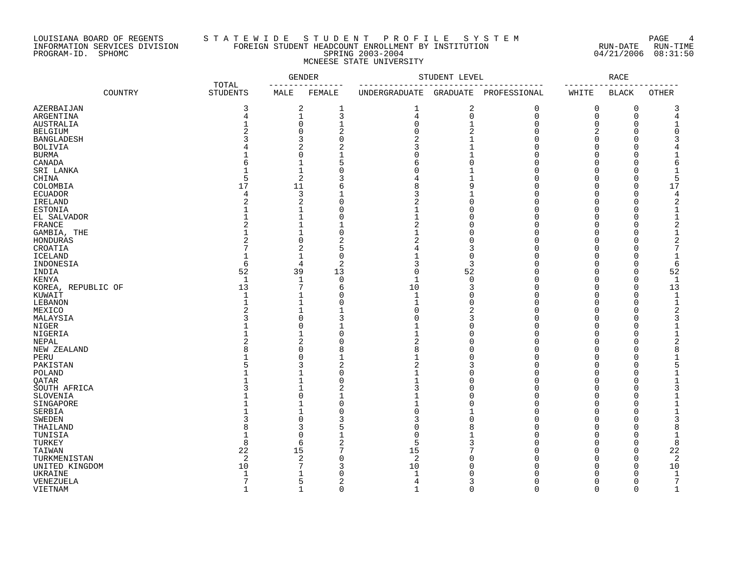LOUISIANA BOARD OF REGENTS — STATEWIDE STUDENT PROFILE SYSTEM
INFORMATION SERVICES DIVISION — FOREIGN STUDENT HEADCOUNT ENROLLMENT BY INSTITUTION
PROGRAM-ID. SPHOMC — SPRING 2003-2004
RUN-DATE 04/21/2006 RUN-TIME 08:31:50

MCNEESE STATE UNIVERSITY

| COUNTRY | TOTAL STUDENTS | GENDER | | STUDENT LEVEL | | | RACE | | |
|---|---|---|---|---|---|---|---|---|---|
| | | MALE | FEMALE | UNDERGRADUATE | GRADUATE | PROFESSIONAL | WHITE | BLACK | OTHER |
| AZERBAIJAN | 3 | 2 | 1 | 1 | 2 | 0 | 0 | 0 | 3 |
| ARGENTINA | 4 | 1 | 3 | 4 | 0 | 0 | 0 | 0 | 4 |
| AUSTRALIA | 1 | 0 | 1 | 0 | 1 | 0 | 0 | 0 | 1 |
| BELGIUM | 2 | 0 | 2 | 0 | 2 | 0 | 2 | 0 | 0 |
| BANGLADESH | 3 | 3 | 0 | 2 | 1 | 0 | 0 | 0 | 3 |
| BOLIVIA | 4 | 2 | 2 | 3 | 1 | 0 | 0 | 0 | 4 |
| BURMA | 1 | 0 | 1 | 0 | 1 | 0 | 0 | 0 | 1 |
| CANADA | 6 | 1 | 5 | 6 | 0 | 0 | 0 | 0 | 6 |
| SRI LANKA | 1 | 1 | 0 | 0 | 1 | 0 | 0 | 0 | 1 |
| CHINA | 5 | 2 | 3 | 4 | 1 | 0 | 0 | 0 | 5 |
| COLOMBIA | 17 | 11 | 6 | 8 | 9 | 0 | 0 | 0 | 17 |
| ECUADOR | 4 | 3 | 1 | 3 | 1 | 0 | 0 | 0 | 4 |
| IRELAND | 2 | 2 | 0 | 2 | 0 | 0 | 0 | 0 | 2 |
| ESTONIA | 1 | 1 | 0 | 1 | 0 | 0 | 0 | 0 | 1 |
| EL SALVADOR | 1 | 1 | 0 | 1 | 0 | 0 | 0 | 0 | 1 |
| FRANCE | 2 | 1 | 1 | 2 | 0 | 0 | 0 | 0 | 2 |
| GAMBIA, THE | 1 | 1 | 0 | 1 | 0 | 0 | 0 | 0 | 1 |
| HONDURAS | 2 | 0 | 2 | 2 | 0 | 0 | 0 | 0 | 2 |
| CROATIA | 7 | 2 | 5 | 4 | 3 | 0 | 0 | 0 | 7 |
| ICELAND | 1 | 1 | 0 | 1 | 0 | 0 | 0 | 0 | 1 |
| INDONESIA | 6 | 4 | 2 | 3 | 3 | 0 | 0 | 0 | 6 |
| INDIA | 52 | 39 | 13 | 0 | 52 | 0 | 0 | 0 | 52 |
| KENYA | 1 | 1 | 0 | 1 | 0 | 0 | 0 | 0 | 1 |
| KOREA, REPUBLIC OF | 13 | 7 | 6 | 10 | 3 | 0 | 0 | 0 | 13 |
| KUWAIT | 1 | 1 | 0 | 1 | 0 | 0 | 0 | 0 | 1 |
| LEBANON | 1 | 1 | 0 | 1 | 0 | 0 | 0 | 0 | 1 |
| MEXICO | 2 | 1 | 1 | 0 | 2 | 0 | 0 | 0 | 2 |
| MALAYSIA | 3 | 0 | 3 | 0 | 3 | 0 | 0 | 0 | 3 |
| NIGER | 1 | 0 | 1 | 1 | 0 | 0 | 0 | 0 | 1 |
| NIGERIA | 1 | 1 | 0 | 1 | 0 | 0 | 0 | 0 | 1 |
| NEPAL | 2 | 2 | 0 | 2 | 0 | 0 | 0 | 0 | 2 |
| NEW ZEALAND | 8 | 0 | 8 | 8 | 0 | 0 | 0 | 0 | 8 |
| PERU | 1 | 0 | 1 | 1 | 0 | 0 | 0 | 0 | 1 |
| PAKISTAN | 5 | 3 | 2 | 2 | 3 | 0 | 0 | 0 | 5 |
| POLAND | 1 | 1 | 0 | 1 | 0 | 0 | 0 | 0 | 1 |
| QATAR | 1 | 1 | 0 | 1 | 0 | 0 | 0 | 0 | 1 |
| SOUTH AFRICA | 3 | 1 | 2 | 3 | 0 | 0 | 0 | 0 | 3 |
| SLOVENIA | 1 | 0 | 1 | 1 | 0 | 0 | 0 | 0 | 1 |
| SINGAPORE | 1 | 1 | 0 | 1 | 0 | 0 | 0 | 0 | 1 |
| SERBIA | 1 | 1 | 0 | 0 | 1 | 0 | 0 | 0 | 1 |
| SWEDEN | 3 | 0 | 3 | 3 | 0 | 0 | 0 | 0 | 3 |
| THAILAND | 8 | 3 | 5 | 0 | 8 | 0 | 0 | 0 | 8 |
| TUNISIA | 1 | 0 | 1 | 0 | 1 | 0 | 0 | 0 | 1 |
| TURKEY | 8 | 6 | 2 | 5 | 3 | 0 | 0 | 0 | 8 |
| TAIWAN | 22 | 15 | 7 | 15 | 7 | 0 | 0 | 0 | 22 |
| TURKMENISTAN | 2 | 2 | 0 | 2 | 0 | 0 | 0 | 0 | 2 |
| UNITED KINGDOM | 10 | 7 | 3 | 10 | 0 | 0 | 0 | 0 | 10 |
| UKRAINE | 1 | 1 | 0 | 1 | 0 | 0 | 0 | 0 | 1 |
| VENEZUELA | 7 | 5 | 2 | 4 | 3 | 0 | 0 | 0 | 7 |
| VIETNAM | 1 | 1 | 0 | 1 | 0 | 0 | 0 | 0 | 1 |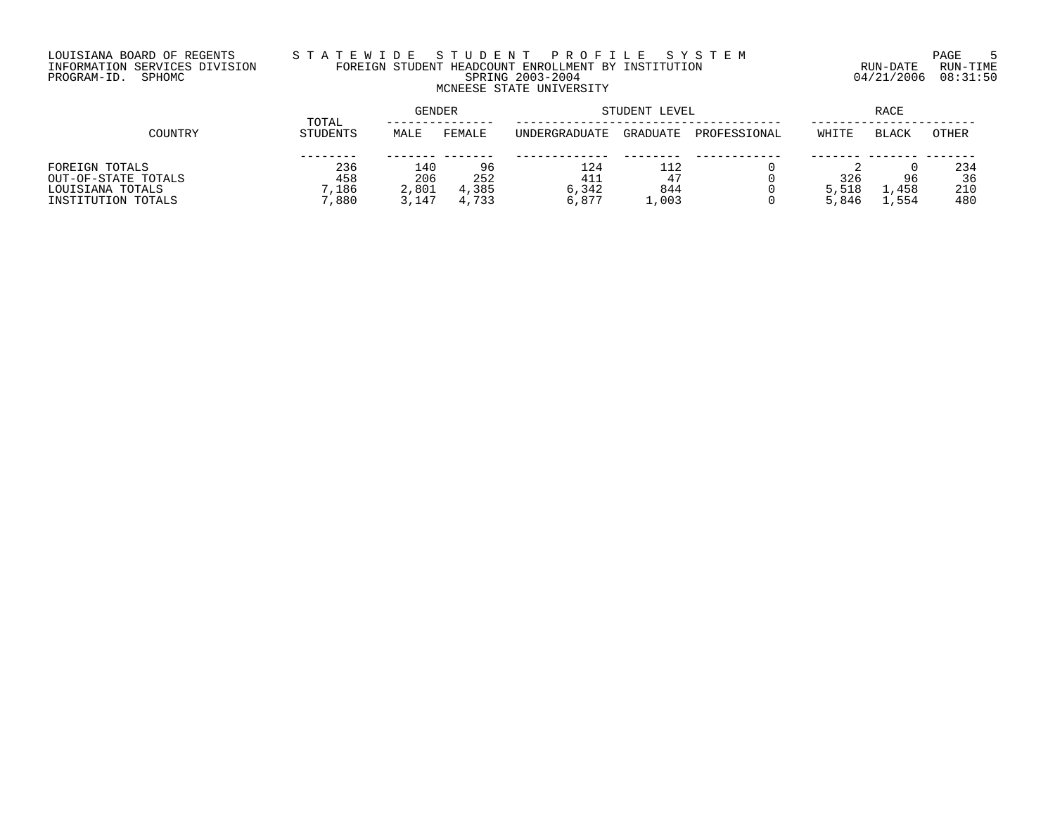LOUISIANA BOARD OF REGENTS
INFORMATION SERVICES DIVISION
PROGRAM-ID. SPHOMC

# STATEWIDE STUDENT PROFILE SYSTEM

## FOREIGN STUDENT HEADCOUNT ENROLLMENT BY INSTITUTION

### SPRING 2003-2004

### MCNEESE STATE UNIVERSITY

RUN-DATE 04/21/2006 RUN-TIME 08:31:50

| COUNTRY | TOTAL STUDENTS | GENDER | | STUDENT LEVEL | | | RACE | | |
|---|---|---|---|---|---|---|---|---|---|
| | | MALE | FEMALE | UNDERGRADUATE | GRADUATE | PROFESSIONAL | WHITE | BLACK | OTHER |
| FOREIGN TOTALS | 236 | 140 | 96 | 124 | 112 | 0 | 2 | 0 | 234 |
| OUT-OF-STATE TOTALS | 458 | 206 | 252 | 411 | 47 | 0 | 326 | 96 | 36 |
| LOUISIANA TOTALS | 7,186 | 2,801 | 4,385 | 6,342 | 844 | 0 | 5,518 | 1,458 | 210 |
| INSTITUTION TOTALS | 7,880 | 3,147 | 4,733 | 6,877 | 1,003 | 0 | 5,846 | 1,554 | 480 |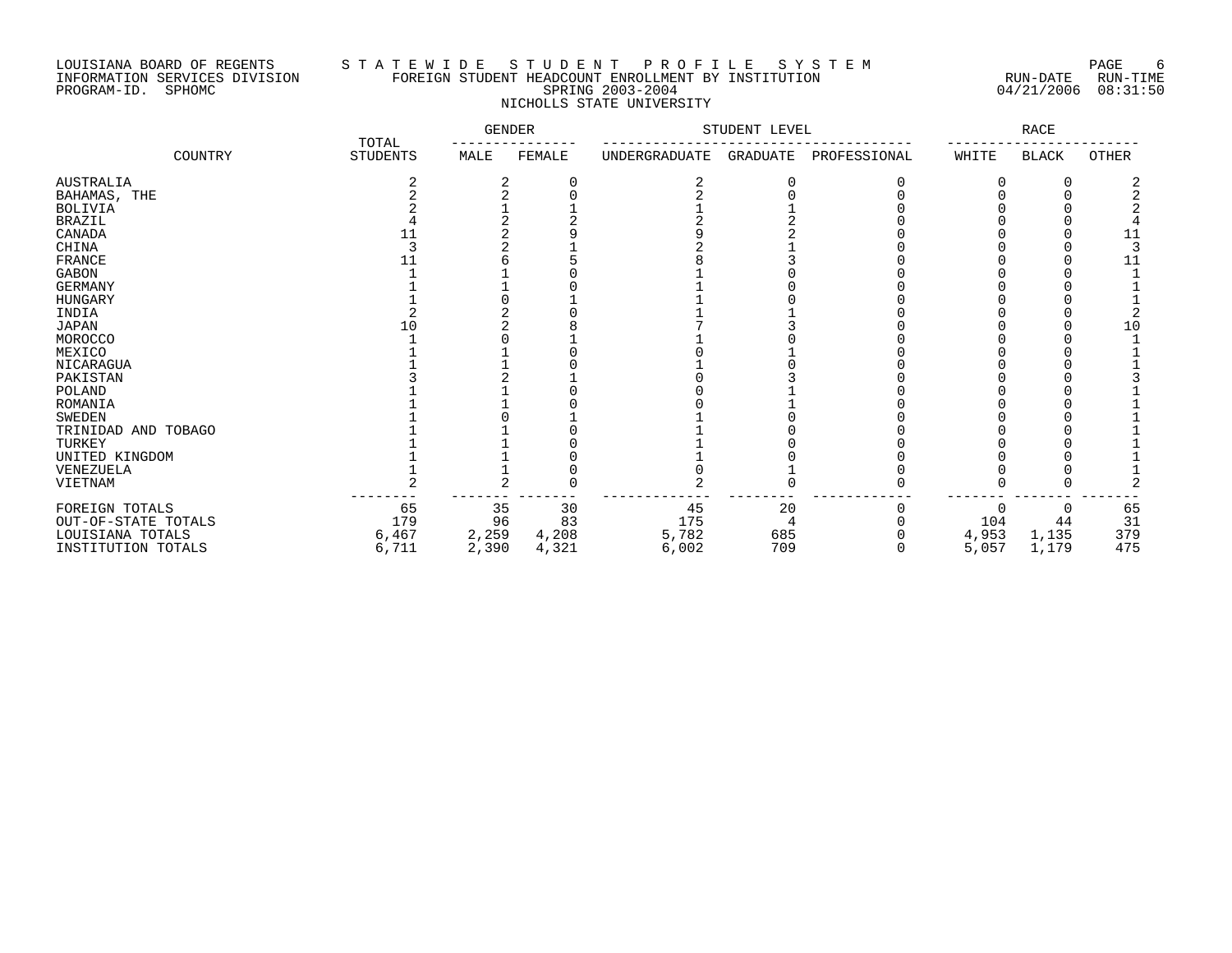LOUISIANA BOARD OF REGENTS — STATEWIDE STUDENT PROFILE SYSTEM
INFORMATION SERVICES DIVISION — FOREIGN STUDENT HEADCOUNT ENROLLMENT BY INSTITUTION — RUN-DATE 04/21/2006 RUN-TIME 08:31:50
PROGRAM-ID. SPHOMC — SPRING 2003-2004

## NICHOLLS STATE UNIVERSITY

| COUNTRY | TOTAL STUDENTS | GENDER | | STUDENT LEVEL | | | RACE | | |
|---|---|---|---|---|---|---|---|---|---|
| | | MALE | FEMALE | UNDERGRADUATE | GRADUATE | PROFESSIONAL | WHITE | BLACK | OTHER |
| AUSTRALIA | 2 | 2 | 0 | 2 | 0 | 0 | 0 | 0 | 2 |
| BAHAMAS, THE | 2 | 2 | 0 | 2 | 0 | 0 | 0 | 0 | 2 |
| BOLIVIA | 2 | 1 | 1 | 1 | 1 | 0 | 0 | 0 | 2 |
| BRAZIL | 4 | 2 | 2 | 2 | 2 | 0 | 0 | 0 | 4 |
| CANADA | 11 | 2 | 9 | 9 | 2 | 0 | 0 | 0 | 11 |
| CHINA | 3 | 2 | 1 | 2 | 1 | 0 | 0 | 0 | 3 |
| FRANCE | 11 | 6 | 5 | 8 | 3 | 0 | 0 | 0 | 11 |
| GABON | 1 | 1 | 0 | 1 | 0 | 0 | 0 | 0 | 1 |
| GERMANY | 1 | 1 | 0 | 1 | 0 | 0 | 0 | 0 | 1 |
| HUNGARY | 1 | 0 | 1 | 1 | 0 | 0 | 0 | 0 | 1 |
| INDIA | 2 | 2 | 0 | 1 | 1 | 0 | 0 | 0 | 2 |
| JAPAN | 10 | 2 | 8 | 7 | 3 | 0 | 0 | 0 | 10 |
| MOROCCO | 1 | 0 | 1 | 1 | 0 | 0 | 0 | 0 | 1 |
| MEXICO | 1 | 1 | 0 | 0 | 1 | 0 | 0 | 0 | 1 |
| NICARAGUA | 1 | 1 | 0 | 1 | 0 | 0 | 0 | 0 | 1 |
| PAKISTAN | 3 | 2 | 1 | 0 | 3 | 0 | 0 | 0 | 3 |
| POLAND | 1 | 1 | 0 | 0 | 1 | 0 | 0 | 0 | 1 |
| ROMANIA | 1 | 1 | 0 | 0 | 1 | 0 | 0 | 0 | 1 |
| SWEDEN | 1 | 0 | 1 | 1 | 0 | 0 | 0 | 0 | 1 |
| TRINIDAD AND TOBAGO | 1 | 1 | 0 | 1 | 0 | 0 | 0 | 0 | 1 |
| TURKEY | 1 | 1 | 0 | 1 | 0 | 0 | 0 | 0 | 1 |
| UNITED KINGDOM | 1 | 1 | 0 | 1 | 0 | 0 | 0 | 0 | 1 |
| VENEZUELA | 1 | 1 | 0 | 0 | 1 | 0 | 0 | 0 | 1 |
| VIETNAM | 2 | 2 | 0 | 2 | 0 | 0 | 0 | 0 | 2 |
| FOREIGN TOTALS | 65 | 35 | 30 | 45 | 20 | 0 | 0 | 0 | 65 |
| OUT-OF-STATE TOTALS | 179 | 96 | 83 | 175 | 4 | 0 | 104 | 44 | 31 |
| LOUISIANA TOTALS | 6,467 | 2,259 | 4,208 | 5,782 | 685 | 0 | 4,953 | 1,135 | 379 |
| INSTITUTION TOTALS | 6,711 | 2,390 | 4,321 | 6,002 | 709 | 0 | 5,057 | 1,179 | 475 |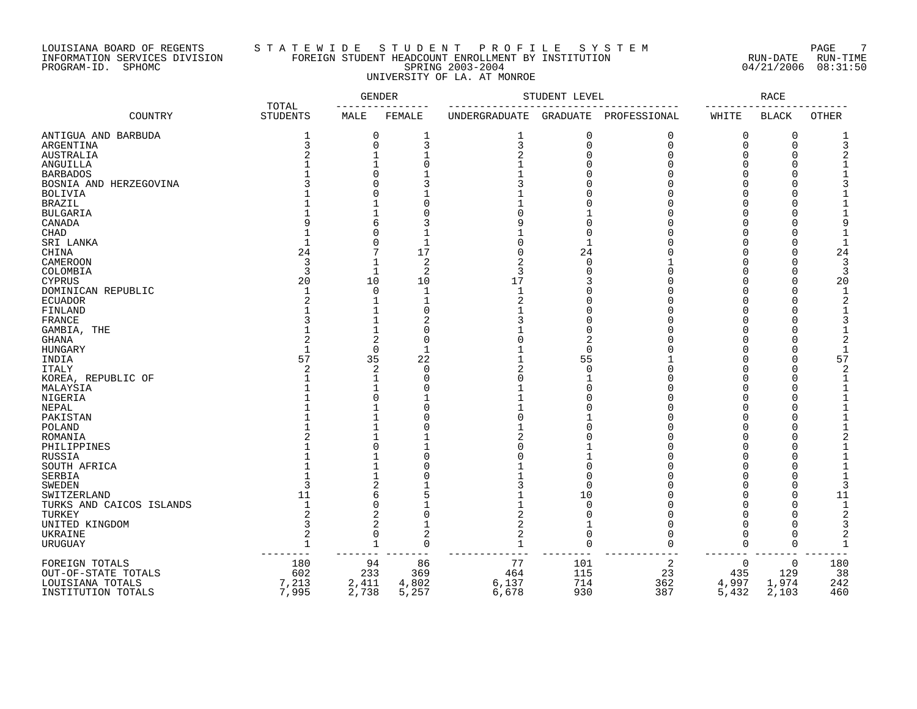LOUISIANA BOARD OF REGENTS
INFORMATION SERVICES DIVISION
PROGRAM-ID. SPHOMC

STATEWIDE STUDENT PROFILE SYSTEM
FOREIGN STUDENT HEADCOUNT ENROLLMENT BY INSTITUTION
SPRING 2003-2004
UNIVERSITY OF LA. AT MONROE

RUN-DATE 04/21/2006 RUN-TIME 08:31:50

| COUNTRY | TOTAL STUDENTS | GENDER | | STUDENT LEVEL | | | RACE | | |
|---|---|---|---|---|---|---|---|---|---|
| | | MALE | FEMALE | UNDERGRADUATE | GRADUATE | PROFESSIONAL | WHITE | BLACK | OTHER |
| ANTIGUA AND BARBUDA | 1 | 0 | 1 | 1 | 0 | 0 | 0 | 0 | 1 |
| ARGENTINA | 3 | 0 | 3 | 3 | 0 | 0 | 0 | 0 | 3 |
| AUSTRALIA | 2 | 1 | 1 | 2 | 0 | 0 | 0 | 0 | 2 |
| ANGUILLA | 1 | 1 | 0 | 1 | 0 | 0 | 0 | 0 | 1 |
| BARBADOS | 1 | 0 | 1 | 1 | 0 | 0 | 0 | 0 | 1 |
| BOSNIA AND HERZEGOVINA | 3 | 0 | 3 | 3 | 0 | 0 | 0 | 0 | 3 |
| BOLIVIA | 1 | 0 | 1 | 1 | 0 | 0 | 0 | 0 | 1 |
| BRAZIL | 1 | 1 | 0 | 1 | 0 | 0 | 0 | 0 | 1 |
| BULGARIA | 1 | 1 | 0 | 0 | 1 | 0 | 0 | 0 | 1 |
| CANADA | 9 | 6 | 3 | 9 | 0 | 0 | 0 | 0 | 9 |
| CHAD | 1 | 0 | 1 | 1 | 0 | 0 | 0 | 0 | 1 |
| SRI LANKA | 1 | 0 | 1 | 0 | 1 | 0 | 0 | 0 | 1 |
| CHINA | 24 | 7 | 17 | 0 | 24 | 0 | 0 | 0 | 24 |
| CAMEROON | 3 | 1 | 2 | 2 | 0 | 1 | 0 | 0 | 3 |
| COLOMBIA | 3 | 1 | 2 | 3 | 0 | 0 | 0 | 0 | 3 |
| CYPRUS | 20 | 10 | 10 | 17 | 3 | 0 | 0 | 0 | 20 |
| DOMINICAN REPUBLIC | 1 | 0 | 1 | 1 | 0 | 0 | 0 | 0 | 1 |
| ECUADOR | 2 | 1 | 1 | 2 | 0 | 0 | 0 | 0 | 2 |
| FINLAND | 1 | 1 | 0 | 1 | 0 | 0 | 0 | 0 | 1 |
| FRANCE | 3 | 1 | 2 | 3 | 0 | 0 | 0 | 0 | 3 |
| GAMBIA, THE | 1 | 1 | 0 | 1 | 0 | 0 | 0 | 0 | 1 |
| GHANA | 2 | 2 | 0 | 0 | 2 | 0 | 0 | 0 | 2 |
| HUNGARY | 1 | 0 | 1 | 1 | 0 | 0 | 0 | 0 | 1 |
| INDIA | 57 | 35 | 22 | 1 | 55 | 1 | 0 | 0 | 57 |
| ITALY | 2 | 2 | 0 | 2 | 0 | 0 | 0 | 0 | 2 |
| KOREA, REPUBLIC OF | 1 | 1 | 0 | 0 | 1 | 0 | 0 | 0 | 1 |
| MALAYSIA | 1 | 1 | 0 | 1 | 0 | 0 | 0 | 0 | 1 |
| NIGERIA | 1 | 0 | 1 | 1 | 0 | 0 | 0 | 0 | 1 |
| NEPAL | 1 | 1 | 0 | 1 | 0 | 0 | 0 | 0 | 1 |
| PAKISTAN | 1 | 1 | 0 | 0 | 1 | 0 | 0 | 0 | 1 |
| POLAND | 1 | 1 | 0 | 1 | 0 | 0 | 0 | 0 | 1 |
| ROMANIA | 2 | 1 | 1 | 2 | 0 | 0 | 0 | 0 | 2 |
| PHILIPPINES | 1 | 0 | 1 | 0 | 1 | 0 | 0 | 0 | 1 |
| RUSSIA | 1 | 1 | 0 | 0 | 1 | 0 | 0 | 0 | 1 |
| SOUTH AFRICA | 1 | 1 | 0 | 1 | 0 | 0 | 0 | 0 | 1 |
| SERBIA | 1 | 1 | 0 | 1 | 0 | 0 | 0 | 0 | 1 |
| SWEDEN | 3 | 2 | 1 | 3 | 0 | 0 | 0 | 0 | 3 |
| SWITZERLAND | 11 | 6 | 5 | 1 | 10 | 0 | 0 | 0 | 11 |
| TURKS AND CAICOS ISLANDS | 1 | 0 | 1 | 1 | 0 | 0 | 0 | 0 | 1 |
| TURKEY | 2 | 2 | 0 | 2 | 0 | 0 | 0 | 0 | 2 |
| UNITED KINGDOM | 3 | 2 | 1 | 2 | 1 | 0 | 0 | 0 | 3 |
| UKRAINE | 2 | 0 | 2 | 2 | 0 | 0 | 0 | 0 | 2 |
| URUGUAY | 1 | 1 | 0 | 1 | 0 | 0 | 0 | 0 | 1 |
| FOREIGN TOTALS | 180 | 94 | 86 | 77 | 101 | 2 | 0 | 0 | 180 |
| OUT-OF-STATE TOTALS | 602 | 233 | 369 | 464 | 115 | 23 | 435 | 129 | 38 |
| LOUISIANA TOTALS | 7,213 | 2,411 | 4,802 | 6,137 | 714 | 362 | 4,997 | 1,974 | 242 |
| INSTITUTION TOTALS | 7,995 | 2,738 | 5,257 | 6,678 | 930 | 387 | 5,432 | 2,103 | 460 |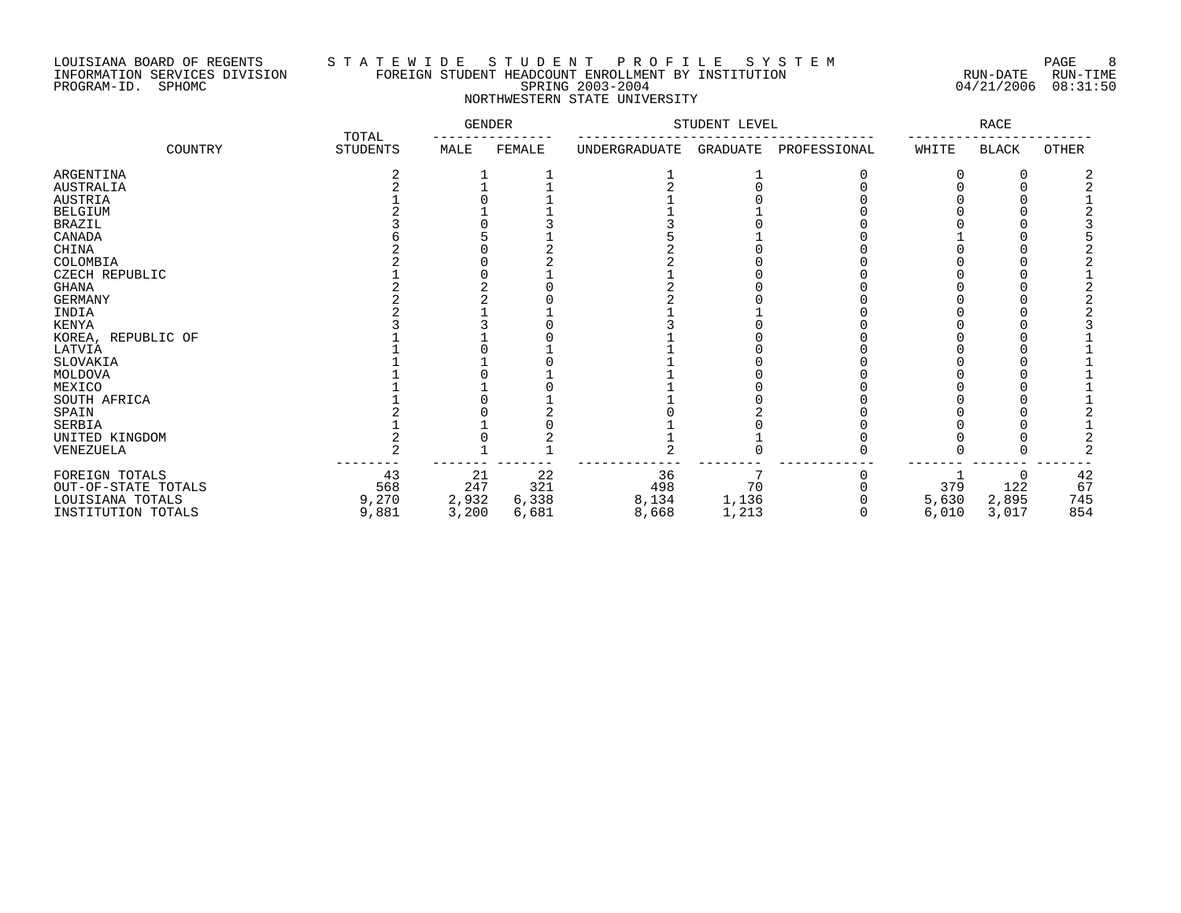LOUISIANA BOARD OF REGENTS
INFORMATION SERVICES DIVISION
PROGRAM-ID. SPHOMC

STATEWIDE STUDENT PROFILE SYSTEM
FOREIGN STUDENT HEADCOUNT ENROLLMENT BY INSTITUTION
SPRING 2003-2004
NORTHWESTERN STATE UNIVERSITY

RUN-DATE 04/21/2006 RUN-TIME 08:31:50

| COUNTRY | TOTAL STUDENTS | GENDER | | STUDENT LEVEL | | | RACE | | |
|---|---|---|---|---|---|---|---|---|---|
| | | MALE | FEMALE | UNDERGRADUATE | GRADUATE | PROFESSIONAL | WHITE | BLACK | OTHER |
| ARGENTINA | 2 | 1 | 1 | 1 | 1 | 0 | 0 | 0 | 2 |
| AUSTRALIA | 2 | 1 | 1 | 2 | 0 | 0 | 0 | 0 | 2 |
| AUSTRIA | 1 | 0 | 1 | 1 | 0 | 0 | 0 | 0 | 1 |
| BELGIUM | 2 | 1 | 1 | 1 | 1 | 0 | 0 | 0 | 2 |
| BRAZIL | 3 | 0 | 3 | 3 | 0 | 0 | 0 | 0 | 3 |
| CANADA | 6 | 5 | 1 | 5 | 1 | 0 | 1 | 0 | 5 |
| CHINA | 2 | 0 | 2 | 2 | 0 | 0 | 0 | 0 | 2 |
| COLOMBIA | 2 | 0 | 2 | 2 | 0 | 0 | 0 | 0 | 2 |
| CZECH REPUBLIC | 1 | 0 | 1 | 1 | 0 | 0 | 0 | 0 | 1 |
| GHANA | 2 | 2 | 0 | 2 | 0 | 0 | 0 | 0 | 2 |
| GERMANY | 2 | 2 | 0 | 2 | 0 | 0 | 0 | 0 | 2 |
| INDIA | 2 | 1 | 1 | 1 | 1 | 0 | 0 | 0 | 2 |
| KENYA | 3 | 3 | 0 | 3 | 0 | 0 | 0 | 0 | 3 |
| KOREA, REPUBLIC OF | 1 | 1 | 0 | 1 | 0 | 0 | 0 | 0 | 1 |
| LATVIA | 1 | 0 | 1 | 1 | 0 | 0 | 0 | 0 | 1 |
| SLOVAKIA | 1 | 1 | 0 | 1 | 0 | 0 | 0 | 0 | 1 |
| MOLDOVA | 1 | 0 | 1 | 1 | 0 | 0 | 0 | 0 | 1 |
| MEXICO | 1 | 1 | 0 | 1 | 0 | 0 | 0 | 0 | 1 |
| SOUTH AFRICA | 1 | 0 | 1 | 1 | 0 | 0 | 0 | 0 | 1 |
| SPAIN | 2 | 0 | 2 | 0 | 2 | 0 | 0 | 0 | 2 |
| SERBIA | 1 | 1 | 0 | 1 | 0 | 0 | 0 | 0 | 1 |
| UNITED KINGDOM | 2 | 0 | 2 | 1 | 1 | 0 | 0 | 0 | 2 |
| VENEZUELA | 2 | 1 | 1 | 2 | 0 | 0 | 0 | 0 | 2 |
| FOREIGN TOTALS | 43 | 21 | 22 | 36 | 7 | 0 | 1 | 0 | 42 |
| OUT-OF-STATE TOTALS | 568 | 247 | 321 | 498 | 70 | 0 | 379 | 122 | 67 |
| LOUISIANA TOTALS | 9,270 | 2,932 | 6,338 | 8,134 | 1,136 | 0 | 5,630 | 2,895 | 745 |
| INSTITUTION TOTALS | 9,881 | 3,200 | 6,681 | 8,668 | 1,213 | 0 | 6,010 | 3,017 | 854 |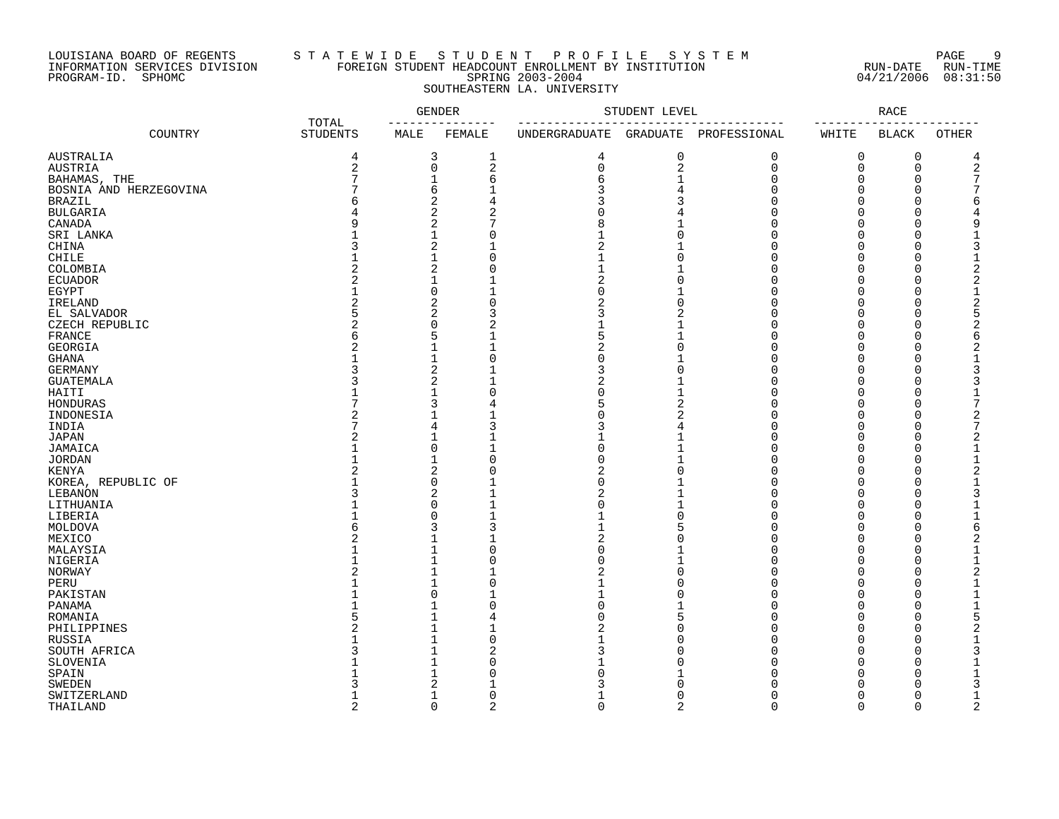LOUISIANA BOARD OF REGENTS — STATEWIDE STUDENT PROFILE SYSTEM
INFORMATION SERVICES DIVISION — FOREIGN STUDENT HEADCOUNT ENROLLMENT BY INSTITUTION
PROGRAM-ID. SPHOMC — SPRING 2003-2004 — RUN-DATE 04/21/2006 RUN-TIME 08:31:50

SOUTHEASTERN LA. UNIVERSITY

| COUNTRY | TOTAL STUDENTS | GENDER | | STUDENT LEVEL | | | RACE | | |
|---|---|---|---|---|---|---|---|---|---|
| | | MALE | FEMALE | UNDERGRADUATE | GRADUATE | PROFESSIONAL | WHITE | BLACK | OTHER |
| AUSTRALIA | 4 | 3 | 1 | 4 | 0 | 0 | 0 | 0 | 4 |
| AUSTRIA | 2 | 0 | 2 | 0 | 2 | 0 | 0 | 0 | 2 |
| BAHAMAS, THE | 7 | 1 | 6 | 6 | 1 | 0 | 0 | 0 | 7 |
| BOSNIA AND HERZEGOVINA | 7 | 6 | 1 | 3 | 4 | 0 | 0 | 0 | 7 |
| BRAZIL | 6 | 2 | 4 | 3 | 3 | 0 | 0 | 0 | 6 |
| BULGARIA | 4 | 2 | 2 | 0 | 4 | 0 | 0 | 0 | 4 |
| CANADA | 9 | 2 | 7 | 8 | 1 | 0 | 0 | 0 | 9 |
| SRI LANKA | 1 | 1 | 0 | 1 | 0 | 0 | 0 | 0 | 1 |
| CHINA | 3 | 2 | 1 | 2 | 1 | 0 | 0 | 0 | 3 |
| CHILE | 1 | 1 | 0 | 1 | 0 | 0 | 0 | 0 | 1 |
| COLOMBIA | 2 | 2 | 0 | 1 | 1 | 0 | 0 | 0 | 2 |
| ECUADOR | 2 | 1 | 1 | 2 | 0 | 0 | 0 | 0 | 2 |
| EGYPT | 1 | 0 | 1 | 0 | 1 | 0 | 0 | 0 | 1 |
| IRELAND | 2 | 2 | 0 | 2 | 0 | 0 | 0 | 0 | 2 |
| EL SALVADOR | 5 | 2 | 3 | 3 | 2 | 0 | 0 | 0 | 5 |
| CZECH REPUBLIC | 2 | 0 | 2 | 1 | 1 | 0 | 0 | 0 | 2 |
| FRANCE | 6 | 5 | 1 | 5 | 1 | 0 | 0 | 0 | 6 |
| GEORGIA | 2 | 1 | 1 | 2 | 0 | 0 | 0 | 0 | 2 |
| GHANA | 1 | 1 | 0 | 0 | 1 | 0 | 0 | 0 | 1 |
| GERMANY | 3 | 2 | 1 | 3 | 0 | 0 | 0 | 0 | 3 |
| GUATEMALA | 3 | 2 | 1 | 2 | 1 | 0 | 0 | 0 | 3 |
| HAITI | 1 | 1 | 0 | 0 | 1 | 0 | 0 | 0 | 1 |
| HONDURAS | 7 | 3 | 4 | 5 | 2 | 0 | 0 | 0 | 7 |
| INDONESIA | 2 | 1 | 1 | 0 | 2 | 0 | 0 | 0 | 2 |
| INDIA | 7 | 4 | 3 | 3 | 4 | 0 | 0 | 0 | 7 |
| JAPAN | 2 | 1 | 1 | 1 | 1 | 0 | 0 | 0 | 2 |
| JAMAICA | 1 | 0 | 1 | 0 | 1 | 0 | 0 | 0 | 1 |
| JORDAN | 1 | 1 | 0 | 0 | 1 | 0 | 0 | 0 | 1 |
| KENYA | 2 | 2 | 0 | 2 | 0 | 0 | 0 | 0 | 2 |
| KOREA, REPUBLIC OF | 1 | 0 | 1 | 0 | 1 | 0 | 0 | 0 | 1 |
| LEBANON | 3 | 2 | 1 | 2 | 1 | 0 | 0 | 0 | 3 |
| LITHUANIA | 1 | 0 | 1 | 0 | 1 | 0 | 0 | 0 | 1 |
| LIBERIA | 1 | 0 | 1 | 1 | 0 | 0 | 0 | 0 | 1 |
| MOLDOVA | 6 | 3 | 3 | 1 | 5 | 0 | 0 | 0 | 6 |
| MEXICO | 2 | 1 | 1 | 2 | 0 | 0 | 0 | 0 | 2 |
| MALAYSIA | 1 | 1 | 0 | 0 | 1 | 0 | 0 | 0 | 1 |
| NIGERIA | 1 | 1 | 0 | 0 | 1 | 0 | 0 | 0 | 1 |
| NORWAY | 2 | 1 | 1 | 2 | 0 | 0 | 0 | 0 | 2 |
| PERU | 1 | 1 | 0 | 1 | 0 | 0 | 0 | 0 | 1 |
| PAKISTAN | 1 | 0 | 1 | 1 | 0 | 0 | 0 | 0 | 1 |
| PANAMA | 1 | 1 | 0 | 0 | 1 | 0 | 0 | 0 | 1 |
| ROMANIA | 5 | 1 | 4 | 0 | 5 | 0 | 0 | 0 | 5 |
| PHILIPPINES | 2 | 1 | 1 | 2 | 0 | 0 | 0 | 0 | 2 |
| RUSSIA | 1 | 1 | 0 | 1 | 0 | 0 | 0 | 0 | 1 |
| SOUTH AFRICA | 3 | 1 | 2 | 3 | 0 | 0 | 0 | 0 | 3 |
| SLOVENIA | 1 | 1 | 0 | 1 | 0 | 0 | 0 | 0 | 1 |
| SPAIN | 1 | 1 | 0 | 0 | 1 | 0 | 0 | 0 | 1 |
| SWEDEN | 3 | 2 | 1 | 3 | 0 | 0 | 0 | 0 | 3 |
| SWITZERLAND | 1 | 1 | 0 | 1 | 0 | 0 | 0 | 0 | 1 |
| THAILAND | 2 | 0 | 2 | 0 | 2 | 0 | 0 | 0 | 2 |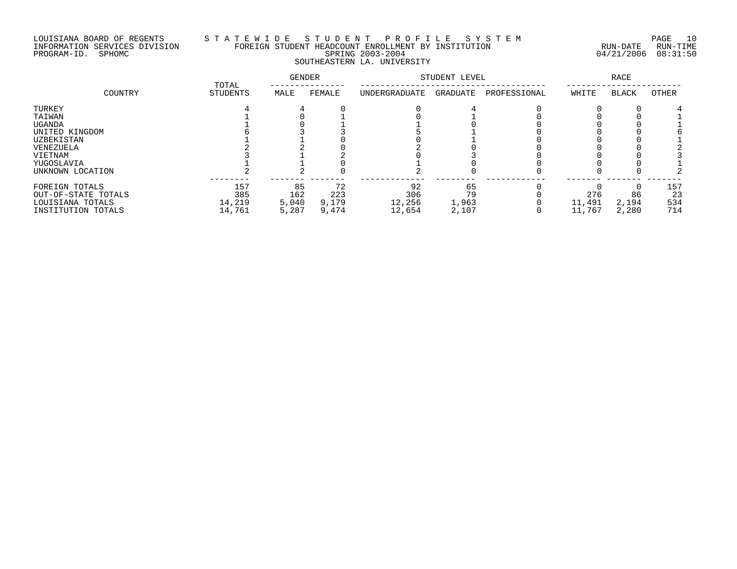LOUISIANA BOARD OF REGENTS
INFORMATION SERVICES DIVISION
PROGRAM-ID. SPHOMC

STATEWIDE STUDENT PROFILE SYSTEM
FOREIGN STUDENT HEADCOUNT ENROLLMENT BY INSTITUTION
SPRING 2003-2004
SOUTHEASTERN LA. UNIVERSITY

RUN-DATE 04/21/2006 RUN-TIME 08:31:50

| COUNTRY | TOTAL STUDENTS | GENDER | | STUDENT LEVEL | | | RACE | | |
|---|---|---|---|---|---|---|---|---|---|
| | | MALE | FEMALE | UNDERGRADUATE | GRADUATE | PROFESSIONAL | WHITE | BLACK | OTHER |
| TURKEY | 4 | 4 | 0 | 0 | 4 | 0 | 0 | 0 | 4 |
| TAIWAN | 1 | 0 | 1 | 0 | 1 | 0 | 0 | 0 | 1 |
| UGANDA | 1 | 0 | 1 | 1 | 0 | 0 | 0 | 0 | 1 |
| UNITED KINGDOM | 6 | 3 | 3 | 5 | 1 | 0 | 0 | 0 | 6 |
| UZBEKISTAN | 1 | 1 | 0 | 0 | 1 | 0 | 0 | 0 | 1 |
| VENEZUELA | 2 | 2 | 0 | 2 | 0 | 0 | 0 | 0 | 2 |
| VIETNAM | 3 | 1 | 2 | 0 | 3 | 0 | 0 | 0 | 3 |
| YUGOSLAVIA | 1 | 1 | 0 | 1 | 0 | 0 | 0 | 0 | 1 |
| UNKNOWN LOCATION | 2 | 2 | 0 | 2 | 0 | 0 | 0 | 0 | 2 |
| FOREIGN TOTALS | 157 | 85 | 72 | 92 | 65 | 0 | 0 | 0 | 157 |
| OUT-OF-STATE TOTALS | 385 | 162 | 223 | 306 | 79 | 0 | 276 | 86 | 23 |
| LOUISIANA TOTALS | 14,219 | 5,040 | 9,179 | 12,256 | 1,963 | 0 | 11,491 | 2,194 | 534 |
| INSTITUTION TOTALS | 14,761 | 5,287 | 9,474 | 12,654 | 2,107 | 0 | 11,767 | 2,280 | 714 |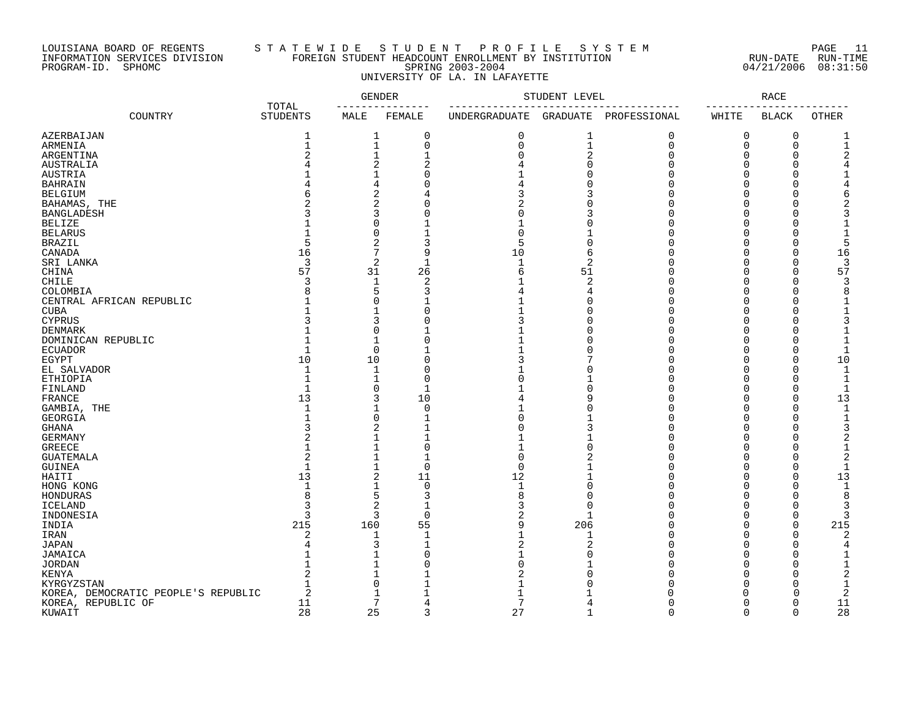LOUISIANA BOARD OF REGENTS — STATEWIDE STUDENT PROFILE SYSTEM
INFORMATION SERVICES DIVISION — FOREIGN STUDENT HEADCOUNT ENROLLMENT BY INSTITUTION — RUN-DATE 04/21/2006 RUN-TIME 08:31:50
PROGRAM-ID. SPHOMC — SPRING 2003-2004

## UNIVERSITY OF LA. IN LAFAYETTE

| COUNTRY | TOTAL STUDENTS | GENDER | | STUDENT LEVEL | | | RACE | | |
|---|---|---|---|---|---|---|---|---|---|
| | | MALE | FEMALE | UNDERGRADUATE | GRADUATE | PROFESSIONAL | WHITE | BLACK | OTHER |
| AZERBAIJAN | 1 | 1 | 0 | 0 | 1 | 0 | 0 | 0 | 1 |
| ARMENIA | 1 | 1 | 0 | 0 | 1 | 0 | 0 | 0 | 1 |
| ARGENTINA | 2 | 1 | 1 | 0 | 2 | 0 | 0 | 0 | 2 |
| AUSTRALIA | 4 | 2 | 2 | 4 | 0 | 0 | 0 | 0 | 4 |
| AUSTRIA | 1 | 1 | 0 | 1 | 0 | 0 | 0 | 0 | 1 |
| BAHRAIN | 4 | 4 | 0 | 4 | 0 | 0 | 0 | 0 | 4 |
| BELGIUM | 6 | 2 | 4 | 3 | 3 | 0 | 0 | 0 | 6 |
| BAHAMAS, THE | 2 | 2 | 0 | 2 | 0 | 0 | 0 | 0 | 2 |
| BANGLADESH | 3 | 3 | 0 | 0 | 3 | 0 | 0 | 0 | 3 |
| BELIZE | 1 | 0 | 1 | 1 | 0 | 0 | 0 | 0 | 1 |
| BELARUS | 1 | 0 | 1 | 0 | 1 | 0 | 0 | 0 | 1 |
| BRAZIL | 5 | 2 | 3 | 5 | 0 | 0 | 0 | 0 | 5 |
| CANADA | 16 | 7 | 9 | 10 | 6 | 0 | 0 | 0 | 16 |
| SRI LANKA | 3 | 2 | 1 | 1 | 2 | 0 | 0 | 0 | 3 |
| CHINA | 57 | 31 | 26 | 6 | 51 | 0 | 0 | 0 | 57 |
| CHILE | 3 | 1 | 2 | 1 | 2 | 0 | 0 | 0 | 3 |
| COLOMBIA | 8 | 5 | 3 | 4 | 4 | 0 | 0 | 0 | 8 |
| CENTRAL AFRICAN REPUBLIC | 1 | 0 | 1 | 1 | 0 | 0 | 0 | 0 | 1 |
| CUBA | 1 | 1 | 0 | 1 | 0 | 0 | 0 | 0 | 1 |
| CYPRUS | 3 | 3 | 0 | 3 | 0 | 0 | 0 | 0 | 3 |
| DENMARK | 1 | 0 | 1 | 1 | 0 | 0 | 0 | 0 | 1 |
| DOMINICAN REPUBLIC | 1 | 1 | 0 | 1 | 0 | 0 | 0 | 0 | 1 |
| ECUADOR | 1 | 0 | 1 | 1 | 0 | 0 | 0 | 0 | 1 |
| EGYPT | 10 | 10 | 0 | 3 | 7 | 0 | 0 | 0 | 10 |
| EL SALVADOR | 1 | 1 | 0 | 1 | 0 | 0 | 0 | 0 | 1 |
| ETHIOPIA | 1 | 1 | 0 | 0 | 1 | 0 | 0 | 0 | 1 |
| FINLAND | 1 | 0 | 1 | 1 | 0 | 0 | 0 | 0 | 1 |
| FRANCE | 13 | 3 | 10 | 4 | 9 | 0 | 0 | 0 | 13 |
| GAMBIA, THE | 1 | 1 | 0 | 1 | 0 | 0 | 0 | 0 | 1 |
| GEORGIA | 1 | 0 | 1 | 0 | 1 | 0 | 0 | 0 | 1 |
| GHANA | 3 | 2 | 1 | 0 | 3 | 0 | 0 | 0 | 3 |
| GERMANY | 2 | 1 | 1 | 1 | 1 | 0 | 0 | 0 | 2 |
| GREECE | 1 | 1 | 0 | 1 | 0 | 0 | 0 | 0 | 1 |
| GUATEMALA | 2 | 1 | 1 | 0 | 2 | 0 | 0 | 0 | 2 |
| GUINEA | 1 | 1 | 0 | 0 | 1 | 0 | 0 | 0 | 1 |
| HAITI | 13 | 2 | 11 | 12 | 1 | 0 | 0 | 0 | 13 |
| HONG KONG | 1 | 1 | 0 | 1 | 0 | 0 | 0 | 0 | 1 |
| HONDURAS | 8 | 5 | 3 | 8 | 0 | 0 | 0 | 0 | 8 |
| ICELAND | 3 | 2 | 1 | 3 | 0 | 0 | 0 | 0 | 3 |
| INDONESIA | 3 | 3 | 0 | 2 | 1 | 0 | 0 | 0 | 3 |
| INDIA | 215 | 160 | 55 | 9 | 206 | 0 | 0 | 0 | 215 |
| IRAN | 2 | 1 | 1 | 1 | 1 | 0 | 0 | 0 | 2 |
| JAPAN | 4 | 3 | 1 | 2 | 2 | 0 | 0 | 0 | 4 |
| JAMAICA | 1 | 1 | 0 | 1 | 0 | 0 | 0 | 0 | 1 |
| JORDAN | 1 | 1 | 0 | 0 | 1 | 0 | 0 | 0 | 1 |
| KENYA | 2 | 1 | 1 | 2 | 0 | 0 | 0 | 0 | 2 |
| KYRGYZSTAN | 1 | 0 | 1 | 1 | 0 | 0 | 0 | 0 | 1 |
| KOREA, DEMOCRATIC PEOPLE'S REPUBLIC | 2 | 1 | 1 | 1 | 1 | 0 | 0 | 0 | 2 |
| KOREA, REPUBLIC OF | 11 | 7 | 4 | 7 | 4 | 0 | 0 | 0 | 11 |
| KUWAIT | 28 | 25 | 3 | 27 | 1 | 0 | 0 | 0 | 28 |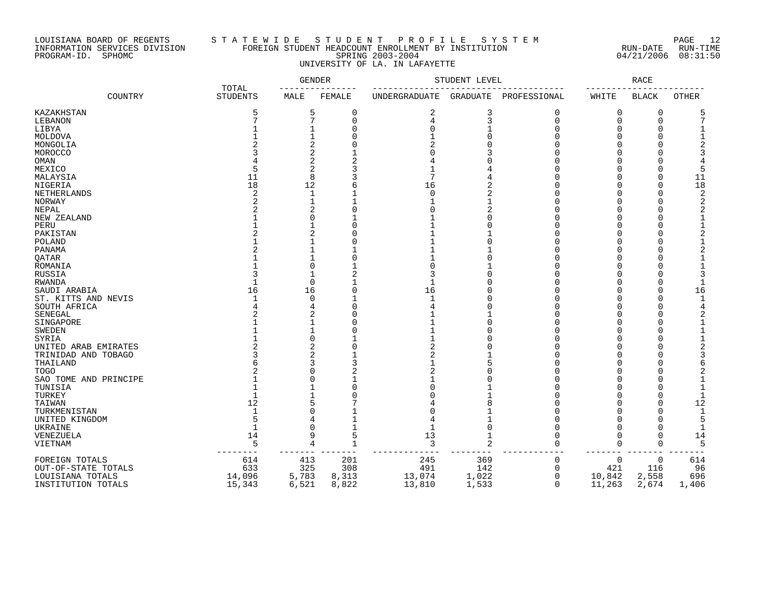LOUISIANA BOARD OF REGENTS — STATEWIDE STUDENT PROFILE SYSTEM
INFORMATION SERVICES DIVISION — FOREIGN STUDENT HEADCOUNT ENROLLMENT BY INSTITUTION
PROGRAM-ID. SPHOMC — SPRING 2003-2004 — RUN-DATE 04/21/2006 RUN-TIME 08:31:50

UNIVERSITY OF LA. IN LAFAYETTE

| COUNTRY | TOTAL STUDENTS | GENDER | | STUDENT LEVEL | | | RACE | | |
|---|---|---|---|---|---|---|---|---|---|
| | | MALE | FEMALE | UNDERGRADUATE | GRADUATE | PROFESSIONAL | WHITE | BLACK | OTHER |
| KAZAKHSTAN | 5 | 5 | 0 | 2 | 3 | 0 | 0 | 0 | 5 |
| LEBANON | 7 | 7 | 0 | 4 | 3 | 0 | 0 | 0 | 7 |
| LIBYA | 1 | 1 | 0 | 0 | 1 | 0 | 0 | 0 | 1 |
| MOLDOVA | 1 | 1 | 0 | 1 | 0 | 0 | 0 | 0 | 1 |
| MONGOLIA | 2 | 2 | 0 | 2 | 0 | 0 | 0 | 0 | 2 |
| MOROCCO | 3 | 2 | 1 | 0 | 3 | 0 | 0 | 0 | 3 |
| OMAN | 4 | 2 | 2 | 4 | 0 | 0 | 0 | 0 | 4 |
| MEXICO | 5 | 2 | 3 | 1 | 4 | 0 | 0 | 0 | 5 |
| MALAYSIA | 11 | 8 | 3 | 7 | 4 | 0 | 0 | 0 | 11 |
| NIGERIA | 18 | 12 | 6 | 16 | 2 | 0 | 0 | 0 | 18 |
| NETHERLANDS | 2 | 1 | 1 | 0 | 2 | 0 | 0 | 0 | 2 |
| NORWAY | 2 | 1 | 1 | 1 | 1 | 0 | 0 | 0 | 2 |
| NEPAL | 2 | 2 | 0 | 0 | 2 | 0 | 0 | 0 | 2 |
| NEW ZEALAND | 1 | 0 | 1 | 1 | 0 | 0 | 0 | 0 | 1 |
| PERU | 1 | 1 | 0 | 1 | 0 | 0 | 0 | 0 | 1 |
| PAKISTAN | 2 | 2 | 0 | 1 | 1 | 0 | 0 | 0 | 2 |
| POLAND | 1 | 1 | 0 | 1 | 0 | 0 | 0 | 0 | 1 |
| PANAMA | 2 | 1 | 1 | 1 | 1 | 0 | 0 | 0 | 2 |
| QATAR | 1 | 1 | 0 | 1 | 0 | 0 | 0 | 0 | 1 |
| ROMANIA | 1 | 0 | 1 | 0 | 1 | 0 | 0 | 0 | 1 |
| RUSSIA | 3 | 1 | 2 | 3 | 0 | 0 | 0 | 0 | 3 |
| RWANDA | 1 | 0 | 1 | 1 | 0 | 0 | 0 | 0 | 1 |
| SAUDI ARABIA | 16 | 16 | 0 | 16 | 0 | 0 | 0 | 0 | 16 |
| ST. KITTS AND NEVIS | 1 | 0 | 1 | 1 | 0 | 0 | 0 | 0 | 1 |
| SOUTH AFRICA | 4 | 4 | 0 | 4 | 0 | 0 | 0 | 0 | 4 |
| SENEGAL | 2 | 2 | 0 | 1 | 1 | 0 | 0 | 0 | 2 |
| SINGAPORE | 1 | 1 | 0 | 1 | 0 | 0 | 0 | 0 | 1 |
| SWEDEN | 1 | 1 | 0 | 1 | 0 | 0 | 0 | 0 | 1 |
| SYRIA | 1 | 0 | 1 | 1 | 0 | 0 | 0 | 0 | 1 |
| UNITED ARAB EMIRATES | 2 | 2 | 0 | 2 | 0 | 0 | 0 | 0 | 2 |
| TRINIDAD AND TOBAGO | 3 | 2 | 1 | 2 | 1 | 0 | 0 | 0 | 3 |
| THAILAND | 6 | 3 | 3 | 1 | 5 | 0 | 0 | 0 | 6 |
| TOGO | 2 | 0 | 2 | 2 | 0 | 0 | 0 | 0 | 2 |
| SAO TOME AND PRINCIPE | 1 | 0 | 1 | 1 | 0 | 0 | 0 | 0 | 1 |
| TUNISIA | 1 | 1 | 0 | 0 | 1 | 0 | 0 | 0 | 1 |
| TURKEY | 1 | 1 | 0 | 0 | 1 | 0 | 0 | 0 | 1 |
| TAIWAN | 12 | 5 | 7 | 4 | 8 | 0 | 0 | 0 | 12 |
| TURKMENISTAN | 1 | 0 | 1 | 0 | 1 | 0 | 0 | 0 | 1 |
| UNITED KINGDOM | 5 | 4 | 1 | 4 | 1 | 0 | 0 | 0 | 5 |
| UKRAINE | 1 | 0 | 1 | 1 | 0 | 0 | 0 | 0 | 1 |
| VENEZUELA | 14 | 9 | 5 | 13 | 1 | 0 | 0 | 0 | 14 |
| VIETNAM | 5 | 4 | 1 | 3 | 2 | 0 | 0 | 0 | 5 |
| FOREIGN TOTALS | 614 | 413 | 201 | 245 | 369 | 0 | 0 | 0 | 614 |
| OUT-OF-STATE TOTALS | 633 | 325 | 308 | 491 | 142 | 0 | 421 | 116 | 96 |
| LOUISIANA TOTALS | 14,096 | 5,783 | 8,313 | 13,074 | 1,022 | 0 | 10,842 | 2,558 | 696 |
| INSTITUTION TOTALS | 15,343 | 6,521 | 8,822 | 13,810 | 1,533 | 0 | 11,263 | 2,674 | 1,406 |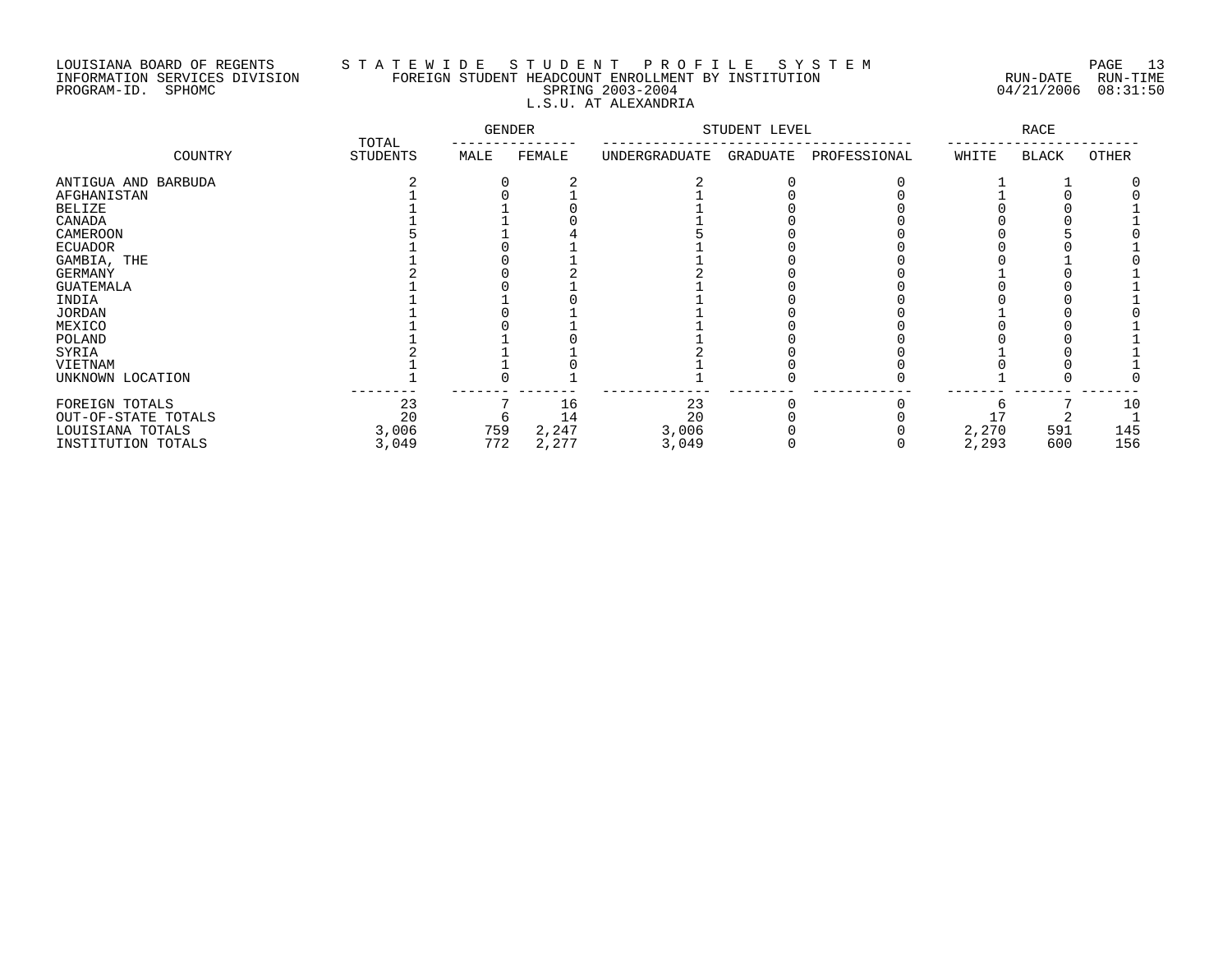LOUISIANA BOARD OF REGENTS
INFORMATION SERVICES DIVISION
PROGRAM-ID. SPHOMC

# S T A T E W I D E   S T U D E N T   P R O F I L E   S Y S T E M

## FOREIGN STUDENT HEADCOUNT ENROLLMENT BY INSTITUTION
## SPRING 2003-2004
## L.S.U. AT ALEXANDRIA

RUN-DATE 04/21/2006 RUN-TIME 08:31:50

| COUNTRY | TOTAL STUDENTS | GENDER | | STUDENT LEVEL | | | RACE | | |
|---|---|---|---|---|---|---|---|---|---|
| | | MALE | FEMALE | UNDERGRADUATE | GRADUATE | PROFESSIONAL | WHITE | BLACK | OTHER |
| ANTIGUA AND BARBUDA | 2 | 0 | 2 | 2 | 0 | 0 | 1 | 1 | 0 |
| AFGHANISTAN | 1 | 0 | 1 | 1 | 0 | 0 | 1 | 0 | 0 |
| BELIZE | 1 | 1 | 0 | 1 | 0 | 0 | 0 | 0 | 1 |
| CANADA | 1 | 1 | 0 | 1 | 0 | 0 | 0 | 0 | 1 |
| CAMEROON | 5 | 1 | 4 | 5 | 0 | 0 | 0 | 5 | 0 |
| ECUADOR | 1 | 0 | 1 | 1 | 0 | 0 | 0 | 0 | 1 |
| GAMBIA, THE | 1 | 0 | 1 | 1 | 0 | 0 | 0 | 1 | 0 |
| GERMANY | 2 | 0 | 2 | 2 | 0 | 0 | 1 | 0 | 1 |
| GUATEMALA | 1 | 0 | 1 | 1 | 0 | 0 | 0 | 0 | 1 |
| INDIA | 1 | 1 | 0 | 1 | 0 | 0 | 0 | 0 | 1 |
| JORDAN | 1 | 0 | 1 | 1 | 0 | 0 | 1 | 0 | 0 |
| MEXICO | 1 | 0 | 1 | 1 | 0 | 0 | 0 | 0 | 1 |
| POLAND | 1 | 1 | 0 | 1 | 0 | 0 | 0 | 0 | 1 |
| SYRIA | 2 | 1 | 1 | 2 | 0 | 0 | 1 | 0 | 1 |
| VIETNAM | 1 | 1 | 0 | 1 | 0 | 0 | 0 | 0 | 1 |
| UNKNOWN LOCATION | 1 | 0 | 1 | 1 | 0 | 0 | 1 | 0 | 0 |
| FOREIGN TOTALS | 23 | 7 | 16 | 23 | 0 | 0 | 6 | 7 | 10 |
| OUT-OF-STATE TOTALS | 20 | 6 | 14 | 20 | 0 | 0 | 17 | 2 | 1 |
| LOUISIANA TOTALS | 3,006 | 759 | 2,247 | 3,006 | 0 | 0 | 2,270 | 591 | 145 |
| INSTITUTION TOTALS | 3,049 | 772 | 2,277 | 3,049 | 0 | 0 | 2,293 | 600 | 156 |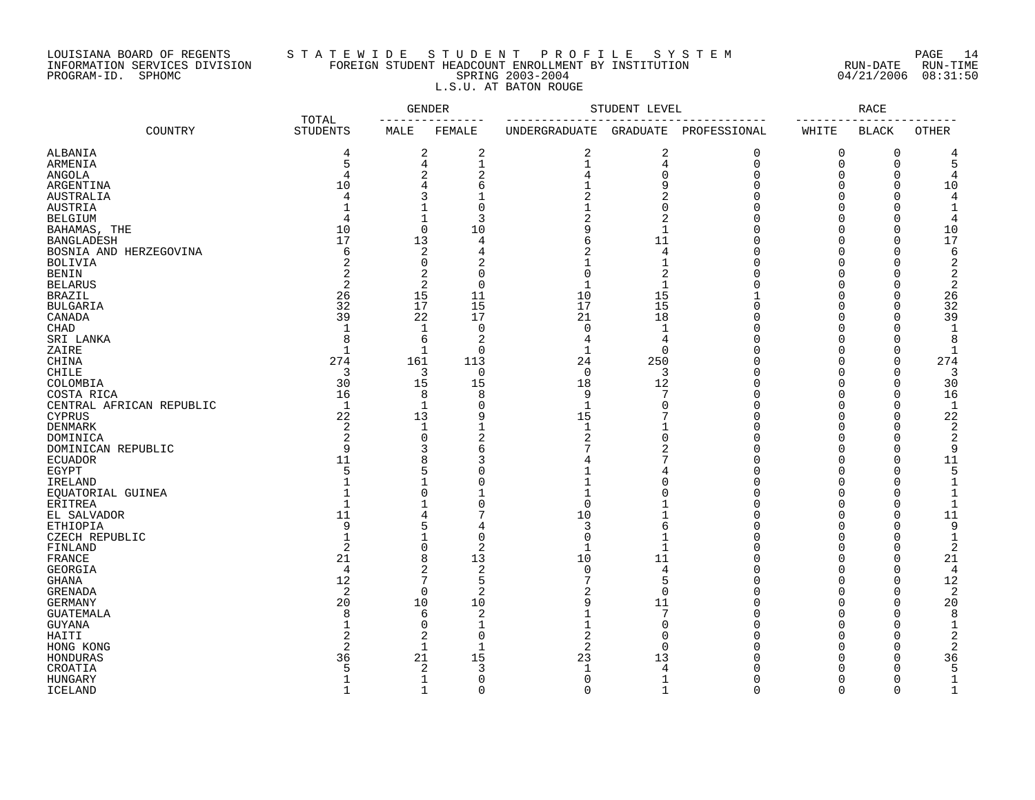LOUISIANA BOARD OF REGENTS — STATEWIDE STUDENT PROFILE SYSTEM
INFORMATION SERVICES DIVISION — FOREIGN STUDENT HEADCOUNT ENROLLMENT BY INSTITUTION
PROGRAM-ID. SPHOMC — SPRING 2003-2004 — RUN-DATE 04/21/2006 RUN-TIME 08:31:50

L.S.U. AT BATON ROUGE

| COUNTRY | TOTAL STUDENTS | GENDER | | STUDENT LEVEL | | | RACE | | |
|---|---|---|---|---|---|---|---|---|---|
| | | MALE | FEMALE | UNDERGRADUATE | GRADUATE | PROFESSIONAL | WHITE | BLACK | OTHER |
| ALBANIA | 4 | 2 | 2 | 2 | 2 | 0 | 0 | 0 | 4 |
| ARMENIA | 5 | 4 | 1 | 1 | 4 | 0 | 0 | 0 | 5 |
| ANGOLA | 4 | 2 | 2 | 4 | 0 | 0 | 0 | 0 | 4 |
| ARGENTINA | 10 | 4 | 6 | 1 | 9 | 0 | 0 | 0 | 10 |
| AUSTRALIA | 4 | 3 | 1 | 2 | 2 | 0 | 0 | 0 | 4 |
| AUSTRIA | 1 | 1 | 0 | 1 | 0 | 0 | 0 | 0 | 1 |
| BELGIUM | 4 | 1 | 3 | 2 | 2 | 0 | 0 | 0 | 4 |
| BAHAMAS, THE | 10 | 0 | 10 | 9 | 1 | 0 | 0 | 0 | 10 |
| BANGLADESH | 17 | 13 | 4 | 6 | 11 | 0 | 0 | 0 | 17 |
| BOSNIA AND HERZEGOVINA | 6 | 2 | 4 | 2 | 4 | 0 | 0 | 0 | 6 |
| BOLIVIA | 2 | 0 | 2 | 1 | 1 | 0 | 0 | 0 | 2 |
| BENIN | 2 | 2 | 0 | 0 | 2 | 0 | 0 | 0 | 2 |
| BELARUS | 2 | 2 | 0 | 1 | 1 | 0 | 0 | 0 | 2 |
| BRAZIL | 26 | 15 | 11 | 10 | 15 | 1 | 0 | 0 | 26 |
| BULGARIA | 32 | 17 | 15 | 17 | 15 | 0 | 0 | 0 | 32 |
| CANADA | 39 | 22 | 17 | 21 | 18 | 0 | 0 | 0 | 39 |
| CHAD | 1 | 1 | 0 | 0 | 1 | 0 | 0 | 0 | 1 |
| SRI LANKA | 8 | 6 | 2 | 4 | 4 | 0 | 0 | 0 | 8 |
| ZAIRE | 1 | 1 | 0 | 1 | 0 | 0 | 0 | 0 | 1 |
| CHINA | 274 | 161 | 113 | 24 | 250 | 0 | 0 | 0 | 274 |
| CHILE | 3 | 3 | 0 | 0 | 3 | 0 | 0 | 0 | 3 |
| COLOMBIA | 30 | 15 | 15 | 18 | 12 | 0 | 0 | 0 | 30 |
| COSTA RICA | 16 | 8 | 8 | 9 | 7 | 0 | 0 | 0 | 16 |
| CENTRAL AFRICAN REPUBLIC | 1 | 1 | 0 | 1 | 0 | 0 | 0 | 0 | 1 |
| CYPRUS | 22 | 13 | 9 | 15 | 7 | 0 | 0 | 0 | 22 |
| DENMARK | 2 | 1 | 1 | 1 | 1 | 0 | 0 | 0 | 2 |
| DOMINICA | 2 | 0 | 2 | 2 | 0 | 0 | 0 | 0 | 2 |
| DOMINICAN REPUBLIC | 9 | 3 | 6 | 7 | 2 | 0 | 0 | 0 | 9 |
| ECUADOR | 11 | 8 | 3 | 4 | 7 | 0 | 0 | 0 | 11 |
| EGYPT | 5 | 5 | 0 | 1 | 4 | 0 | 0 | 0 | 5 |
| IRELAND | 1 | 1 | 0 | 1 | 0 | 0 | 0 | 0 | 1 |
| EQUATORIAL GUINEA | 1 | 0 | 1 | 1 | 0 | 0 | 0 | 0 | 1 |
| ERITREA | 1 | 1 | 0 | 0 | 1 | 0 | 0 | 0 | 1 |
| EL SALVADOR | 11 | 4 | 7 | 10 | 1 | 0 | 0 | 0 | 11 |
| ETHIOPIA | 9 | 5 | 4 | 3 | 6 | 0 | 0 | 0 | 9 |
| CZECH REPUBLIC | 1 | 1 | 0 | 0 | 1 | 0 | 0 | 0 | 1 |
| FINLAND | 2 | 0 | 2 | 1 | 1 | 0 | 0 | 0 | 2 |
| FRANCE | 21 | 8 | 13 | 10 | 11 | 0 | 0 | 0 | 21 |
| GEORGIA | 4 | 2 | 2 | 0 | 4 | 0 | 0 | 0 | 4 |
| GHANA | 12 | 7 | 5 | 7 | 5 | 0 | 0 | 0 | 12 |
| GRENADA | 2 | 0 | 2 | 2 | 0 | 0 | 0 | 0 | 2 |
| GERMANY | 20 | 10 | 10 | 9 | 11 | 0 | 0 | 0 | 20 |
| GUATEMALA | 8 | 6 | 2 | 1 | 7 | 0 | 0 | 0 | 8 |
| GUYANA | 1 | 0 | 1 | 1 | 0 | 0 | 0 | 0 | 1 |
| HAITI | 2 | 2 | 0 | 2 | 0 | 0 | 0 | 0 | 2 |
| HONG KONG | 2 | 1 | 1 | 2 | 0 | 0 | 0 | 0 | 2 |
| HONDURAS | 36 | 21 | 15 | 23 | 13 | 0 | 0 | 0 | 36 |
| CROATIA | 5 | 2 | 3 | 1 | 4 | 0 | 0 | 0 | 5 |
| HUNGARY | 1 | 1 | 0 | 0 | 1 | 0 | 0 | 0 | 1 |
| ICELAND | 1 | 1 | 0 | 0 | 1 | 0 | 0 | 0 | 1 |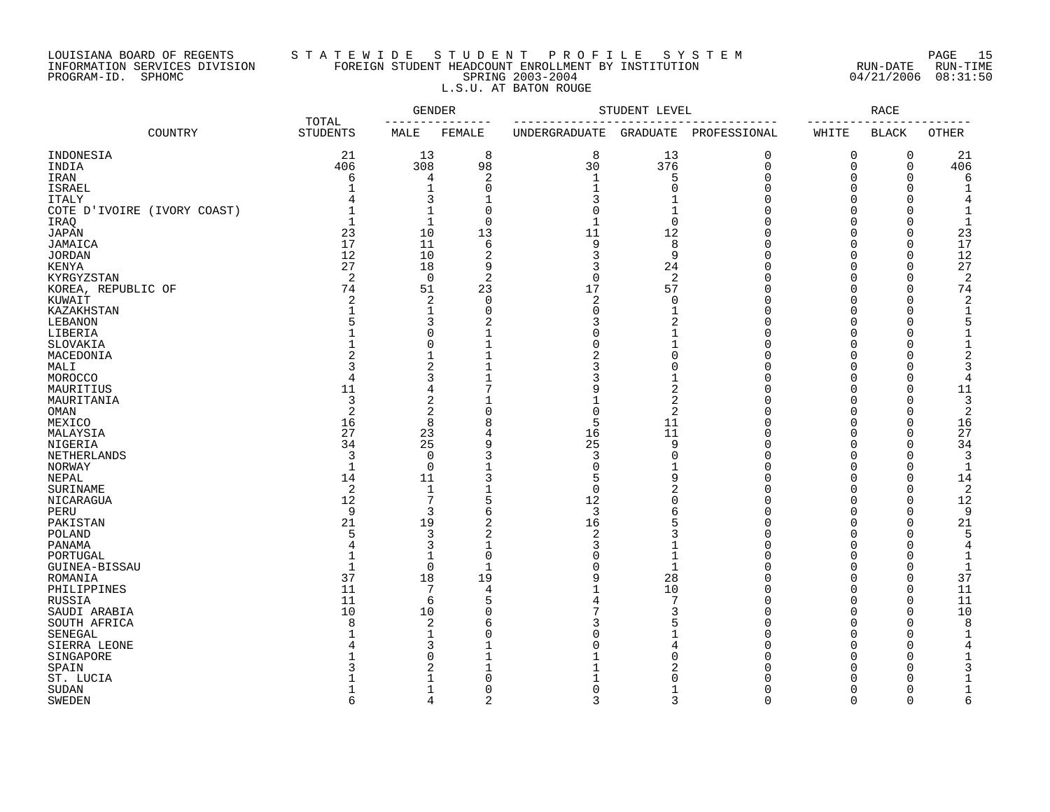LOUISIANA BOARD OF REGENTS — STATEWIDE STUDENT PROFILE SYSTEM
INFORMATION SERVICES DIVISION — FOREIGN STUDENT HEADCOUNT ENROLLMENT BY INSTITUTION
PROGRAM-ID. SPHOMC — SPRING 2003-2004
RUN-DATE 04/21/2006 RUN-TIME 08:31:50

L.S.U. AT BATON ROUGE

| COUNTRY | TOTAL STUDENTS | GENDER | | STUDENT LEVEL | | | RACE | | |
|---|---|---|---|---|---|---|---|---|---|
| | | MALE | FEMALE | UNDERGRADUATE | GRADUATE | PROFESSIONAL | WHITE | BLACK | OTHER |
| INDONESIA | 21 | 13 | 8 | 8 | 13 | 0 | 0 | 0 | 21 |
| INDIA | 406 | 308 | 98 | 30 | 376 | 0 | 0 | 0 | 406 |
| IRAN | 6 | 4 | 2 | 1 | 5 | 0 | 0 | 0 | 6 |
| ISRAEL | 1 | 1 | 0 | 1 | 0 | 0 | 0 | 0 | 1 |
| ITALY | 4 | 3 | 1 | 3 | 1 | 0 | 0 | 0 | 4 |
| COTE D'IVOIRE (IVORY COAST) | 1 | 1 | 0 | 0 | 1 | 0 | 0 | 0 | 1 |
| IRAQ | 1 | 1 | 0 | 1 | 0 | 0 | 0 | 0 | 1 |
| JAPAN | 23 | 10 | 13 | 11 | 12 | 0 | 0 | 0 | 23 |
| JAMAICA | 17 | 11 | 6 | 9 | 8 | 0 | 0 | 0 | 17 |
| JORDAN | 12 | 10 | 2 | 3 | 9 | 0 | 0 | 0 | 12 |
| KENYA | 27 | 18 | 9 | 3 | 24 | 0 | 0 | 0 | 27 |
| KYRGYZSTAN | 2 | 0 | 2 | 0 | 2 | 0 | 0 | 0 | 2 |
| KOREA, REPUBLIC OF | 74 | 51 | 23 | 17 | 57 | 0 | 0 | 0 | 74 |
| KUWAIT | 2 | 2 | 0 | 2 | 0 | 0 | 0 | 0 | 2 |
| KAZAKHSTAN | 1 | 1 | 0 | 0 | 1 | 0 | 0 | 0 | 1 |
| LEBANON | 5 | 3 | 2 | 3 | 2 | 0 | 0 | 0 | 5 |
| LIBERIA | 1 | 0 | 1 | 0 | 1 | 0 | 0 | 0 | 1 |
| SLOVAKIA | 1 | 0 | 1 | 0 | 1 | 0 | 0 | 0 | 1 |
| MACEDONIA | 2 | 1 | 1 | 2 | 0 | 0 | 0 | 0 | 2 |
| MALI | 3 | 2 | 1 | 3 | 0 | 0 | 0 | 0 | 3 |
| MOROCCO | 4 | 3 | 1 | 3 | 1 | 0 | 0 | 0 | 4 |
| MAURITIUS | 11 | 4 | 7 | 9 | 2 | 0 | 0 | 0 | 11 |
| MAURITANIA | 3 | 2 | 1 | 1 | 2 | 0 | 0 | 0 | 3 |
| OMAN | 2 | 2 | 0 | 0 | 2 | 0 | 0 | 0 | 2 |
| MEXICO | 16 | 8 | 8 | 5 | 11 | 0 | 0 | 0 | 16 |
| MALAYSIA | 27 | 23 | 4 | 16 | 11 | 0 | 0 | 0 | 27 |
| NIGERIA | 34 | 25 | 9 | 25 | 9 | 0 | 0 | 0 | 34 |
| NETHERLANDS | 3 | 0 | 3 | 3 | 0 | 0 | 0 | 0 | 3 |
| NORWAY | 1 | 0 | 1 | 0 | 1 | 0 | 0 | 0 | 1 |
| NEPAL | 14 | 11 | 3 | 5 | 9 | 0 | 0 | 0 | 14 |
| SURINAME | 2 | 1 | 1 | 0 | 2 | 0 | 0 | 0 | 2 |
| NICARAGUA | 12 | 7 | 5 | 12 | 0 | 0 | 0 | 0 | 12 |
| PERU | 9 | 3 | 6 | 3 | 6 | 0 | 0 | 0 | 9 |
| PAKISTAN | 21 | 19 | 2 | 16 | 5 | 0 | 0 | 0 | 21 |
| POLAND | 5 | 3 | 2 | 2 | 3 | 0 | 0 | 0 | 5 |
| PANAMA | 4 | 3 | 1 | 3 | 1 | 0 | 0 | 0 | 4 |
| PORTUGAL | 1 | 1 | 0 | 0 | 1 | 0 | 0 | 0 | 1 |
| GUINEA-BISSAU | 1 | 0 | 1 | 0 | 1 | 0 | 0 | 0 | 1 |
| ROMANIA | 37 | 18 | 19 | 9 | 28 | 0 | 0 | 0 | 37 |
| PHILIPPINES | 11 | 7 | 4 | 1 | 10 | 0 | 0 | 0 | 11 |
| RUSSIA | 11 | 6 | 5 | 4 | 7 | 0 | 0 | 0 | 11 |
| SAUDI ARABIA | 10 | 10 | 0 | 7 | 3 | 0 | 0 | 0 | 10 |
| SOUTH AFRICA | 8 | 2 | 6 | 3 | 5 | 0 | 0 | 0 | 8 |
| SENEGAL | 1 | 1 | 0 | 0 | 1 | 0 | 0 | 0 | 1 |
| SIERRA LEONE | 4 | 3 | 1 | 0 | 4 | 0 | 0 | 0 | 4 |
| SINGAPORE | 1 | 0 | 1 | 1 | 0 | 0 | 0 | 0 | 1 |
| SPAIN | 3 | 2 | 1 | 1 | 2 | 0 | 0 | 0 | 3 |
| ST. LUCIA | 1 | 1 | 0 | 1 | 0 | 0 | 0 | 0 | 1 |
| SUDAN | 1 | 1 | 0 | 0 | 1 | 0 | 0 | 0 | 1 |
| SWEDEN | 6 | 4 | 2 | 3 | 3 | 0 | 0 | 0 | 6 |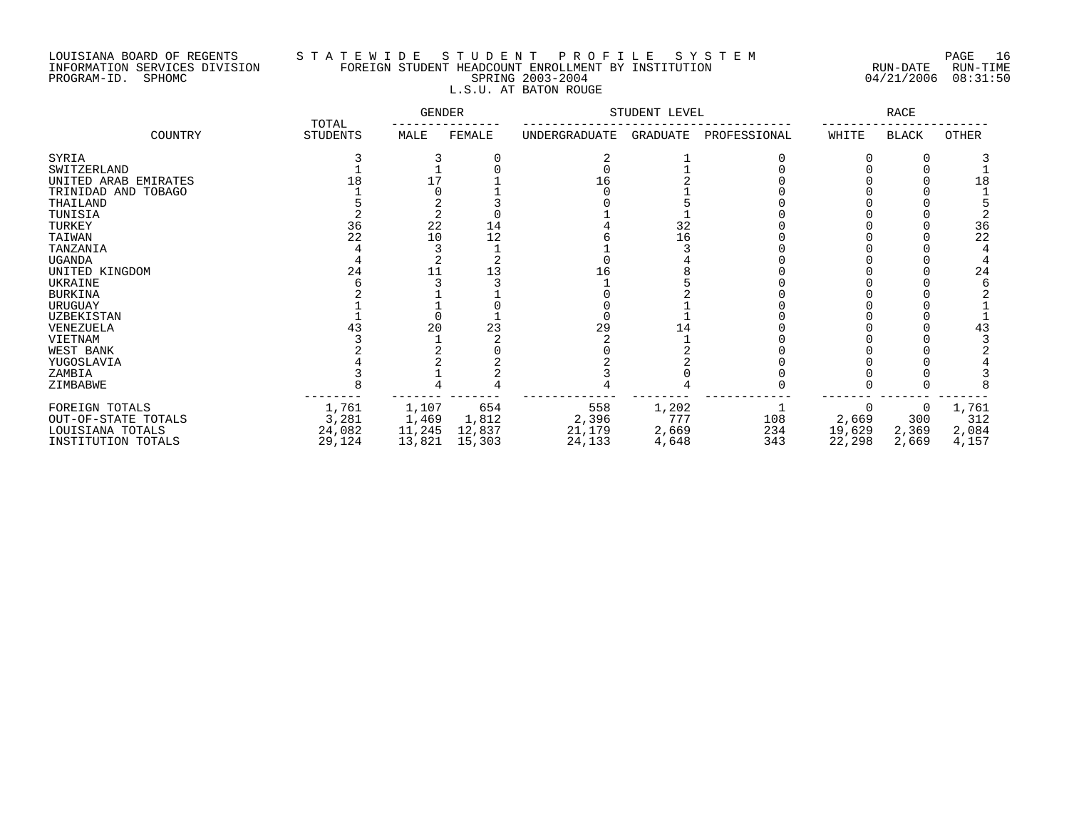LOUISIANA BOARD OF REGENTS — STATEWIDE STUDENT PROFILE SYSTEM
INFORMATION SERVICES DIVISION — FOREIGN STUDENT HEADCOUNT ENROLLMENT BY INSTITUTION
PROGRAM-ID. SPHOMC — SPRING 2003-2004 — RUN-DATE 04/21/2006 RUN-TIME 08:31:50

L.S.U. AT BATON ROUGE

| COUNTRY | TOTAL STUDENTS | GENDER | | STUDENT LEVEL | | | RACE | | |
|---|---|---|---|---|---|---|---|---|---|
| | | MALE | FEMALE | UNDERGRADUATE | GRADUATE | PROFESSIONAL | WHITE | BLACK | OTHER |
| SYRIA | 3 | 3 | 0 | 2 | 1 | 0 | 0 | 0 | 3 |
| SWITZERLAND | 1 | 1 | 0 | 0 | 1 | 0 | 0 | 0 | 1 |
| UNITED ARAB EMIRATES | 18 | 17 | 1 | 16 | 2 | 0 | 0 | 0 | 18 |
| TRINIDAD AND TOBAGO | 1 | 0 | 1 | 0 | 1 | 0 | 0 | 0 | 1 |
| THAILAND | 5 | 2 | 3 | 0 | 5 | 0 | 0 | 0 | 5 |
| TUNISIA | 2 | 2 | 0 | 1 | 1 | 0 | 0 | 0 | 2 |
| TURKEY | 36 | 22 | 14 | 4 | 32 | 0 | 0 | 0 | 36 |
| TAIWAN | 22 | 10 | 12 | 6 | 16 | 0 | 0 | 0 | 22 |
| TANZANIA | 4 | 3 | 1 | 1 | 3 | 0 | 0 | 0 | 4 |
| UGANDA | 4 | 2 | 2 | 0 | 4 | 0 | 0 | 0 | 4 |
| UNITED KINGDOM | 24 | 11 | 13 | 16 | 8 | 0 | 0 | 0 | 24 |
| UKRAINE | 6 | 3 | 3 | 1 | 5 | 0 | 0 | 0 | 6 |
| BURKINA | 2 | 1 | 1 | 0 | 2 | 0 | 0 | 0 | 2 |
| URUGUAY | 1 | 1 | 0 | 0 | 1 | 0 | 0 | 0 | 1 |
| UZBEKISTAN | 1 | 0 | 1 | 0 | 1 | 0 | 0 | 0 | 1 |
| VENEZUELA | 43 | 20 | 23 | 29 | 14 | 0 | 0 | 0 | 43 |
| VIETNAM | 3 | 1 | 2 | 2 | 1 | 0 | 0 | 0 | 3 |
| WEST BANK | 2 | 2 | 0 | 0 | 2 | 0 | 0 | 0 | 2 |
| YUGOSLAVIA | 4 | 2 | 2 | 2 | 2 | 0 | 0 | 0 | 4 |
| ZAMBIA | 3 | 1 | 2 | 3 | 0 | 0 | 0 | 0 | 3 |
| ZIMBABWE | 8 | 4 | 4 | 4 | 4 | 0 | 0 | 0 | 8 |
| FOREIGN TOTALS | 1,761 | 1,107 | 654 | 558 | 1,202 | 1 | 0 | 0 | 1,761 |
| OUT-OF-STATE TOTALS | 3,281 | 1,469 | 1,812 | 2,396 | 777 | 108 | 2,669 | 300 | 312 |
| LOUISIANA TOTALS | 24,082 | 11,245 | 12,837 | 21,179 | 2,669 | 234 | 19,629 | 2,369 | 2,084 |
| INSTITUTION TOTALS | 29,124 | 13,821 | 15,303 | 24,133 | 4,648 | 343 | 22,298 | 2,669 | 4,157 |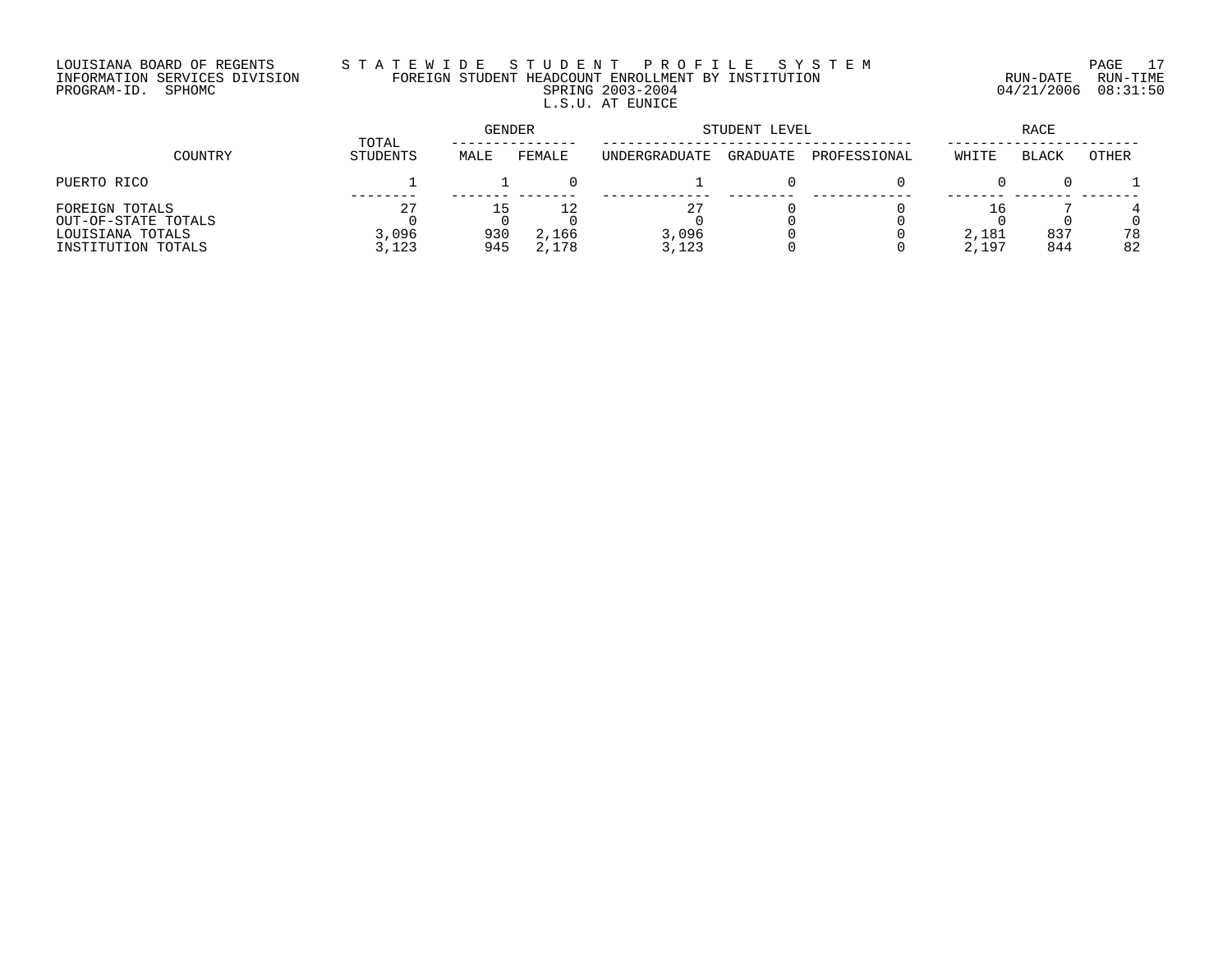LOUISIANA BOARD OF REGENTS
INFORMATION SERVICES DIVISION
PROGRAM-ID. SPHOMC

STATEWIDE STUDENT PROFILE SYSTEM
FOREIGN STUDENT HEADCOUNT ENROLLMENT BY INSTITUTION
SPRING 2003-2004
L.S.U. AT EUNICE

RUN-DATE 04/21/2006 RUN-TIME 08:31:50

| COUNTRY | TOTAL STUDENTS | GENDER | | STUDENT LEVEL | | | RACE | | |
|---|---|---|---|---|---|---|---|---|---|
| | | MALE | FEMALE | UNDERGRADUATE | GRADUATE | PROFESSIONAL | WHITE | BLACK | OTHER |
| PUERTO RICO | 1 | 1 | 0 | 1 | 0 | 0 | 0 | 0 | 1 |
| FOREIGN TOTALS | 27 | 15 | 12 | 27 | 0 | 0 | 16 | 7 | 4 |
| OUT-OF-STATE TOTALS | 0 | 0 | 0 | 0 | 0 | 0 | 0 | 0 | 0 |
| LOUISIANA TOTALS | 3,096 | 930 | 2,166 | 3,096 | 0 | 0 | 2,181 | 837 | 78 |
| INSTITUTION TOTALS | 3,123 | 945 | 2,178 | 3,123 | 0 | 0 | 2,197 | 844 | 82 |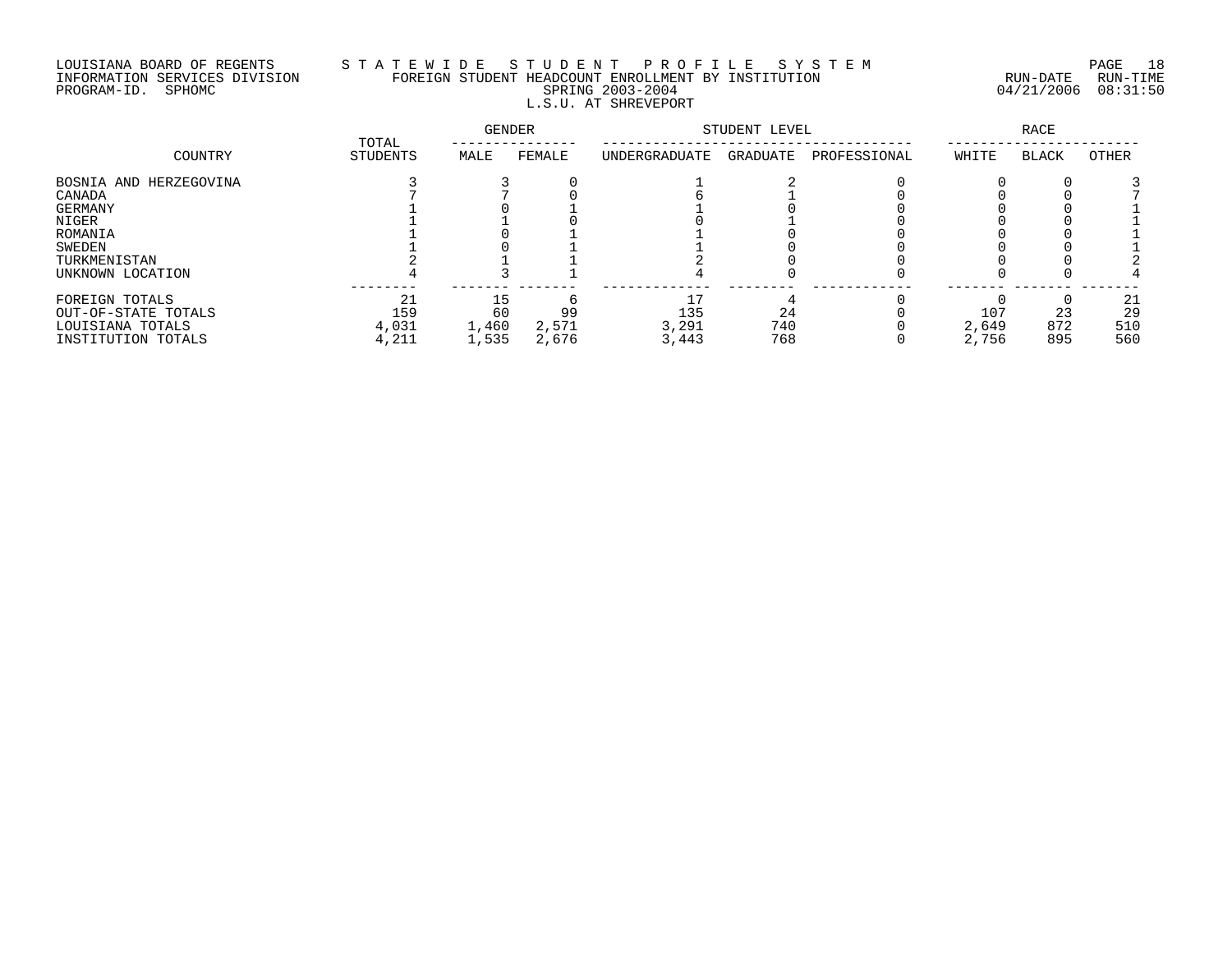LOUISIANA BOARD OF REGENTS
INFORMATION SERVICES DIVISION
PROGRAM-ID. SPHOMC

S T A T E W I D E   S T U D E N T   P R O F I L E   S Y S T E M
FOREIGN STUDENT HEADCOUNT ENROLLMENT BY INSTITUTION
SPRING 2003-2004
L.S.U. AT SHREVEPORT

RUN-DATE 04/21/2006  RUN-TIME 08:31:50

| COUNTRY | TOTAL STUDENTS | GENDER | | STUDENT LEVEL | | | RACE | | |
|---|---|---|---|---|---|---|---|---|---|
| | | MALE | FEMALE | UNDERGRADUATE | GRADUATE | PROFESSIONAL | WHITE | BLACK | OTHER |
| BOSNIA AND HERZEGOVINA | 3 | 3 | 0 | 1 | 2 | 0 | 0 | 0 | 3 |
| CANADA | 7 | 7 | 0 | 6 | 1 | 0 | 0 | 0 | 7 |
| GERMANY | 1 | 0 | 1 | 1 | 0 | 0 | 0 | 0 | 1 |
| NIGER | 1 | 1 | 0 | 0 | 1 | 0 | 0 | 0 | 1 |
| ROMANIA | 1 | 0 | 1 | 1 | 0 | 0 | 0 | 0 | 1 |
| SWEDEN | 1 | 0 | 1 | 1 | 0 | 0 | 0 | 0 | 1 |
| TURKMENISTAN | 2 | 1 | 1 | 2 | 0 | 0 | 0 | 0 | 2 |
| UNKNOWN LOCATION | 4 | 3 | 1 | 4 | 0 | 0 | 0 | 0 | 4 |
| FOREIGN TOTALS | 21 | 15 | 6 | 17 | 4 | 0 | 0 | 0 | 21 |
| OUT-OF-STATE TOTALS | 159 | 60 | 99 | 135 | 24 | 0 | 107 | 23 | 29 |
| LOUISIANA TOTALS | 4,031 | 1,460 | 2,571 | 3,291 | 740 | 0 | 2,649 | 872 | 510 |
| INSTITUTION TOTALS | 4,211 | 1,535 | 2,676 | 3,443 | 768 | 0 | 2,756 | 895 | 560 |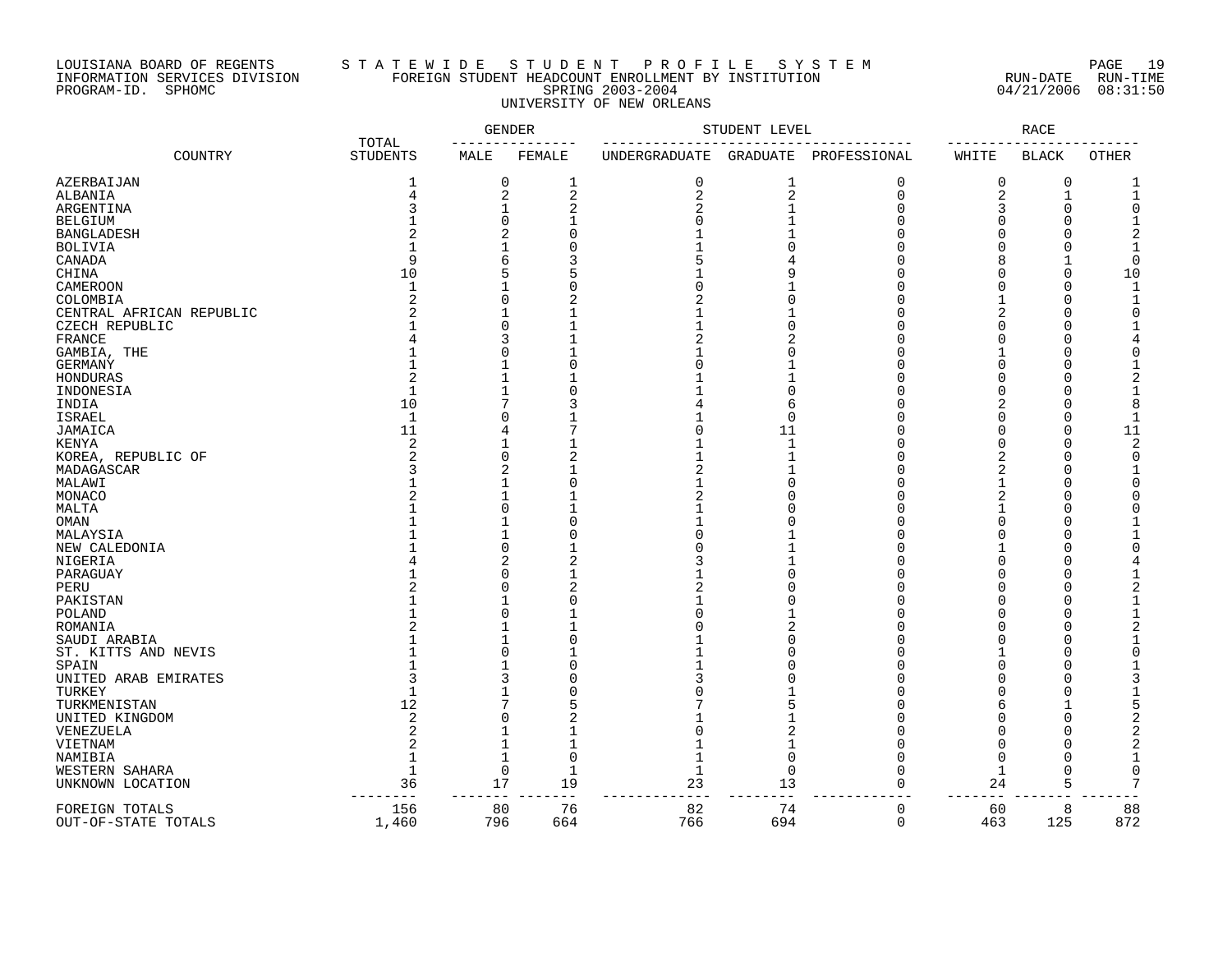LOUISIANA BOARD OF REGENTS
INFORMATION SERVICES DIVISION
PROGRAM-ID. SPHOMC

S T A T E W I D E   S T U D E N T   P R O F I L E   S Y S T E M
FOREIGN STUDENT HEADCOUNT ENROLLMENT BY INSTITUTION
SPRING 2003-2004
UNIVERSITY OF NEW ORLEANS

RUN-DATE 04/21/2006 RUN-TIME 08:31:50

| COUNTRY | TOTAL STUDENTS | GENDER | | STUDENT LEVEL | | | RACE | | |
|---|---|---|---|---|---|---|---|---|---|
| | | MALE | FEMALE | UNDERGRADUATE | GRADUATE | PROFESSIONAL | WHITE | BLACK | OTHER |
| AZERBAIJAN | 1 | 0 | 1 | 0 | 1 | 0 | 0 | 0 | 1 |
| ALBANIA | 4 | 2 | 2 | 2 | 2 | 0 | 2 | 1 | 1 |
| ARGENTINA | 3 | 1 | 2 | 2 | 1 | 0 | 3 | 0 | 0 |
| BELGIUM | 1 | 0 | 1 | 0 | 1 | 0 | 0 | 0 | 1 |
| BANGLADESH | 2 | 2 | 0 | 1 | 1 | 0 | 0 | 0 | 2 |
| BOLIVIA | 1 | 1 | 0 | 1 | 0 | 0 | 0 | 0 | 1 |
| CANADA | 9 | 6 | 3 | 5 | 4 | 0 | 8 | 1 | 0 |
| CHINA | 10 | 5 | 5 | 1 | 9 | 0 | 0 | 0 | 10 |
| CAMEROON | 1 | 1 | 0 | 0 | 1 | 0 | 0 | 0 | 1 |
| COLOMBIA | 2 | 0 | 2 | 2 | 0 | 0 | 1 | 0 | 1 |
| CENTRAL AFRICAN REPUBLIC | 2 | 1 | 1 | 1 | 1 | 0 | 2 | 0 | 0 |
| CZECH REPUBLIC | 1 | 0 | 1 | 1 | 0 | 0 | 0 | 0 | 1 |
| FRANCE | 4 | 3 | 1 | 2 | 2 | 0 | 0 | 0 | 4 |
| GAMBIA, THE | 1 | 0 | 1 | 1 | 0 | 0 | 1 | 0 | 0 |
| GERMANY | 1 | 1 | 0 | 0 | 1 | 0 | 0 | 0 | 1 |
| HONDURAS | 2 | 1 | 1 | 1 | 1 | 0 | 0 | 0 | 2 |
| INDONESIA | 1 | 1 | 0 | 1 | 0 | 0 | 0 | 0 | 1 |
| INDIA | 10 | 7 | 3 | 4 | 6 | 0 | 2 | 0 | 8 |
| ISRAEL | 1 | 0 | 1 | 1 | 0 | 0 | 0 | 0 | 1 |
| JAMAICA | 11 | 4 | 7 | 0 | 11 | 0 | 0 | 0 | 11 |
| KENYA | 2 | 1 | 1 | 1 | 1 | 0 | 0 | 0 | 2 |
| KOREA, REPUBLIC OF | 2 | 0 | 2 | 1 | 1 | 0 | 2 | 0 | 0 |
| MADAGASCAR | 3 | 2 | 1 | 2 | 1 | 0 | 2 | 0 | 1 |
| MALAWI | 1 | 1 | 0 | 1 | 0 | 0 | 1 | 0 | 0 |
| MONACO | 2 | 1 | 1 | 2 | 0 | 0 | 2 | 0 | 0 |
| MALTA | 1 | 0 | 1 | 1 | 0 | 0 | 1 | 0 | 0 |
| OMAN | 1 | 1 | 0 | 1 | 0 | 0 | 0 | 0 | 1 |
| MALAYSIA | 1 | 1 | 0 | 0 | 1 | 0 | 0 | 0 | 1 |
| NEW CALEDONIA | 1 | 0 | 1 | 0 | 1 | 0 | 1 | 0 | 0 |
| NIGERIA | 4 | 2 | 2 | 3 | 1 | 0 | 0 | 0 | 4 |
| PARAGUAY | 1 | 0 | 1 | 1 | 0 | 0 | 0 | 0 | 1 |
| PERU | 2 | 0 | 2 | 2 | 0 | 0 | 0 | 0 | 2 |
| PAKISTAN | 1 | 1 | 0 | 1 | 0 | 0 | 0 | 0 | 1 |
| POLAND | 1 | 0 | 1 | 0 | 1 | 0 | 0 | 0 | 1 |
| ROMANIA | 2 | 1 | 1 | 0 | 2 | 0 | 0 | 0 | 2 |
| SAUDI ARABIA | 1 | 1 | 0 | 1 | 0 | 0 | 0 | 0 | 1 |
| ST. KITTS AND NEVIS | 1 | 0 | 1 | 1 | 0 | 0 | 1 | 0 | 0 |
| SPAIN | 1 | 1 | 0 | 1 | 0 | 0 | 0 | 0 | 1 |
| UNITED ARAB EMIRATES | 3 | 3 | 0 | 3 | 0 | 0 | 0 | 0 | 3 |
| TURKEY | 1 | 1 | 0 | 0 | 1 | 0 | 0 | 0 | 1 |
| TURKMENISTAN | 12 | 7 | 5 | 7 | 5 | 0 | 6 | 1 | 5 |
| UNITED KINGDOM | 2 | 0 | 2 | 1 | 1 | 0 | 0 | 0 | 2 |
| VENEZUELA | 2 | 1 | 1 | 0 | 2 | 0 | 0 | 0 | 2 |
| VIETNAM | 2 | 1 | 1 | 1 | 1 | 0 | 0 | 0 | 2 |
| NAMIBIA | 1 | 1 | 0 | 1 | 0 | 0 | 0 | 0 | 1 |
| WESTERN SAHARA | 1 | 0 | 1 | 1 | 0 | 0 | 1 | 0 | 0 |
| UNKNOWN LOCATION | 36 | 17 | 19 | 23 | 13 | 0 | 24 | 5 | 7 |
| FOREIGN TOTALS | 156 | 80 | 76 | 82 | 74 | 0 | 60 | 8 | 88 |
| OUT-OF-STATE TOTALS | 1,460 | 796 | 664 | 766 | 694 | 0 | 463 | 125 | 872 |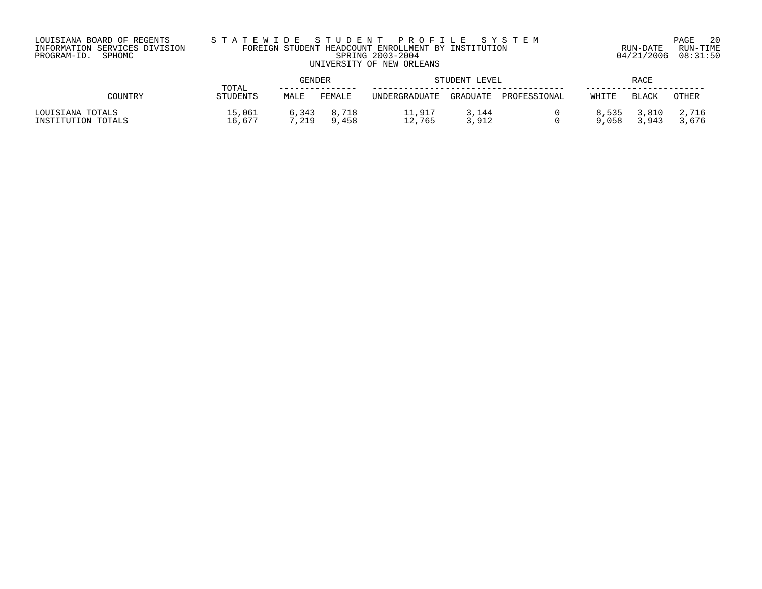LOUISIANA BOARD OF REGENTS
INFORMATION SERVICES DIVISION
PROGRAM-ID. SPHOMC

# STATEWIDE STUDENT PROFILE SYSTEM
## FOREIGN STUDENT HEADCOUNT ENROLLMENT BY INSTITUTION
### SPRING 2003-2004
### UNIVERSITY OF NEW ORLEANS

RUN-DATE 04/21/2006 RUN-TIME 08:31:50

| COUNTRY | TOTAL STUDENTS | GENDER | | STUDENT LEVEL | | | RACE | | |
|---|---|---|---|---|---|---|---|---|---|
| | | MALE | FEMALE | UNDERGRADUATE | GRADUATE | PROFESSIONAL | WHITE | BLACK | OTHER |
| LOUISIANA TOTALS | 15,061 | 6,343 | 8,718 | 11,917 | 3,144 | 0 | 8,535 | 3,810 | 2,716 |
| INSTITUTION TOTALS | 16,677 | 7,219 | 9,458 | 12,765 | 3,912 | 0 | 9,058 | 3,943 | 3,676 |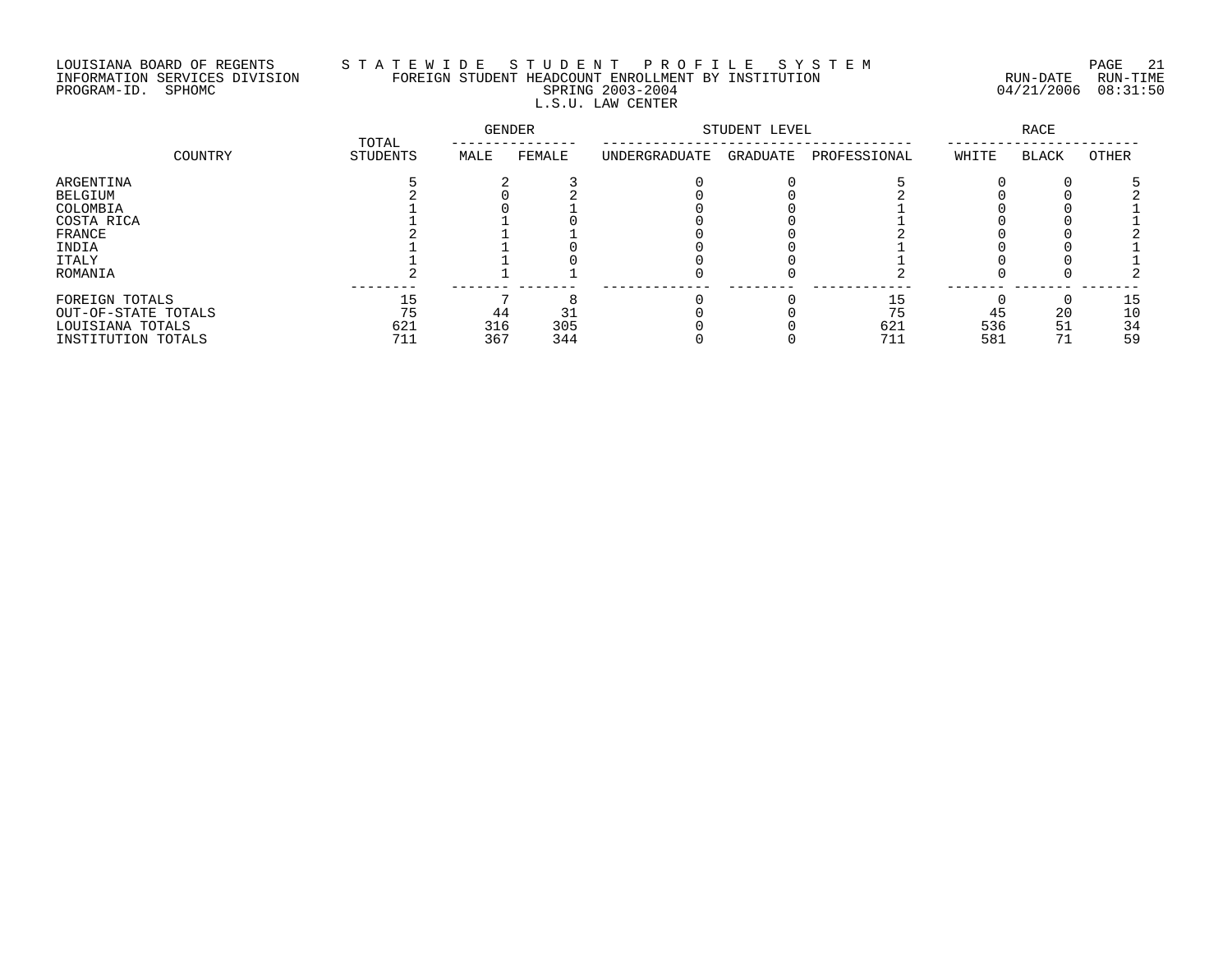LOUISIANA BOARD OF REGENTS — STATEWIDE STUDENT PROFILE SYSTEM
INFORMATION SERVICES DIVISION — FOREIGN STUDENT HEADCOUNT ENROLLMENT BY INSTITUTION — RUN-DATE 04/21/2006 RUN-TIME 08:31:50
PROGRAM-ID. SPHOMC — SPRING 2003-2004

L.S.U. LAW CENTER

| COUNTRY | TOTAL STUDENTS | GENDER | | STUDENT LEVEL | | | RACE | | |
|---|---|---|---|---|---|---|---|---|---|
| | | MALE | FEMALE | UNDERGRADUATE | GRADUATE | PROFESSIONAL | WHITE | BLACK | OTHER |
| ARGENTINA | 5 | 2 | 3 | 0 | 0 | 5 | 0 | 0 | 5 |
| BELGIUM | 2 | 0 | 2 | 0 | 0 | 2 | 0 | 0 | 2 |
| COLOMBIA | 1 | 0 | 1 | 0 | 0 | 1 | 0 | 0 | 1 |
| COSTA RICA | 1 | 1 | 0 | 0 | 0 | 1 | 0 | 0 | 1 |
| FRANCE | 2 | 1 | 1 | 0 | 0 | 2 | 0 | 0 | 2 |
| INDIA | 1 | 1 | 0 | 0 | 0 | 1 | 0 | 0 | 1 |
| ITALY | 1 | 1 | 0 | 0 | 0 | 1 | 0 | 0 | 1 |
| ROMANIA | 2 | 1 | 1 | 0 | 0 | 2 | 0 | 0 | 2 |
| FOREIGN TOTALS | 15 | 7 | 8 | 0 | 0 | 15 | 0 | 0 | 15 |
| OUT-OF-STATE TOTALS | 75 | 44 | 31 | 0 | 0 | 75 | 45 | 20 | 10 |
| LOUISIANA TOTALS | 621 | 316 | 305 | 0 | 0 | 621 | 536 | 51 | 34 |
| INSTITUTION TOTALS | 711 | 367 | 344 | 0 | 0 | 711 | 581 | 71 | 59 |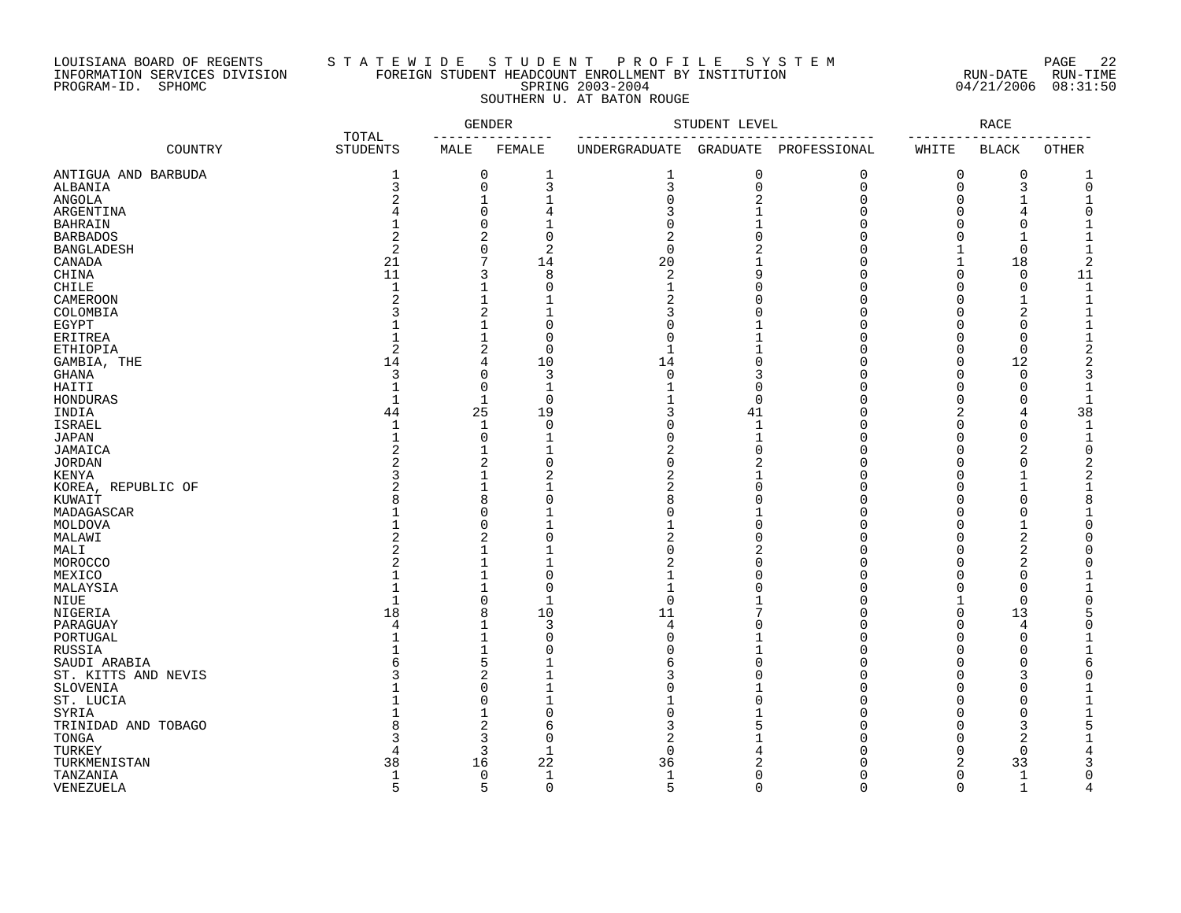LOUISIANA BOARD OF REGENTS — STATEWIDE STUDENT PROFILE SYSTEM
INFORMATION SERVICES DIVISION — FOREIGN STUDENT HEADCOUNT ENROLLMENT BY INSTITUTION — RUN-DATE 04/21/2006 RUN-TIME 08:31:50
PROGRAM-ID. SPHOMC — SPRING 2003-2004

SOUTHERN U. AT BATON ROUGE

| COUNTRY | TOTAL STUDENTS | GENDER | | STUDENT LEVEL | | | RACE | | |
|---|---|---|---|---|---|---|---|---|---|
| | | MALE | FEMALE | UNDERGRADUATE | GRADUATE | PROFESSIONAL | WHITE | BLACK | OTHER |
| ANTIGUA AND BARBUDA | 1 | 0 | 1 | 1 | 0 | 0 | 0 | 0 | 1 |
| ALBANIA | 3 | 0 | 3 | 3 | 0 | 0 | 0 | 3 | 0 |
| ANGOLA | 2 | 1 | 1 | 0 | 2 | 0 | 0 | 1 | 1 |
| ARGENTINA | 4 | 0 | 4 | 3 | 1 | 0 | 0 | 4 | 0 |
| BAHRAIN | 1 | 0 | 1 | 0 | 1 | 0 | 0 | 0 | 1 |
| BARBADOS | 2 | 2 | 0 | 2 | 0 | 0 | 0 | 1 | 1 |
| BANGLADESH | 2 | 0 | 2 | 0 | 2 | 0 | 1 | 0 | 1 |
| CANADA | 21 | 7 | 14 | 20 | 1 | 0 | 1 | 18 | 2 |
| CHINA | 11 | 3 | 8 | 2 | 9 | 0 | 0 | 0 | 11 |
| CHILE | 1 | 1 | 0 | 1 | 0 | 0 | 0 | 0 | 1 |
| CAMEROON | 2 | 1 | 1 | 2 | 0 | 0 | 0 | 1 | 1 |
| COLOMBIA | 3 | 2 | 1 | 3 | 0 | 0 | 0 | 2 | 1 |
| EGYPT | 1 | 1 | 0 | 0 | 1 | 0 | 0 | 0 | 1 |
| ERITREA | 1 | 1 | 0 | 0 | 1 | 0 | 0 | 0 | 1 |
| ETHIOPIA | 2 | 2 | 0 | 1 | 1 | 0 | 0 | 0 | 2 |
| GAMBIA, THE | 14 | 4 | 10 | 14 | 0 | 0 | 0 | 12 | 2 |
| GHANA | 3 | 0 | 3 | 0 | 3 | 0 | 0 | 0 | 3 |
| HAITI | 1 | 0 | 1 | 1 | 0 | 0 | 0 | 0 | 1 |
| HONDURAS | 1 | 1 | 0 | 1 | 0 | 0 | 0 | 0 | 1 |
| INDIA | 44 | 25 | 19 | 3 | 41 | 0 | 2 | 4 | 38 |
| ISRAEL | 1 | 1 | 0 | 0 | 1 | 0 | 0 | 0 | 1 |
| JAPAN | 1 | 0 | 1 | 0 | 1 | 0 | 0 | 0 | 1 |
| JAMAICA | 2 | 1 | 1 | 2 | 0 | 0 | 0 | 2 | 0 |
| JORDAN | 2 | 2 | 0 | 0 | 2 | 0 | 0 | 0 | 2 |
| KENYA | 3 | 1 | 2 | 2 | 1 | 0 | 0 | 1 | 2 |
| KOREA, REPUBLIC OF | 2 | 1 | 1 | 2 | 0 | 0 | 0 | 1 | 1 |
| KUWAIT | 8 | 8 | 0 | 8 | 0 | 0 | 0 | 0 | 8 |
| MADAGASCAR | 1 | 0 | 1 | 0 | 1 | 0 | 0 | 0 | 1 |
| MOLDOVA | 1 | 0 | 1 | 1 | 0 | 0 | 0 | 1 | 0 |
| MALAWI | 2 | 2 | 0 | 2 | 0 | 0 | 0 | 2 | 0 |
| MALI | 2 | 1 | 1 | 0 | 2 | 0 | 0 | 2 | 0 |
| MOROCCO | 2 | 1 | 1 | 2 | 0 | 0 | 0 | 2 | 0 |
| MEXICO | 1 | 1 | 0 | 1 | 0 | 0 | 0 | 0 | 1 |
| MALAYSIA | 1 | 1 | 0 | 1 | 0 | 0 | 0 | 0 | 1 |
| NIUE | 1 | 0 | 1 | 0 | 1 | 0 | 1 | 0 | 0 |
| NIGERIA | 18 | 8 | 10 | 11 | 7 | 0 | 0 | 13 | 5 |
| PARAGUAY | 4 | 1 | 3 | 4 | 0 | 0 | 0 | 4 | 0 |
| PORTUGAL | 1 | 1 | 0 | 0 | 1 | 0 | 0 | 0 | 1 |
| RUSSIA | 1 | 1 | 0 | 0 | 1 | 0 | 0 | 0 | 1 |
| SAUDI ARABIA | 6 | 5 | 1 | 6 | 0 | 0 | 0 | 0 | 6 |
| ST. KITTS AND NEVIS | 3 | 2 | 1 | 3 | 0 | 0 | 0 | 3 | 0 |
| SLOVENIA | 1 | 0 | 1 | 0 | 1 | 0 | 0 | 0 | 1 |
| ST. LUCIA | 1 | 0 | 1 | 1 | 0 | 0 | 0 | 0 | 1 |
| SYRIA | 1 | 1 | 0 | 0 | 1 | 0 | 0 | 0 | 1 |
| TRINIDAD AND TOBAGO | 8 | 2 | 6 | 3 | 5 | 0 | 0 | 3 | 5 |
| TONGA | 3 | 3 | 0 | 2 | 1 | 0 | 0 | 2 | 1 |
| TURKEY | 4 | 3 | 1 | 0 | 4 | 0 | 0 | 0 | 4 |
| TURKMENISTAN | 38 | 16 | 22 | 36 | 2 | 0 | 2 | 33 | 3 |
| TANZANIA | 1 | 0 | 1 | 1 | 0 | 0 | 0 | 1 | 0 |
| VENEZUELA | 5 | 5 | 0 | 5 | 0 | 0 | 0 | 1 | 4 |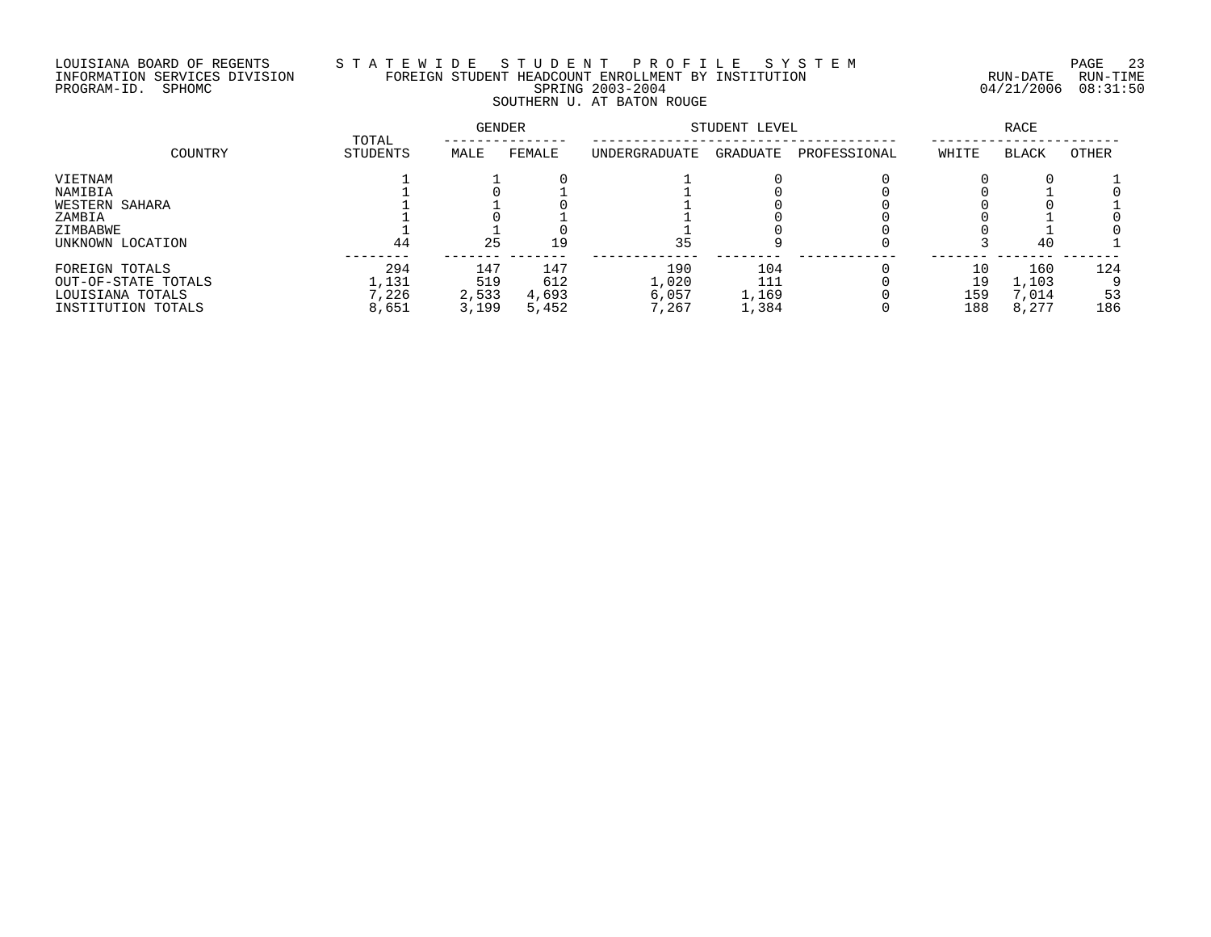LOUISIANA BOARD OF REGENTS — S T A T E W I D E   S T U D E N T   P R O F I L E   S Y S T E M

INFORMATION SERVICES DIVISION — FOREIGN STUDENT HEADCOUNT ENROLLMENT BY INSTITUTION — RUN-DATE 04/21/2006 RUN-TIME 08:31:50

PROGRAM-ID. SPHOMC — SPRING 2003-2004

SOUTHERN U. AT BATON ROUGE

| COUNTRY | TOTAL STUDENTS | GENDER | | STUDENT LEVEL | | | RACE | | |
|---|---|---|---|---|---|---|---|---|---|
| | | MALE | FEMALE | UNDERGRADUATE | GRADUATE | PROFESSIONAL | WHITE | BLACK | OTHER |
| VIETNAM | 1 | 1 | 0 | 1 | 0 | 0 | 0 | 0 | 1 |
| NAMIBIA | 1 | 0 | 1 | 1 | 0 | 0 | 0 | 1 | 0 |
| WESTERN SAHARA | 1 | 1 | 0 | 1 | 0 | 0 | 0 | 0 | 1 |
| ZAMBIA | 1 | 0 | 1 | 1 | 0 | 0 | 0 | 1 | 0 |
| ZIMBABWE | 1 | 1 | 0 | 1 | 0 | 0 | 0 | 1 | 0 |
| UNKNOWN LOCATION | 44 | 25 | 19 | 35 | 9 | 0 | 3 | 40 | 1 |
| FOREIGN TOTALS | 294 | 147 | 147 | 190 | 104 | 0 | 10 | 160 | 124 |
| OUT-OF-STATE TOTALS | 1,131 | 519 | 612 | 1,020 | 111 | 0 | 19 | 1,103 | 9 |
| LOUISIANA TOTALS | 7,226 | 2,533 | 4,693 | 6,057 | 1,169 | 0 | 159 | 7,014 | 53 |
| INSTITUTION TOTALS | 8,651 | 3,199 | 5,452 | 7,267 | 1,384 | 0 | 188 | 8,277 | 186 |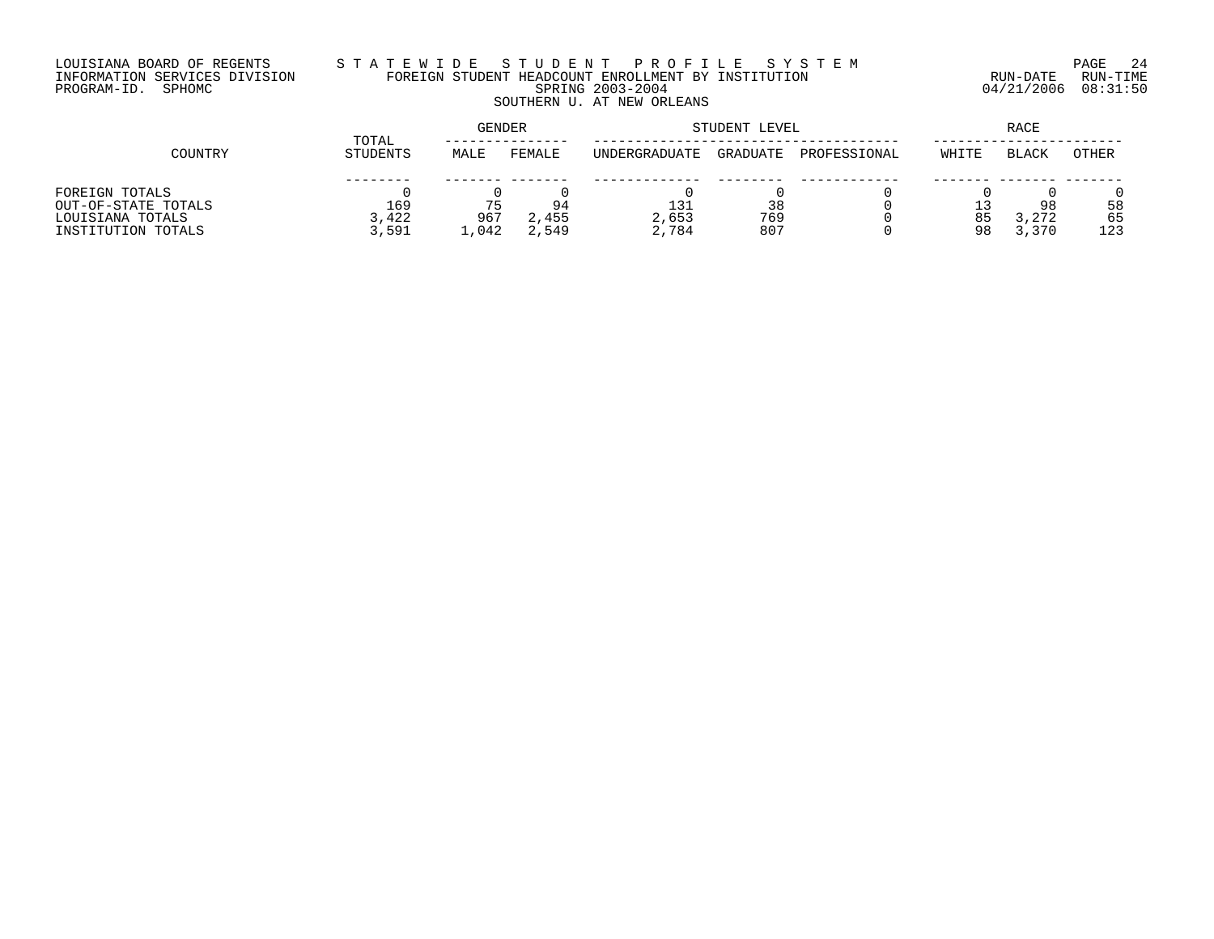LOUISIANA BOARD OF REGENTS
INFORMATION SERVICES DIVISION
PROGRAM-ID. SPHOMC

STATEWIDE STUDENT PROFILE SYSTEM
FOREIGN STUDENT HEADCOUNT ENROLLMENT BY INSTITUTION
SPRING 2003-2004
SOUTHERN U. AT NEW ORLEANS

RUN-DATE 04/21/2006 RUN-TIME 08:31:50

| COUNTRY | TOTAL STUDENTS | GENDER | | STUDENT LEVEL | | | RACE | | |
|---|---|---|---|---|---|---|---|---|---|
| | | MALE | FEMALE | UNDERGRADUATE | GRADUATE | PROFESSIONAL | WHITE | BLACK | OTHER |
| FOREIGN TOTALS | 0 | 0 | 0 | 0 | 0 | 0 | 0 | 0 | 0 |
| OUT-OF-STATE TOTALS | 169 | 75 | 94 | 131 | 38 | 0 | 13 | 98 | 58 |
| LOUISIANA TOTALS | 3,422 | 967 | 2,455 | 2,653 | 769 | 0 | 85 | 3,272 | 65 |
| INSTITUTION TOTALS | 3,591 | 1,042 | 2,549 | 2,784 | 807 | 0 | 98 | 3,370 | 123 |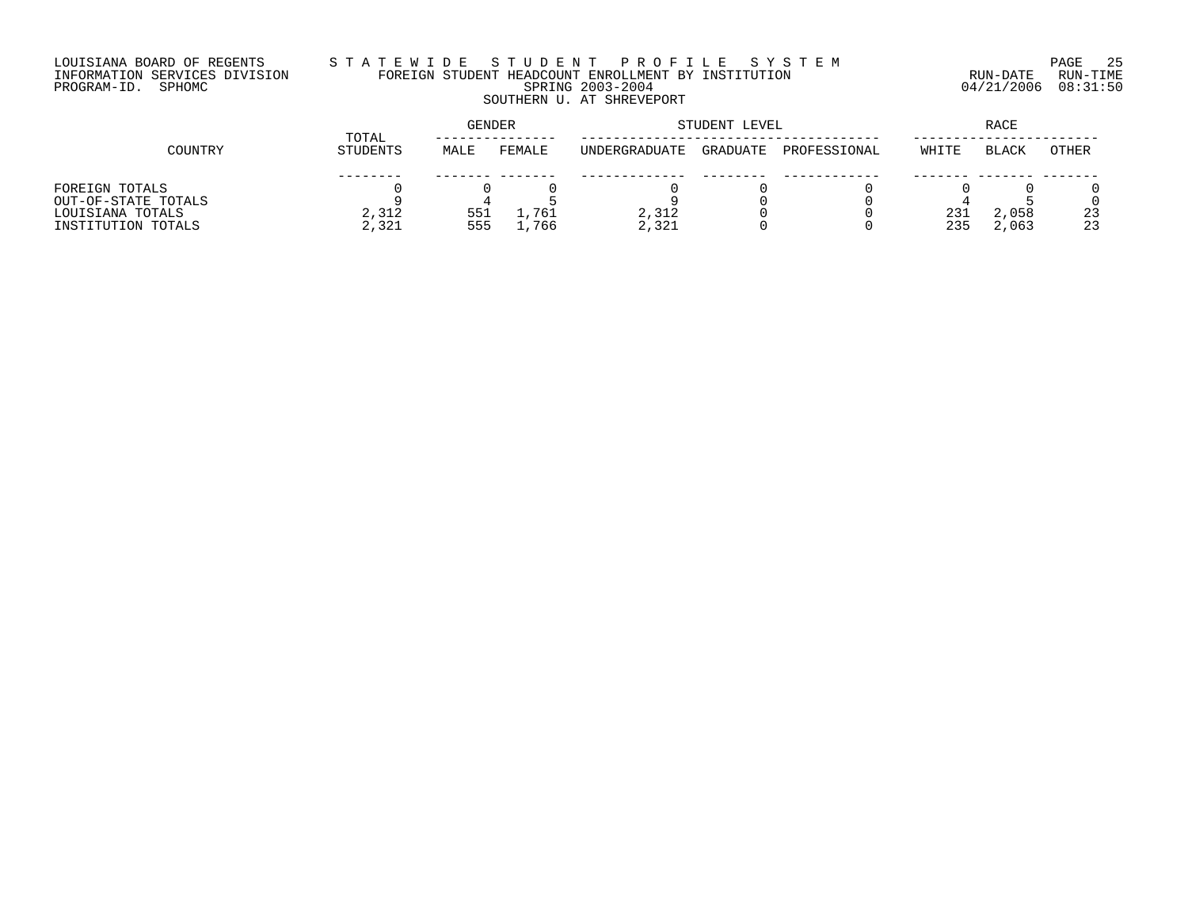LOUISIANA BOARD OF REGENTS
INFORMATION SERVICES DIVISION
PROGRAM-ID. SPHOMC

# STATEWIDE STUDENT PROFILE SYSTEM
## FOREIGN STUDENT HEADCOUNT ENROLLMENT BY INSTITUTION
### SPRING 2003-2004
### SOUTHERN U. AT SHREVEPORT

RUN-DATE 04/21/2006 RUN-TIME 08:31:50

| COUNTRY | TOTAL STUDENTS | GENDER | | STUDENT LEVEL | | | RACE | | |
|---|---|---|---|---|---|---|---|---|---|
| | | MALE | FEMALE | UNDERGRADUATE | GRADUATE | PROFESSIONAL | WHITE | BLACK | OTHER |
| FOREIGN TOTALS | 0 | 0 | 0 | 0 | 0 | 0 | 0 | 0 | 0 |
| OUT-OF-STATE TOTALS | 9 | 4 | 5 | 9 | 0 | 0 | 4 | 5 | 0 |
| LOUISIANA TOTALS | 2,312 | 551 | 1,761 | 2,312 | 0 | 0 | 231 | 2,058 | 23 |
| INSTITUTION TOTALS | 2,321 | 555 | 1,766 | 2,321 | 0 | 0 | 235 | 2,063 | 23 |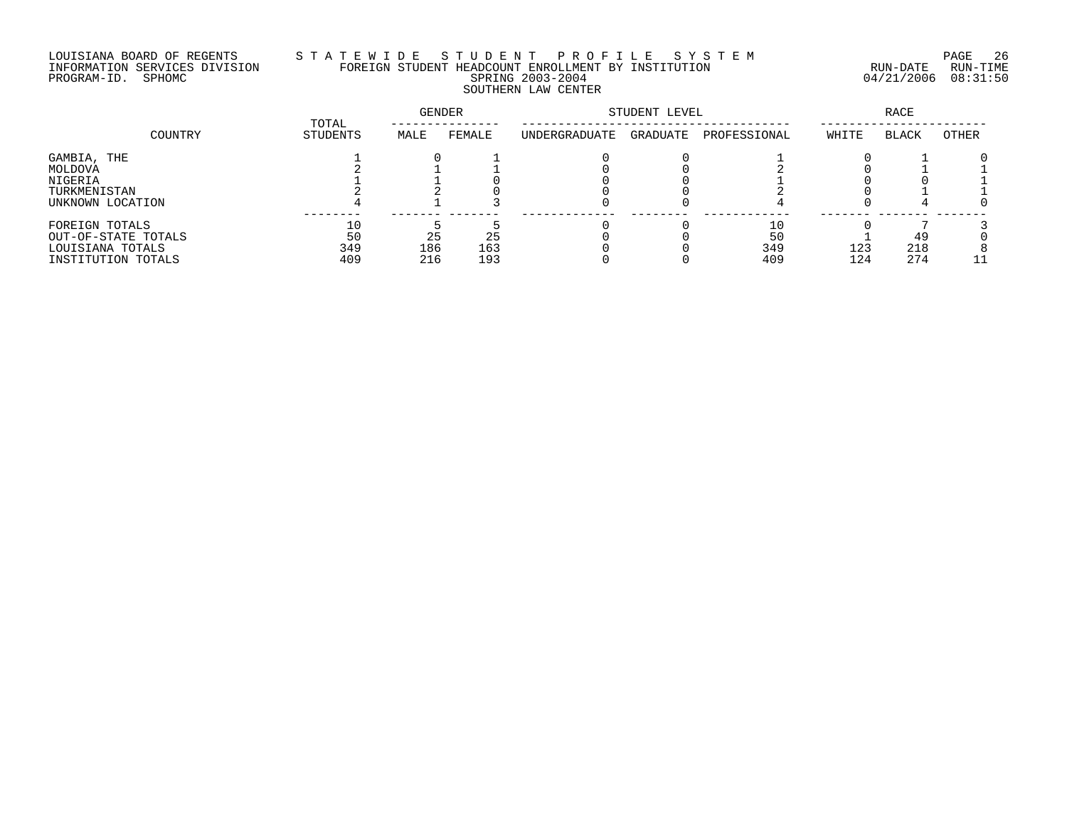LOUISIANA BOARD OF REGENTS
INFORMATION SERVICES DIVISION
PROGRAM-ID. SPHOMC

# STATEWIDE STUDENT PROFILE SYSTEM
## FOREIGN STUDENT HEADCOUNT ENROLLMENT BY INSTITUTION
### SPRING 2003-2004
### SOUTHERN LAW CENTER

RUN-DATE 04/21/2006 RUN-TIME 08:31:50

| COUNTRY | TOTAL STUDENTS | GENDER | | STUDENT LEVEL | | | RACE | | |
|---|---|---|---|---|---|---|---|---|---|
| | | MALE | FEMALE | UNDERGRADUATE | GRADUATE | PROFESSIONAL | WHITE | BLACK | OTHER |
| GAMBIA, THE | 1 | 0 | 1 | 0 | 0 | 1 | 0 | 1 | 0 |
| MOLDOVA | 2 | 1 | 1 | 0 | 0 | 2 | 0 | 1 | 1 |
| NIGERIA | 1 | 1 | 0 | 0 | 0 | 1 | 0 | 0 | 1 |
| TURKMENISTAN | 2 | 2 | 0 | 0 | 0 | 2 | 0 | 1 | 1 |
| UNKNOWN LOCATION | 4 | 1 | 3 | 0 | 0 | 4 | 0 | 4 | 0 |
| FOREIGN TOTALS | 10 | 5 | 5 | 0 | 0 | 10 | 0 | 7 | 3 |
| OUT-OF-STATE TOTALS | 50 | 25 | 25 | 0 | 0 | 50 | 1 | 49 | 0 |
| LOUISIANA TOTALS | 349 | 186 | 163 | 0 | 0 | 349 | 123 | 218 | 8 |
| INSTITUTION TOTALS | 409 | 216 | 193 | 0 | 0 | 409 | 124 | 274 | 11 |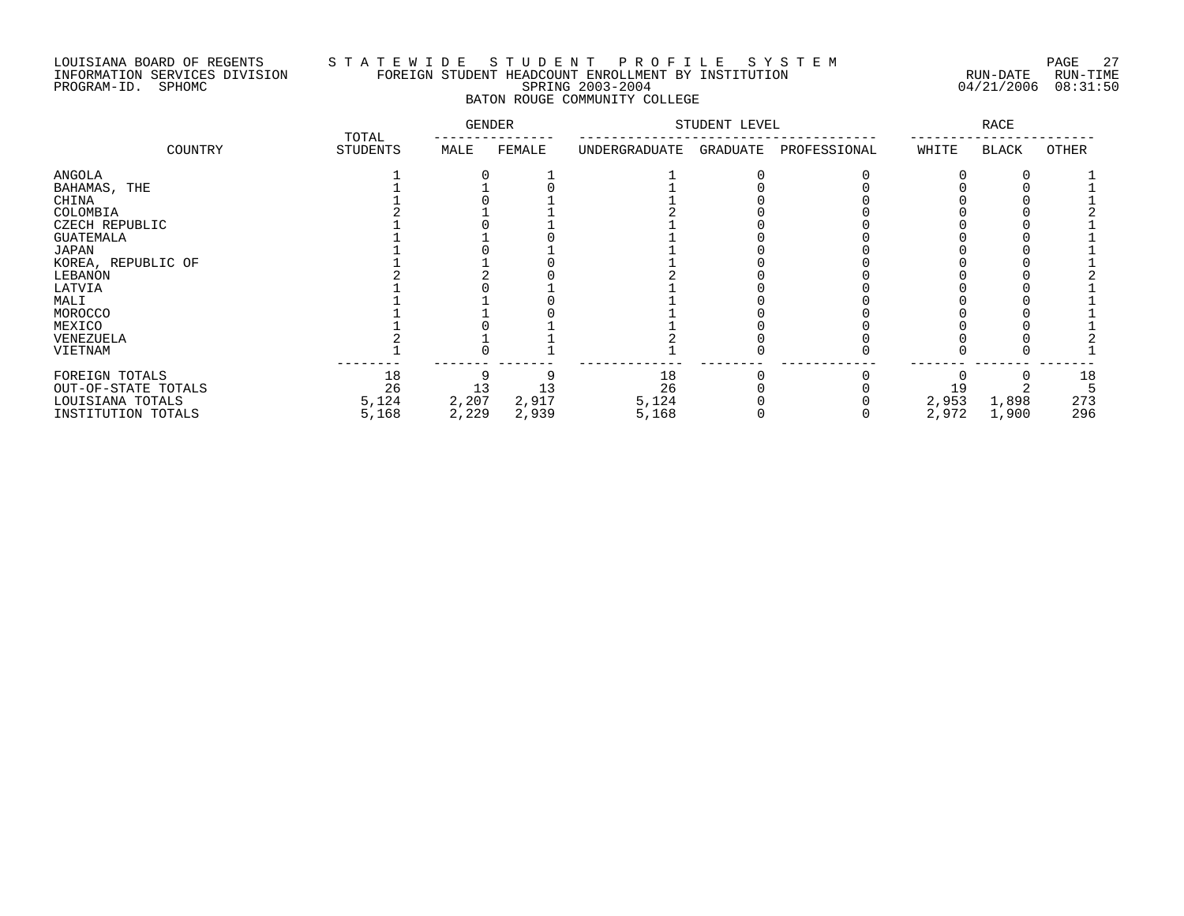LOUISIANA BOARD OF REGENTS — STATEWIDE STUDENT PROFILE SYSTEM
INFORMATION SERVICES DIVISION — FOREIGN STUDENT HEADCOUNT ENROLLMENT BY INSTITUTION — RUN-DATE 04/21/2006 RUN-TIME 08:31:50
PROGRAM-ID. SPHOMC — SPRING 2003-2004

## BATON ROUGE COMMUNITY COLLEGE

| COUNTRY | TOTAL STUDENTS | GENDER | | STUDENT LEVEL | | | RACE | | |
|---|---|---|---|---|---|---|---|---|---|
| | | MALE | FEMALE | UNDERGRADUATE | GRADUATE | PROFESSIONAL | WHITE | BLACK | OTHER |
| ANGOLA | 1 | 0 | 1 | 1 | 0 | 0 | 0 | 0 | 1 |
| BAHAMAS, THE | 1 | 1 | 0 | 1 | 0 | 0 | 0 | 0 | 1 |
| CHINA | 1 | 0 | 1 | 1 | 0 | 0 | 0 | 0 | 1 |
| COLOMBIA | 2 | 1 | 1 | 2 | 0 | 0 | 0 | 0 | 2 |
| CZECH REPUBLIC | 1 | 0 | 1 | 1 | 0 | 0 | 0 | 0 | 1 |
| GUATEMALA | 1 | 1 | 0 | 1 | 0 | 0 | 0 | 0 | 1 |
| JAPAN | 1 | 0 | 1 | 1 | 0 | 0 | 0 | 0 | 1 |
| KOREA, REPUBLIC OF | 1 | 1 | 0 | 1 | 0 | 0 | 0 | 0 | 1 |
| LEBANON | 2 | 2 | 0 | 2 | 0 | 0 | 0 | 0 | 2 |
| LATVIA | 1 | 0 | 1 | 1 | 0 | 0 | 0 | 0 | 1 |
| MALI | 1 | 1 | 0 | 1 | 0 | 0 | 0 | 0 | 1 |
| MOROCCO | 1 | 1 | 0 | 1 | 0 | 0 | 0 | 0 | 1 |
| MEXICO | 1 | 0 | 1 | 1 | 0 | 0 | 0 | 0 | 1 |
| VENEZUELA | 2 | 1 | 1 | 2 | 0 | 0 | 0 | 0 | 2 |
| VIETNAM | 1 | 0 | 1 | 1 | 0 | 0 | 0 | 0 | 1 |
| FOREIGN TOTALS | 18 | 9 | 9 | 18 | 0 | 0 | 0 | 0 | 18 |
| OUT-OF-STATE TOTALS | 26 | 13 | 13 | 26 | 0 | 0 | 19 | 2 | 5 |
| LOUISIANA TOTALS | 5,124 | 2,207 | 2,917 | 5,124 | 0 | 0 | 2,953 | 1,898 | 273 |
| INSTITUTION TOTALS | 5,168 | 2,229 | 2,939 | 5,168 | 0 | 0 | 2,972 | 1,900 | 296 |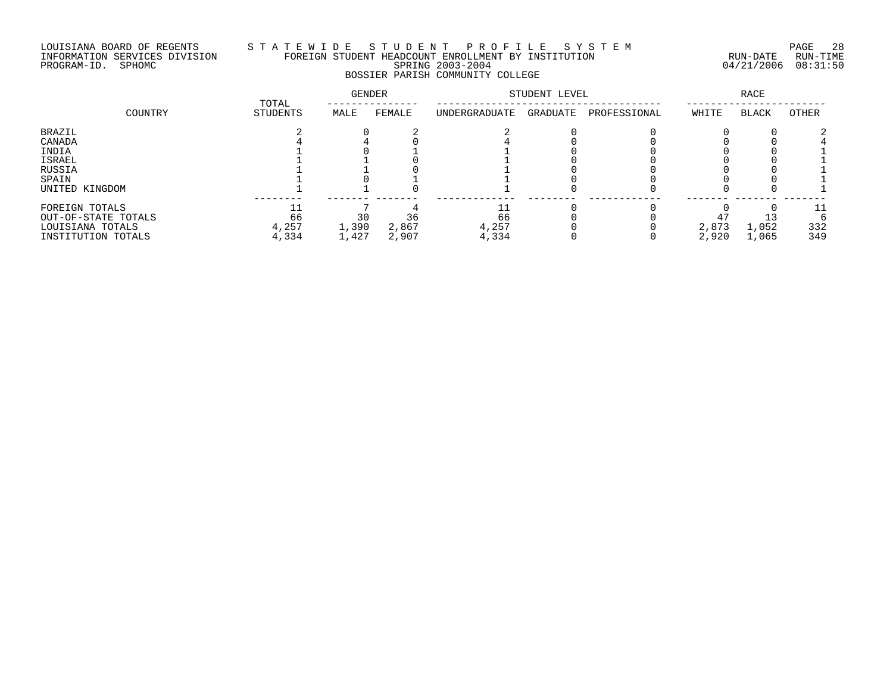LOUISIANA BOARD OF REGENTS — STATEWIDE STUDENT PROFILE SYSTEM
INFORMATION SERVICES DIVISION — FOREIGN STUDENT HEADCOUNT ENROLLMENT BY INSTITUTION — RUN-DATE 04/21/2006 RUN-TIME 08:31:50
PROGRAM-ID. SPHOMC — SPRING 2003-2004

## BOSSIER PARISH COMMUNITY COLLEGE

| COUNTRY | TOTAL STUDENTS | GENDER | | STUDENT LEVEL | | | RACE | | |
|---|---|---|---|---|---|---|---|---|---|
| | | MALE | FEMALE | UNDERGRADUATE | GRADUATE | PROFESSIONAL | WHITE | BLACK | OTHER |
| BRAZIL | 2 | 0 | 2 | 2 | 0 | 0 | 0 | 0 | 2 |
| CANADA | 4 | 4 | 0 | 4 | 0 | 0 | 0 | 0 | 4 |
| INDIA | 1 | 0 | 1 | 1 | 0 | 0 | 0 | 0 | 1 |
| ISRAEL | 1 | 1 | 0 | 1 | 0 | 0 | 0 | 0 | 1 |
| RUSSIA | 1 | 1 | 0 | 1 | 0 | 0 | 0 | 0 | 1 |
| SPAIN | 1 | 0 | 1 | 1 | 0 | 0 | 0 | 0 | 1 |
| UNITED KINGDOM | 1 | 1 | 0 | 1 | 0 | 0 | 0 | 0 | 1 |
| FOREIGN TOTALS | 11 | 7 | 4 | 11 | 0 | 0 | 0 | 0 | 11 |
| OUT-OF-STATE TOTALS | 66 | 30 | 36 | 66 | 0 | 0 | 47 | 13 | 6 |
| LOUISIANA TOTALS | 4,257 | 1,390 | 2,867 | 4,257 | 0 | 0 | 2,873 | 1,052 | 332 |
| INSTITUTION TOTALS | 4,334 | 1,427 | 2,907 | 4,334 | 0 | 0 | 2,920 | 1,065 | 349 |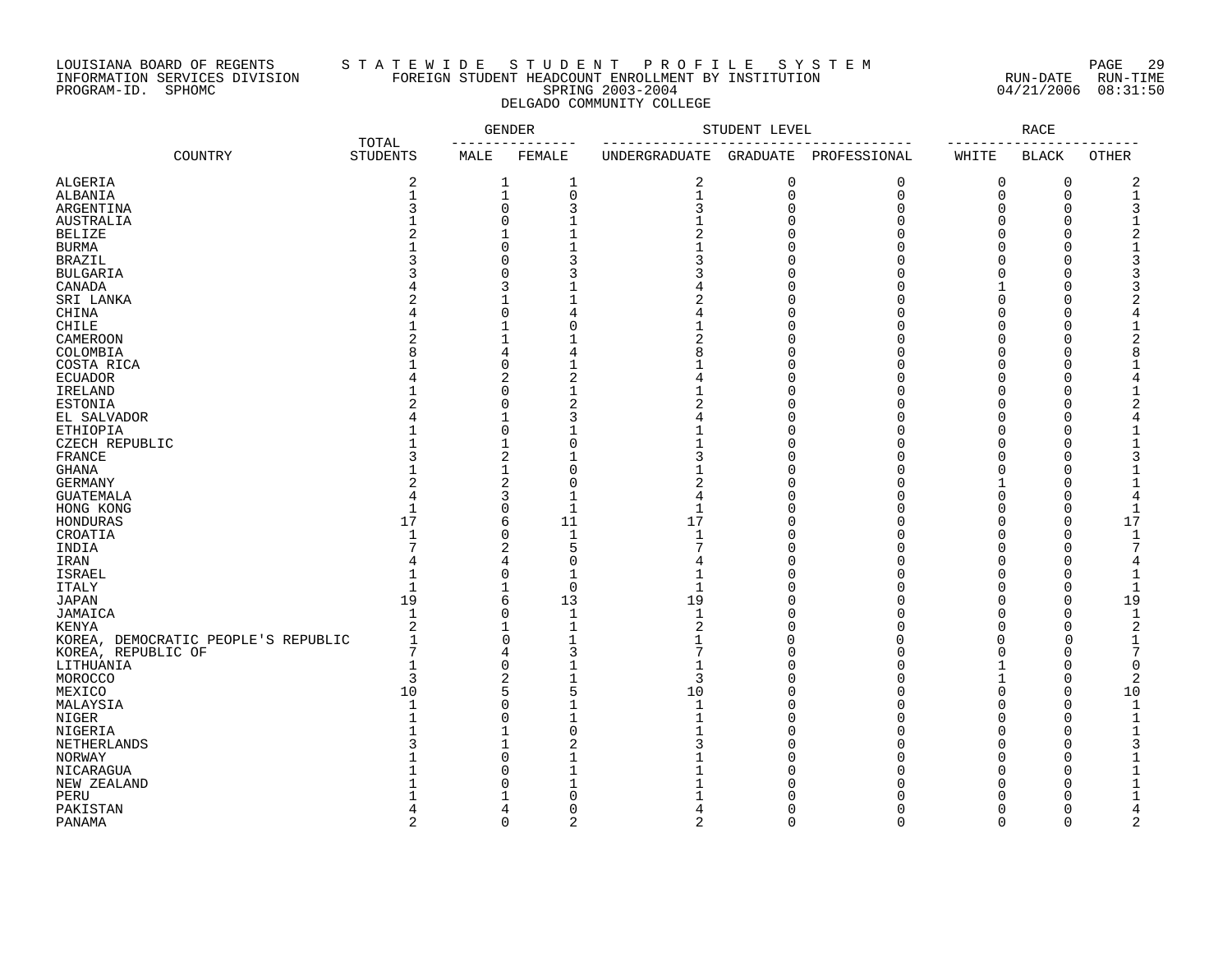LOUISIANA BOARD OF REGENTS — STATEWIDE STUDENT PROFILE SYSTEM
INFORMATION SERVICES DIVISION — FOREIGN STUDENT HEADCOUNT ENROLLMENT BY INSTITUTION
PROGRAM-ID. SPHOMC — SPRING 2003-2004 — RUN-DATE 04/21/2006 RUN-TIME 08:31:50

DELGADO COMMUNITY COLLEGE

| COUNTRY | TOTAL STUDENTS | GENDER | | STUDENT LEVEL | | | RACE | | |
|---|---|---|---|---|---|---|---|---|---|
| | | MALE | FEMALE | UNDERGRADUATE | GRADUATE | PROFESSIONAL | WHITE | BLACK | OTHER |
| ALGERIA | 2 | 1 | 1 | 2 | 0 | 0 | 0 | 0 | 2 |
| ALBANIA | 1 | 1 | 0 | 1 | 0 | 0 | 0 | 0 | 1 |
| ARGENTINA | 3 | 0 | 3 | 3 | 0 | 0 | 0 | 0 | 3 |
| AUSTRALIA | 1 | 0 | 1 | 1 | 0 | 0 | 0 | 0 | 1 |
| BELIZE | 2 | 1 | 1 | 2 | 0 | 0 | 0 | 0 | 2 |
| BURMA | 1 | 0 | 1 | 1 | 0 | 0 | 0 | 0 | 1 |
| BRAZIL | 3 | 0 | 3 | 3 | 0 | 0 | 0 | 0 | 3 |
| BULGARIA | 3 | 0 | 3 | 3 | 0 | 0 | 0 | 0 | 3 |
| CANADA | 4 | 3 | 1 | 4 | 0 | 0 | 1 | 0 | 3 |
| SRI LANKA | 2 | 1 | 1 | 2 | 0 | 0 | 0 | 0 | 2 |
| CHINA | 4 | 0 | 4 | 4 | 0 | 0 | 0 | 0 | 4 |
| CHILE | 1 | 1 | 0 | 1 | 0 | 0 | 0 | 0 | 1 |
| CAMEROON | 2 | 1 | 1 | 2 | 0 | 0 | 0 | 0 | 2 |
| COLOMBIA | 8 | 4 | 4 | 8 | 0 | 0 | 0 | 0 | 8 |
| COSTA RICA | 1 | 0 | 1 | 1 | 0 | 0 | 0 | 0 | 1 |
| ECUADOR | 4 | 2 | 2 | 4 | 0 | 0 | 0 | 0 | 4 |
| IRELAND | 1 | 0 | 1 | 1 | 0 | 0 | 0 | 0 | 1 |
| ESTONIA | 2 | 0 | 2 | 2 | 0 | 0 | 0 | 0 | 2 |
| EL SALVADOR | 4 | 1 | 3 | 4 | 0 | 0 | 0 | 0 | 4 |
| ETHIOPIA | 1 | 0 | 1 | 1 | 0 | 0 | 0 | 0 | 1 |
| CZECH REPUBLIC | 1 | 1 | 0 | 1 | 0 | 0 | 0 | 0 | 1 |
| FRANCE | 3 | 2 | 1 | 3 | 0 | 0 | 0 | 0 | 3 |
| GHANA | 1 | 1 | 0 | 1 | 0 | 0 | 0 | 0 | 1 |
| GERMANY | 2 | 2 | 0 | 2 | 0 | 0 | 1 | 0 | 1 |
| GUATEMALA | 4 | 3 | 1 | 4 | 0 | 0 | 0 | 0 | 4 |
| HONG KONG | 1 | 0 | 1 | 1 | 0 | 0 | 0 | 0 | 1 |
| HONDURAS | 17 | 6 | 11 | 17 | 0 | 0 | 0 | 0 | 17 |
| CROATIA | 1 | 0 | 1 | 1 | 0 | 0 | 0 | 0 | 1 |
| INDIA | 7 | 2 | 5 | 7 | 0 | 0 | 0 | 0 | 7 |
| IRAN | 4 | 4 | 0 | 4 | 0 | 0 | 0 | 0 | 4 |
| ISRAEL | 1 | 0 | 1 | 1 | 0 | 0 | 0 | 0 | 1 |
| ITALY | 1 | 1 | 0 | 1 | 0 | 0 | 0 | 0 | 1 |
| JAPAN | 19 | 6 | 13 | 19 | 0 | 0 | 0 | 0 | 19 |
| JAMAICA | 1 | 0 | 1 | 1 | 0 | 0 | 0 | 0 | 1 |
| KENYA | 2 | 1 | 1 | 2 | 0 | 0 | 0 | 0 | 2 |
| KOREA, DEMOCRATIC PEOPLE'S REPUBLIC | 1 | 0 | 1 | 1 | 0 | 0 | 0 | 0 | 1 |
| KOREA, REPUBLIC OF | 7 | 4 | 3 | 7 | 0 | 0 | 0 | 0 | 7 |
| LITHUANIA | 1 | 0 | 1 | 1 | 0 | 0 | 1 | 0 | 0 |
| MOROCCO | 3 | 2 | 1 | 3 | 0 | 0 | 1 | 0 | 2 |
| MEXICO | 10 | 5 | 5 | 10 | 0 | 0 | 0 | 0 | 10 |
| MALAYSIA | 1 | 0 | 1 | 1 | 0 | 0 | 0 | 0 | 1 |
| NIGER | 1 | 0 | 1 | 1 | 0 | 0 | 0 | 0 | 1 |
| NIGERIA | 1 | 1 | 0 | 1 | 0 | 0 | 0 | 0 | 1 |
| NETHERLANDS | 3 | 1 | 2 | 3 | 0 | 0 | 0 | 0 | 3 |
| NORWAY | 1 | 0 | 1 | 1 | 0 | 0 | 0 | 0 | 1 |
| NICARAGUA | 1 | 0 | 1 | 1 | 0 | 0 | 0 | 0 | 1 |
| NEW ZEALAND | 1 | 0 | 1 | 1 | 0 | 0 | 0 | 0 | 1 |
| PERU | 1 | 1 | 0 | 1 | 0 | 0 | 0 | 0 | 1 |
| PAKISTAN | 4 | 4 | 0 | 4 | 0 | 0 | 0 | 0 | 4 |
| PANAMA | 2 | 0 | 2 | 2 | 0 | 0 | 0 | 0 | 2 |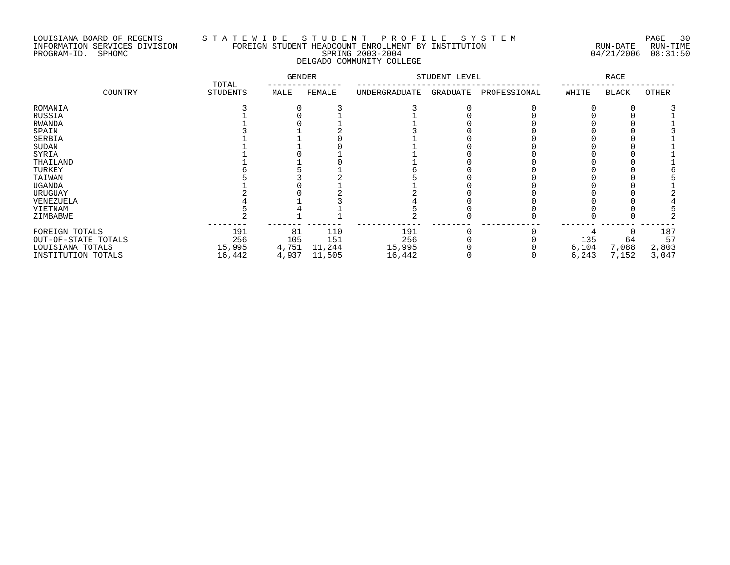LOUISIANA BOARD OF REGENTS — STATEWIDE STUDENT PROFILE SYSTEM
INFORMATION SERVICES DIVISION — FOREIGN STUDENT HEADCOUNT ENROLLMENT BY INSTITUTION
PROGRAM-ID. SPHOMC — SPRING 2003-2004 — RUN-DATE 04/21/2006 RUN-TIME 08:31:50

DELGADO COMMUNITY COLLEGE

| COUNTRY | TOTAL STUDENTS | GENDER | | STUDENT LEVEL | | | RACE | | |
|---|---|---|---|---|---|---|---|---|---|
| | | MALE | FEMALE | UNDERGRADUATE | GRADUATE | PROFESSIONAL | WHITE | BLACK | OTHER |
| ROMANIA | 3 | 0 | 3 | 3 | 0 | 0 | 0 | 0 | 3 |
| RUSSIA | 1 | 0 | 1 | 1 | 0 | 0 | 0 | 0 | 1 |
| RWANDA | 1 | 0 | 1 | 1 | 0 | 0 | 0 | 0 | 1 |
| SPAIN | 3 | 1 | 2 | 3 | 0 | 0 | 0 | 0 | 3 |
| SERBIA | 1 | 1 | 0 | 1 | 0 | 0 | 0 | 0 | 1 |
| SUDAN | 1 | 1 | 0 | 1 | 0 | 0 | 0 | 0 | 1 |
| SYRIA | 1 | 0 | 1 | 1 | 0 | 0 | 0 | 0 | 1 |
| THAILAND | 1 | 1 | 0 | 1 | 0 | 0 | 0 | 0 | 1 |
| TURKEY | 6 | 5 | 1 | 6 | 0 | 0 | 0 | 0 | 6 |
| TAIWAN | 5 | 3 | 2 | 5 | 0 | 0 | 0 | 0 | 5 |
| UGANDA | 1 | 0 | 1 | 1 | 0 | 0 | 0 | 0 | 1 |
| URUGUAY | 2 | 0 | 2 | 2 | 0 | 0 | 0 | 0 | 2 |
| VENEZUELA | 4 | 1 | 3 | 4 | 0 | 0 | 0 | 0 | 4 |
| VIETNAM | 5 | 4 | 1 | 5 | 0 | 0 | 0 | 0 | 5 |
| ZIMBABWE | 2 | 1 | 1 | 2 | 0 | 0 | 0 | 0 | 2 |
| FOREIGN TOTALS | 191 | 81 | 110 | 191 | 0 | 0 | 4 | 0 | 187 |
| OUT-OF-STATE TOTALS | 256 | 105 | 151 | 256 | 0 | 0 | 135 | 64 | 57 |
| LOUISIANA TOTALS | 15,995 | 4,751 | 11,244 | 15,995 | 0 | 0 | 6,104 | 7,088 | 2,803 |
| INSTITUTION TOTALS | 16,442 | 4,937 | 11,505 | 16,442 | 0 | 0 | 6,243 | 7,152 | 3,047 |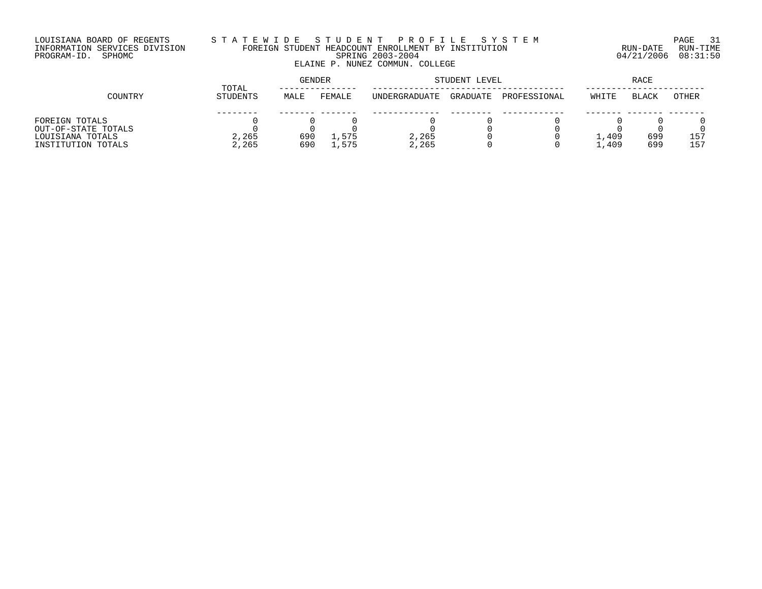LOUISIANA BOARD OF REGENTS
INFORMATION SERVICES DIVISION
PROGRAM-ID. SPHOMC

# S T A T E W I D E S T U D E N T P R O F I L E S Y S T E M

## FOREIGN STUDENT HEADCOUNT ENROLLMENT BY INSTITUTION

SPRING 2003-2004

ELAINE P. NUNEZ COMMUN. COLLEGE

RUN-DATE 04/21/2006 RUN-TIME 08:31:50

| COUNTRY | TOTAL STUDENTS | GENDER | | STUDENT LEVEL | | | RACE | | |
|---|---|---|---|---|---|---|---|---|---|
| | | MALE | FEMALE | UNDERGRADUATE | GRADUATE | PROFESSIONAL | WHITE | BLACK | OTHER |
| FOREIGN TOTALS | 0 | 0 | 0 | 0 | 0 | 0 | 0 | 0 | 0 |
| OUT-OF-STATE TOTALS | 0 | 0 | 0 | 0 | 0 | 0 | 0 | 0 | 0 |
| LOUISIANA TOTALS | 2,265 | 690 | 1,575 | 2,265 | 0 | 0 | 1,409 | 699 | 157 |
| INSTITUTION TOTALS | 2,265 | 690 | 1,575 | 2,265 | 0 | 0 | 1,409 | 699 | 157 |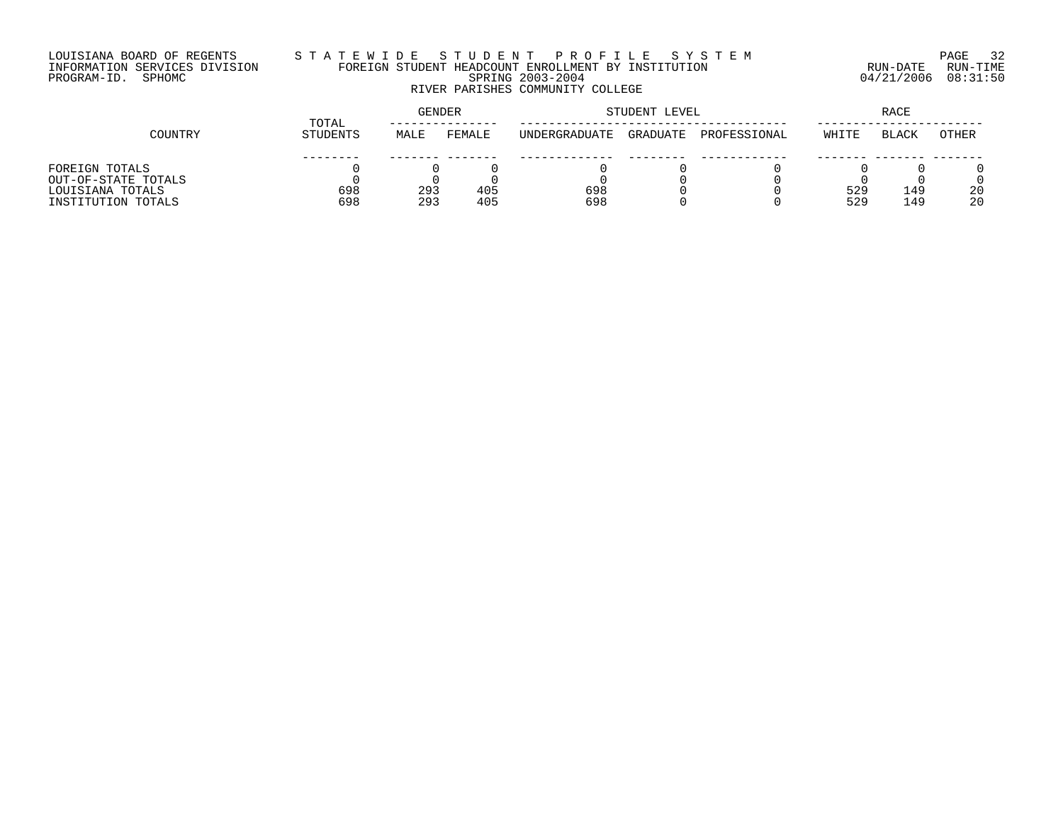LOUISIANA BOARD OF REGENTS
INFORMATION SERVICES DIVISION
PROGRAM-ID. SPHOMC

# STATEWIDE STUDENT PROFILE SYSTEM

## FOREIGN STUDENT HEADCOUNT ENROLLMENT BY INSTITUTION

SPRING 2003-2004

RIVER PARISHES COMMUNITY COLLEGE

RUN-DATE 04/21/2006 RUN-TIME 08:31:50

| COUNTRY | TOTAL STUDENTS | GENDER | | STUDENT LEVEL | | | RACE | | |
|---|---|---|---|---|---|---|---|---|---|
| | | MALE | FEMALE | UNDERGRADUATE | GRADUATE | PROFESSIONAL | WHITE | BLACK | OTHER |
| FOREIGN TOTALS | 0 | 0 | 0 | 0 | 0 | 0 | 0 | 0 | 0 |
| OUT-OF-STATE TOTALS | 0 | 0 | 0 | 0 | 0 | 0 | 0 | 0 | 0 |
| LOUISIANA TOTALS | 698 | 293 | 405 | 698 | 0 | 0 | 529 | 149 | 20 |
| INSTITUTION TOTALS | 698 | 293 | 405 | 698 | 0 | 0 | 529 | 149 | 20 |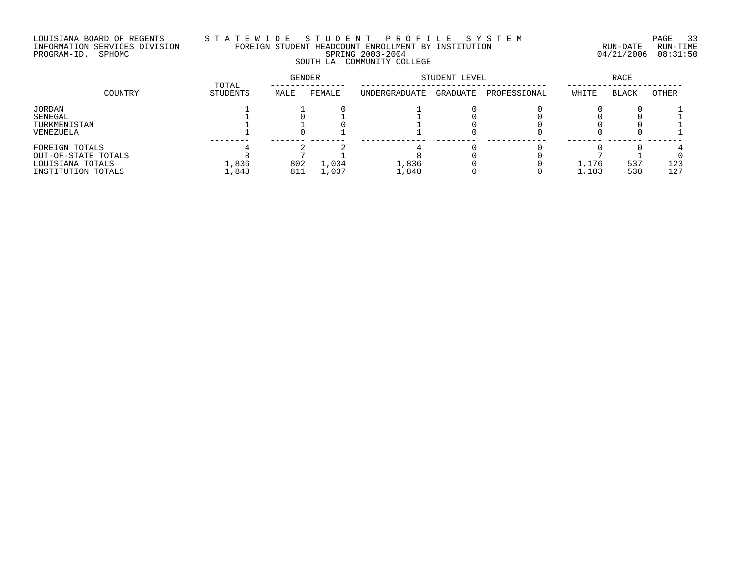LOUISIANA BOARD OF REGENTS
INFORMATION SERVICES DIVISION
PROGRAM-ID. SPHOMC

# STATEWIDE STUDENT PROFILE SYSTEM

## FOREIGN STUDENT HEADCOUNT ENROLLMENT BY INSTITUTION

SPRING 2003-2004

SOUTH LA. COMMUNITY COLLEGE

RUN-DATE 04/21/2006 RUN-TIME 08:31:50

| COUNTRY | TOTAL STUDENTS | GENDER | | STUDENT LEVEL | | | RACE | | |
|---|---|---|---|---|---|---|---|---|---|
| | | MALE | FEMALE | UNDERGRADUATE | GRADUATE | PROFESSIONAL | WHITE | BLACK | OTHER |
| JORDAN | 1 | 1 | 0 | 1 | 0 | 0 | 0 | 0 | 1 |
| SENEGAL | 1 | 0 | 1 | 1 | 0 | 0 | 0 | 0 | 1 |
| TURKMENISTAN | 1 | 1 | 0 | 1 | 0 | 0 | 0 | 0 | 1 |
| VENEZUELA | 1 | 0 | 1 | 1 | 0 | 0 | 0 | 0 | 1 |
| FOREIGN TOTALS | 4 | 2 | 2 | 4 | 0 | 0 | 0 | 0 | 4 |
| OUT-OF-STATE TOTALS | 8 | 7 | 1 | 8 | 0 | 0 | 7 | 1 | 0 |
| LOUISIANA TOTALS | 1,836 | 802 | 1,034 | 1,836 | 0 | 0 | 1,176 | 537 | 123 |
| INSTITUTION TOTALS | 1,848 | 811 | 1,037 | 1,848 | 0 | 0 | 1,183 | 538 | 127 |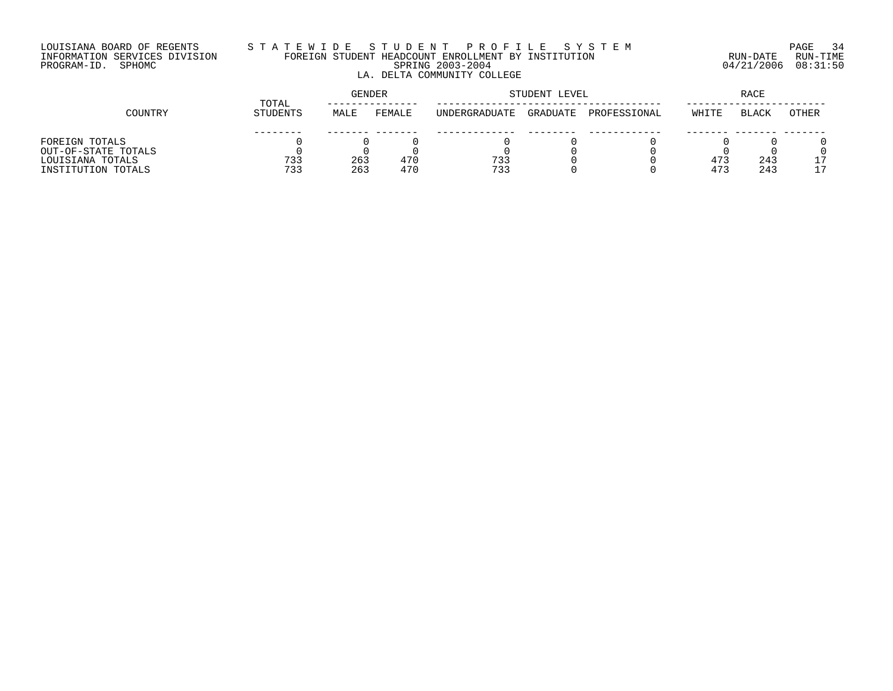LOUISIANA BOARD OF REGENTS
INFORMATION SERVICES DIVISION
PROGRAM-ID. SPHOMC

# STATEWIDE STUDENT PROFILE SYSTEM

## FOREIGN STUDENT HEADCOUNT ENROLLMENT BY INSTITUTION

SPRING 2003-2004

LA. DELTA COMMUNITY COLLEGE

RUN-DATE 04/21/2006 RUN-TIME 08:31:50

| COUNTRY | TOTAL STUDENTS | GENDER | | STUDENT LEVEL | | | RACE | | |
|---|---|---|---|---|---|---|---|---|---|
| | | MALE | FEMALE | UNDERGRADUATE | GRADUATE | PROFESSIONAL | WHITE | BLACK | OTHER |
| FOREIGN TOTALS | 0 | 0 | 0 | 0 | 0 | 0 | 0 | 0 | 0 |
| OUT-OF-STATE TOTALS | 0 | 0 | 0 | 0 | 0 | 0 | 0 | 0 | 0 |
| LOUISIANA TOTALS | 733 | 263 | 470 | 733 | 0 | 0 | 473 | 243 | 17 |
| INSTITUTION TOTALS | 733 | 263 | 470 | 733 | 0 | 0 | 473 | 243 | 17 |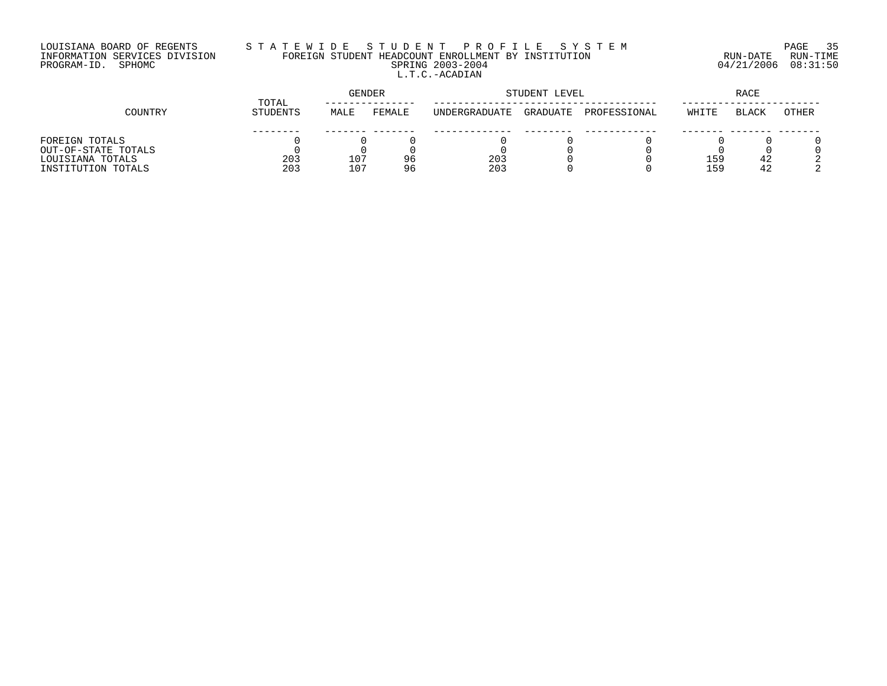LOUISIANA BOARD OF REGENTS
INFORMATION SERVICES DIVISION
PROGRAM-ID. SPHOMC

# STATEWIDE STUDENT PROFILE SYSTEM

## FOREIGN STUDENT HEADCOUNT ENROLLMENT BY INSTITUTION

SPRING 2003-2004

L.T.C.-ACADIAN

RUN-DATE 04/21/2006 RUN-TIME 08:31:50

| COUNTRY | TOTAL STUDENTS | GENDER | | STUDENT LEVEL | | | RACE | | |
|---|---|---|---|---|---|---|---|---|---|
| | | MALE | FEMALE | UNDERGRADUATE | GRADUATE | PROFESSIONAL | WHITE | BLACK | OTHER |
| FOREIGN TOTALS | 0 | 0 | 0 | 0 | 0 | 0 | 0 | 0 | 0 |
| OUT-OF-STATE TOTALS | 0 | 0 | 0 | 0 | 0 | 0 | 0 | 0 | 0 |
| LOUISIANA TOTALS | 203 | 107 | 96 | 203 | 0 | 0 | 159 | 42 | 2 |
| INSTITUTION TOTALS | 203 | 107 | 96 | 203 | 0 | 0 | 159 | 42 | 2 |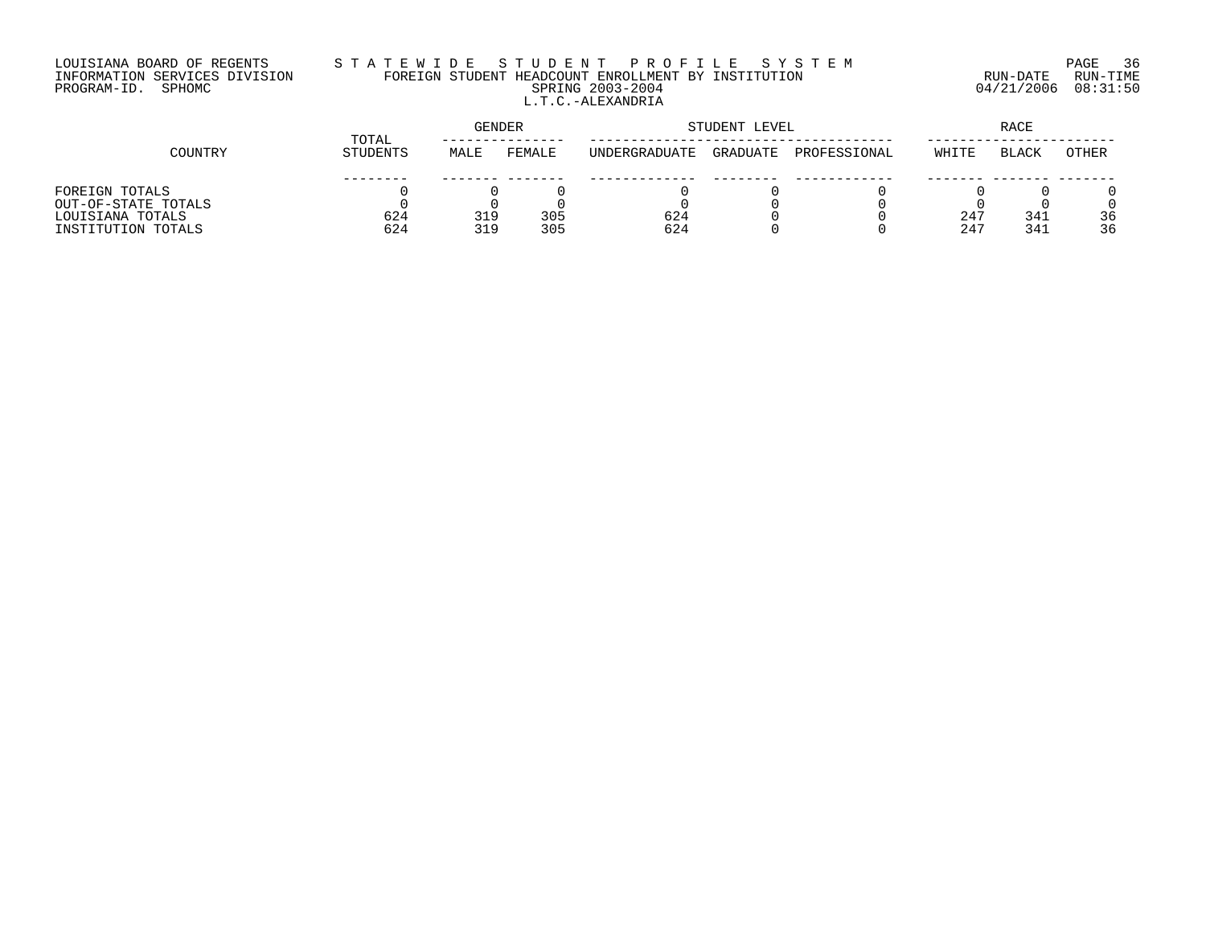LOUISIANA BOARD OF REGENTS
INFORMATION SERVICES DIVISION
PROGRAM-ID. SPHOMC

STATEWIDE STUDENT PROFILE SYSTEM
FOREIGN STUDENT HEADCOUNT ENROLLMENT BY INSTITUTION
SPRING 2003-2004
L.T.C.-ALEXANDRIA

RUN-DATE 04/21/2006 RUN-TIME 08:31:50

| COUNTRY | TOTAL STUDENTS | GENDER | | STUDENT LEVEL | | | RACE | | |
|---|---|---|---|---|---|---|---|---|---|
| | | MALE | FEMALE | UNDERGRADUATE | GRADUATE | PROFESSIONAL | WHITE | BLACK | OTHER |
| FOREIGN TOTALS | 0 | 0 | 0 | 0 | 0 | 0 | 0 | 0 | 0 |
| OUT-OF-STATE TOTALS | 0 | 0 | 0 | 0 | 0 | 0 | 0 | 0 | 0 |
| LOUISIANA TOTALS | 624 | 319 | 305 | 624 | 0 | 0 | 247 | 341 | 36 |
| INSTITUTION TOTALS | 624 | 319 | 305 | 624 | 0 | 0 | 247 | 341 | 36 |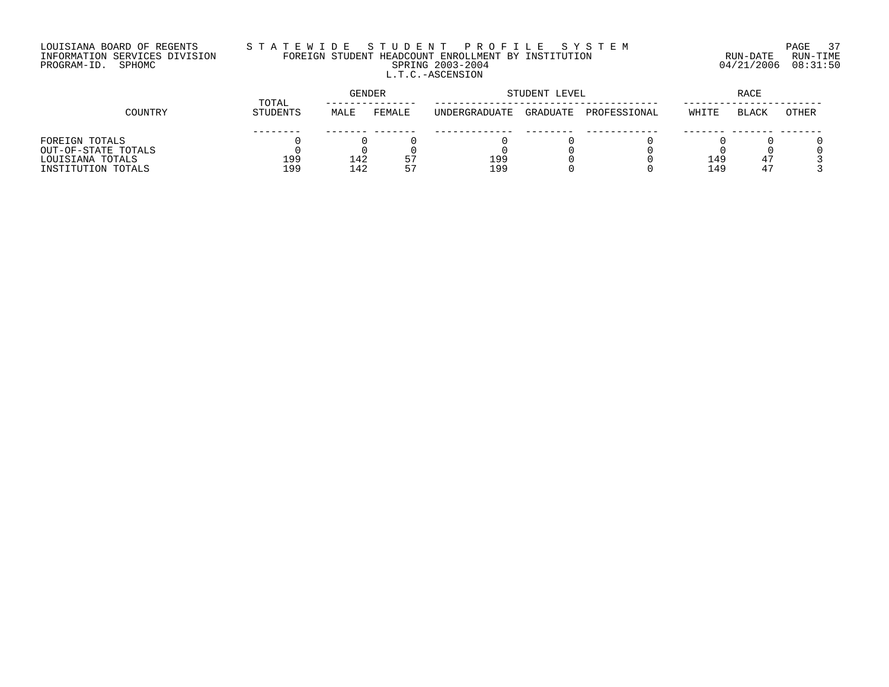LOUISIANA BOARD OF REGENTS
INFORMATION SERVICES DIVISION
PROGRAM-ID. SPHOMC

S T A T E W I D E   S T U D E N T   P R O F I L E   S Y S T E M
FOREIGN STUDENT HEADCOUNT ENROLLMENT BY INSTITUTION
SPRING 2003-2004
L.T.C.-ASCENSION

RUN-DATE 04/21/2006 RUN-TIME 08:31:50

| COUNTRY | TOTAL STUDENTS | GENDER | | STUDENT LEVEL | | | RACE | | |
|---|---|---|---|---|---|---|---|---|---|
| | | MALE | FEMALE | UNDERGRADUATE | GRADUATE | PROFESSIONAL | WHITE | BLACK | OTHER |
| FOREIGN TOTALS | 0 | 0 | 0 | 0 | 0 | 0 | 0 | 0 | 0 |
| OUT-OF-STATE TOTALS | 0 | 0 | 0 | 0 | 0 | 0 | 0 | 0 | 0 |
| LOUISIANA TOTALS | 199 | 142 | 57 | 199 | 0 | 0 | 149 | 47 | 3 |
| INSTITUTION TOTALS | 199 | 142 | 57 | 199 | 0 | 0 | 149 | 47 | 3 |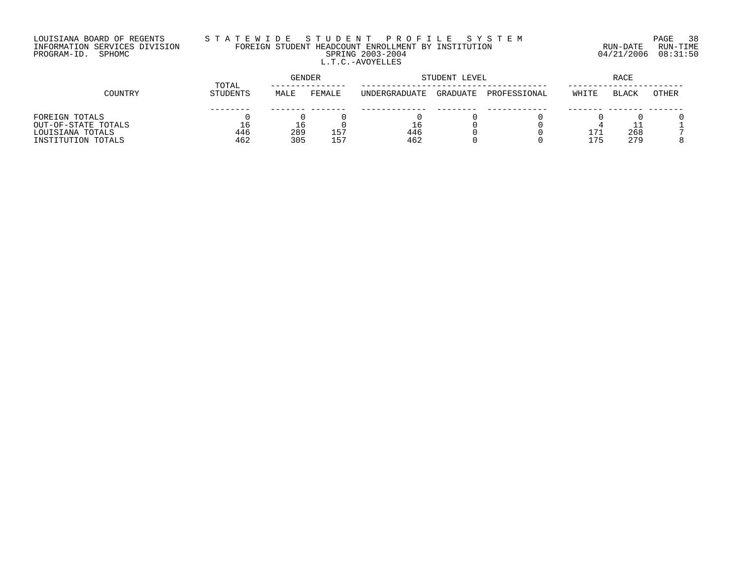LOUISIANA BOARD OF REGENTS
INFORMATION SERVICES DIVISION
PROGRAM-ID. SPHOMC

# STATEWIDE STUDENT PROFILE SYSTEM

## FOREIGN STUDENT HEADCOUNT ENROLLMENT BY INSTITUTION

### SPRING 2003-2004

### L.T.C.-AVOYELLES

RUN-DATE 04/21/2006 RUN-TIME 08:31:50

| COUNTRY | TOTAL STUDENTS | GENDER | | STUDENT LEVEL | | | RACE | | |
|---|---|---|---|---|---|---|---|---|---|
| | | MALE | FEMALE | UNDERGRADUATE | GRADUATE | PROFESSIONAL | WHITE | BLACK | OTHER |
| FOREIGN TOTALS | 0 | 0 | 0 | 0 | 0 | 0 | 0 | 0 | 0 |
| OUT-OF-STATE TOTALS | 16 | 16 | 0 | 16 | 0 | 0 | 4 | 11 | 1 |
| LOUISIANA TOTALS | 446 | 289 | 157 | 446 | 0 | 0 | 171 | 268 | 7 |
| INSTITUTION TOTALS | 462 | 305 | 157 | 462 | 0 | 0 | 175 | 279 | 8 |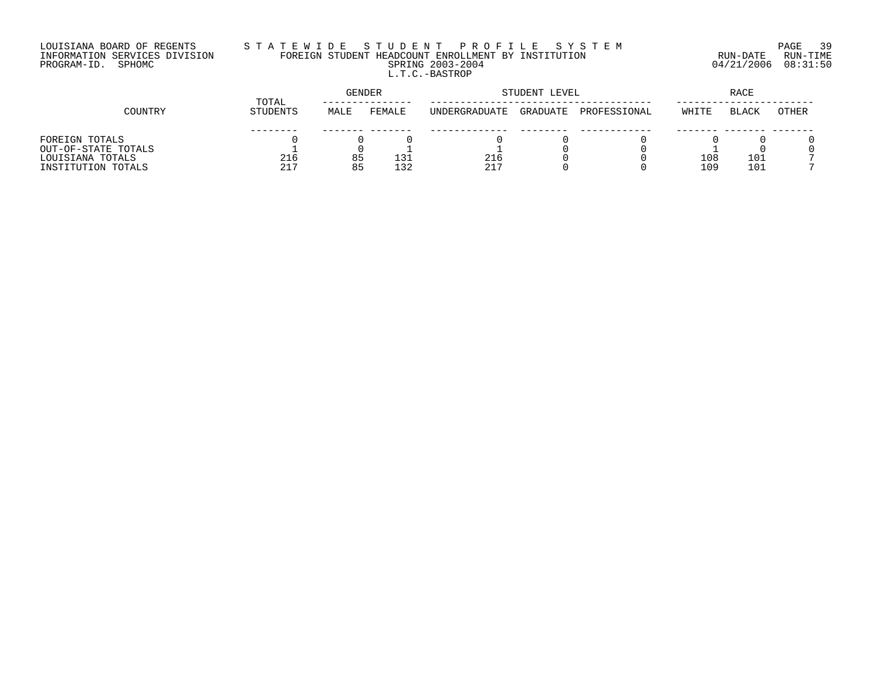LOUISIANA BOARD OF REGENTS
INFORMATION SERVICES DIVISION
PROGRAM-ID. SPHOMC

# STATEWIDE STUDENT PROFILE SYSTEM

## FOREIGN STUDENT HEADCOUNT ENROLLMENT BY INSTITUTION

SPRING 2003-2004

L.T.C.-BASTROP

RUN-DATE 04/21/2006 RUN-TIME 08:31:50

| COUNTRY | TOTAL STUDENTS | GENDER | | STUDENT LEVEL | | | RACE | | |
|---|---|---|---|---|---|---|---|---|---|
| | | MALE | FEMALE | UNDERGRADUATE | GRADUATE | PROFESSIONAL | WHITE | BLACK | OTHER |
| FOREIGN TOTALS | 0 | 0 | 0 | 0 | 0 | 0 | 0 | 0 | 0 |
| OUT-OF-STATE TOTALS | 1 | 0 | 1 | 1 | 0 | 0 | 1 | 0 | 0 |
| LOUISIANA TOTALS | 216 | 85 | 131 | 216 | 0 | 0 | 108 | 101 | 7 |
| INSTITUTION TOTALS | 217 | 85 | 132 | 217 | 0 | 0 | 109 | 101 | 7 |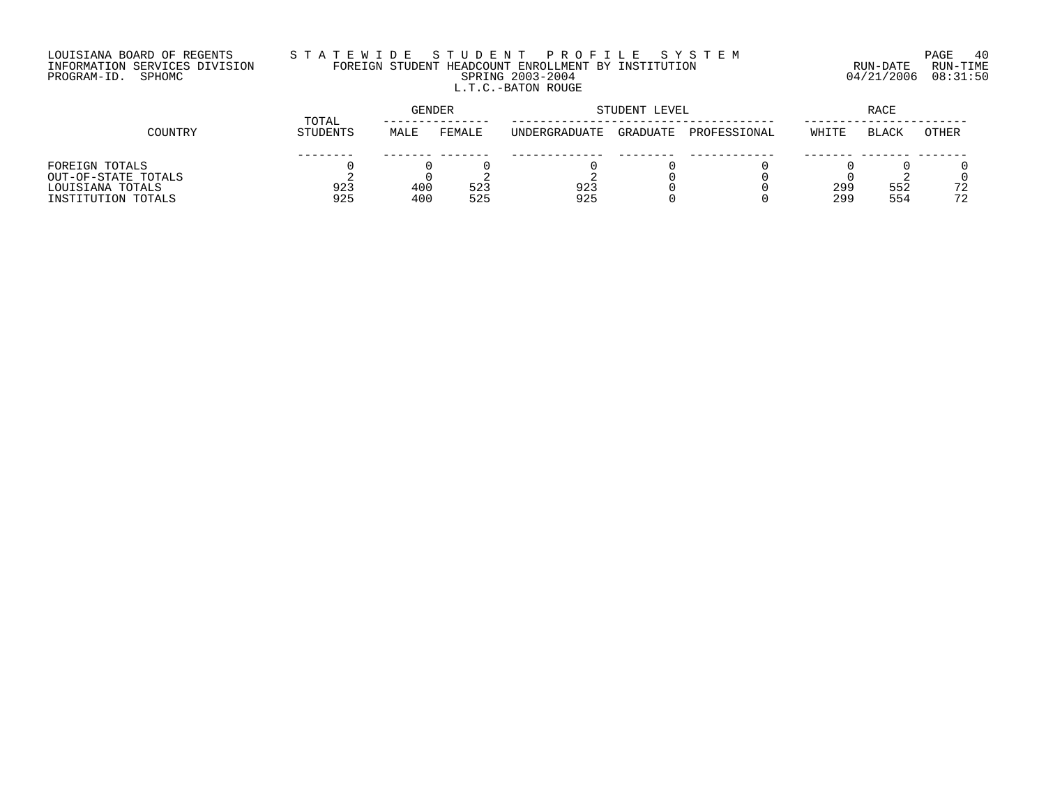LOUISIANA BOARD OF REGENTS
INFORMATION SERVICES DIVISION
PROGRAM-ID. SPHOMC

# STATEWIDE STUDENT PROFILE SYSTEM
## FOREIGN STUDENT HEADCOUNT ENROLLMENT BY INSTITUTION
### SPRING 2003-2004
### L.T.C.-BATON ROUGE

RUN-DATE 04/21/2006 RUN-TIME 08:31:50

| COUNTRY | TOTAL STUDENTS | GENDER | | STUDENT LEVEL | | | RACE | | |
|---|---|---|---|---|---|---|---|---|---|
| | | MALE | FEMALE | UNDERGRADUATE | GRADUATE | PROFESSIONAL | WHITE | BLACK | OTHER |
| FOREIGN TOTALS | 0 | 0 | 0 | 0 | 0 | 0 | 0 | 0 | 0 |
| OUT-OF-STATE TOTALS | 2 | 0 | 2 | 2 | 0 | 0 | 0 | 2 | 0 |
| LOUISIANA TOTALS | 923 | 400 | 523 | 923 | 0 | 0 | 299 | 552 | 72 |
| INSTITUTION TOTALS | 925 | 400 | 525 | 925 | 0 | 0 | 299 | 554 | 72 |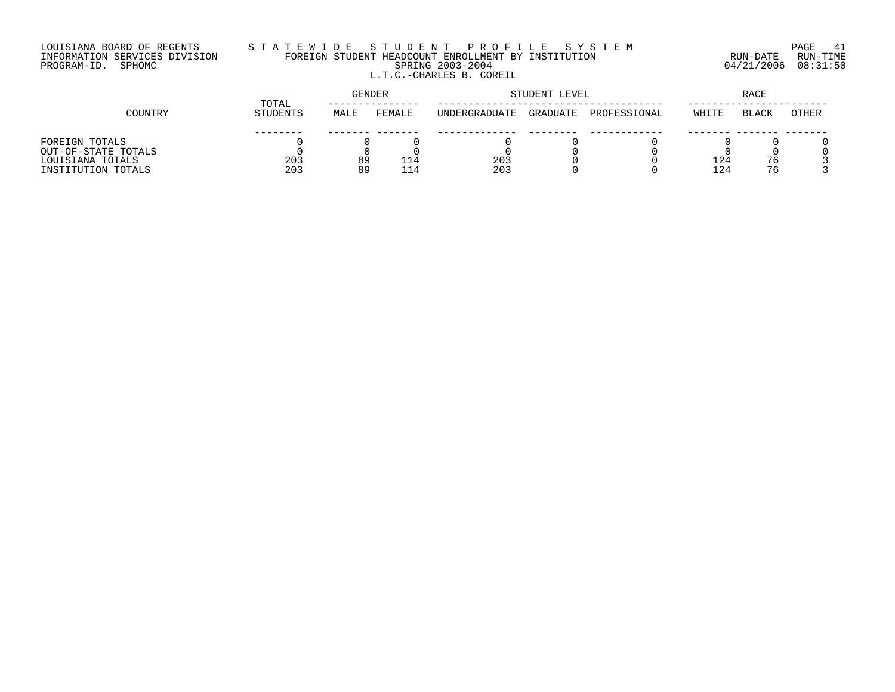LOUISIANA BOARD OF REGENTS
INFORMATION SERVICES DIVISION
PROGRAM-ID. SPHOMC

# STATEWIDE STUDENT PROFILE SYSTEM
## FOREIGN STUDENT HEADCOUNT ENROLLMENT BY INSTITUTION
### SPRING 2003-2004
### L.T.C.-CHARLES B. COREIL

RUN-DATE 04/21/2006 RUN-TIME 08:31:50

| COUNTRY | TOTAL STUDENTS | GENDER | | STUDENT LEVEL | | | RACE | | |
|---|---|---|---|---|---|---|---|---|---|
| | | MALE | FEMALE | UNDERGRADUATE | GRADUATE | PROFESSIONAL | WHITE | BLACK | OTHER |
| FOREIGN TOTALS | 0 | 0 | 0 | 0 | 0 | 0 | 0 | 0 | 0 |
| OUT-OF-STATE TOTALS | 0 | 0 | 0 | 0 | 0 | 0 | 0 | 0 | 0 |
| LOUISIANA TOTALS | 203 | 89 | 114 | 203 | 0 | 0 | 124 | 76 | 3 |
| INSTITUTION TOTALS | 203 | 89 | 114 | 203 | 0 | 0 | 124 | 76 | 3 |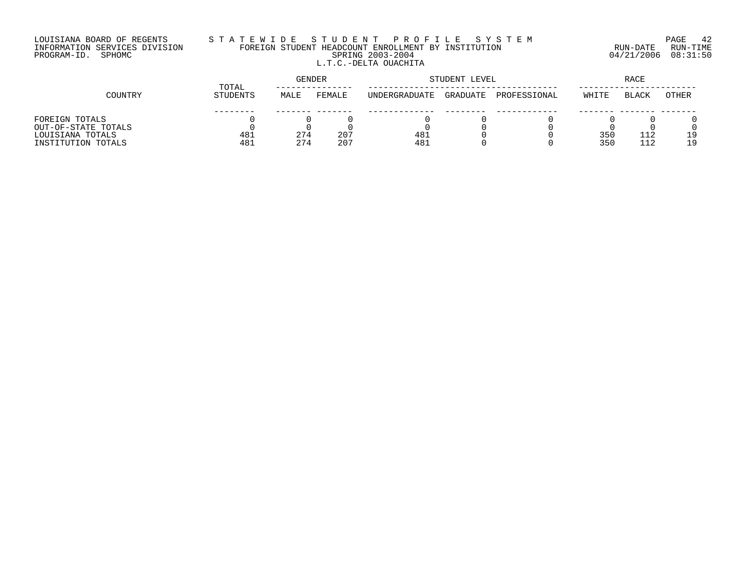LOUISIANA BOARD OF REGENTS
INFORMATION SERVICES DIVISION
PROGRAM-ID. SPHOMC

STATEWIDE STUDENT PROFILE SYSTEM
FOREIGN STUDENT HEADCOUNT ENROLLMENT BY INSTITUTION
SPRING 2003-2004
L.T.C.-DELTA OUACHITA

RUN-DATE 04/21/2006 RUN-TIME 08:31:50

| COUNTRY | TOTAL STUDENTS | GENDER | | STUDENT LEVEL | | | RACE | | |
|---|---|---|---|---|---|---|---|---|---|
| | | MALE | FEMALE | UNDERGRADUATE | GRADUATE | PROFESSIONAL | WHITE | BLACK | OTHER |
| FOREIGN TOTALS | 0 | 0 | 0 | 0 | 0 | 0 | 0 | 0 | 0 |
| OUT-OF-STATE TOTALS | 0 | 0 | 0 | 0 | 0 | 0 | 0 | 0 | 0 |
| LOUISIANA TOTALS | 481 | 274 | 207 | 481 | 0 | 0 | 350 | 112 | 19 |
| INSTITUTION TOTALS | 481 | 274 | 207 | 481 | 0 | 0 | 350 | 112 | 19 |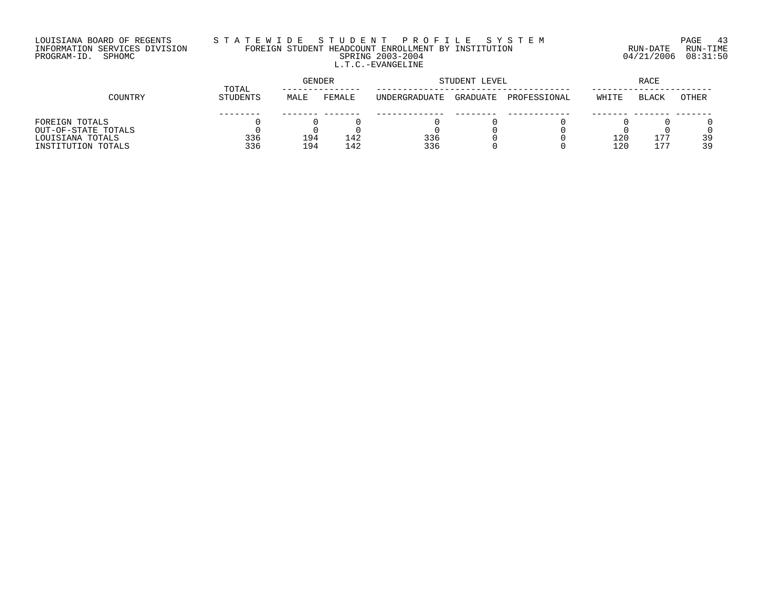LOUISIANA BOARD OF REGENTS
INFORMATION SERVICES DIVISION
PROGRAM-ID. SPHOMC

S T A T E W I D E   S T U D E N T   P R O F I L E   S Y S T E M
FOREIGN STUDENT HEADCOUNT ENROLLMENT BY INSTITUTION
SPRING 2003-2004
L.T.C.-EVANGELINE

RUN-DATE 04/21/2006 RUN-TIME 08:31:50

| COUNTRY | TOTAL STUDENTS | GENDER | | STUDENT LEVEL | | | RACE | | |
|---|---|---|---|---|---|---|---|---|---|
| | | MALE | FEMALE | UNDERGRADUATE | GRADUATE | PROFESSIONAL | WHITE | BLACK | OTHER |
| FOREIGN TOTALS | 0 | 0 | 0 | 0 | 0 | 0 | 0 | 0 | 0 |
| OUT-OF-STATE TOTALS | 0 | 0 | 0 | 0 | 0 | 0 | 0 | 0 | 0 |
| LOUISIANA TOTALS | 336 | 194 | 142 | 336 | 0 | 0 | 120 | 177 | 39 |
| INSTITUTION TOTALS | 336 | 194 | 142 | 336 | 0 | 0 | 120 | 177 | 39 |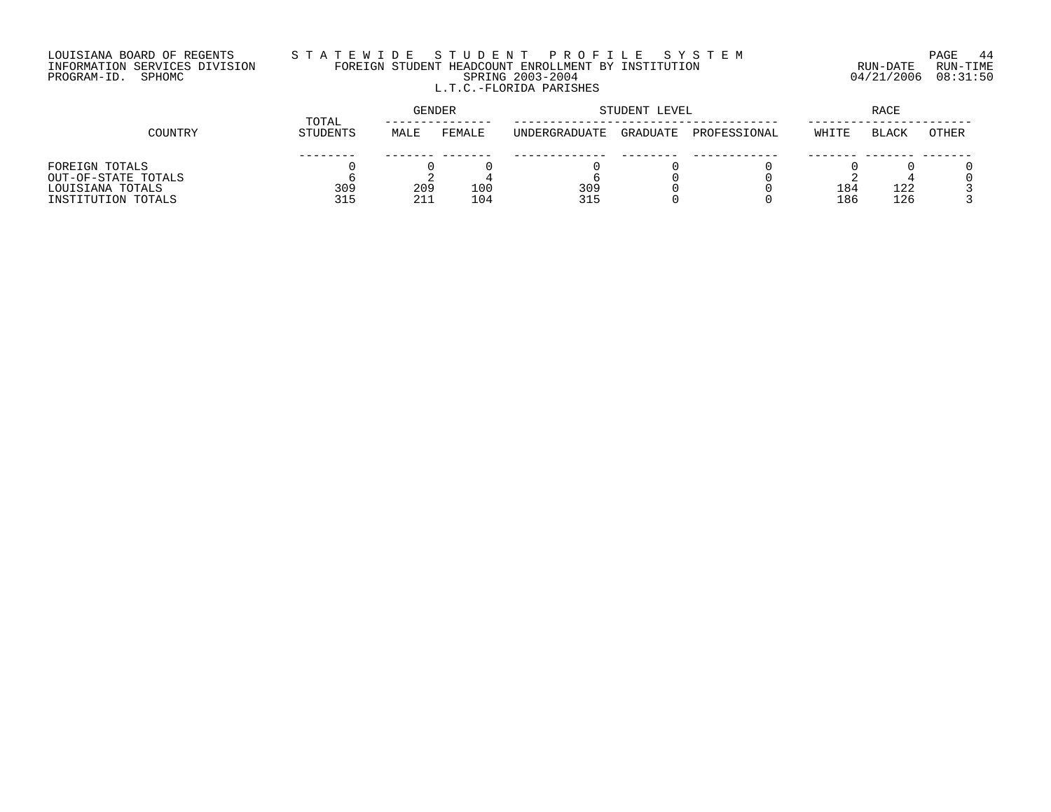LOUISIANA BOARD OF REGENTS
INFORMATION SERVICES DIVISION
PROGRAM-ID. SPHOMC

# STATEWIDE STUDENT PROFILE SYSTEM

## FOREIGN STUDENT HEADCOUNT ENROLLMENT BY INSTITUTION

### SPRING 2003-2004

### L.T.C.-FLORIDA PARISHES

RUN-DATE 04/21/2006 RUN-TIME 08:31:50

| COUNTRY | TOTAL STUDENTS | GENDER | | STUDENT LEVEL | | | RACE | | |
|---|---|---|---|---|---|---|---|---|---|
| | | MALE | FEMALE | UNDERGRADUATE | GRADUATE | PROFESSIONAL | WHITE | BLACK | OTHER |
| FOREIGN TOTALS | 0 | 0 | 0 | 0 | 0 | 0 | 0 | 0 | 0 |
| OUT-OF-STATE TOTALS | 6 | 2 | 4 | 6 | 0 | 0 | 2 | 4 | 0 |
| LOUISIANA TOTALS | 309 | 209 | 100 | 309 | 0 | 0 | 184 | 122 | 3 |
| INSTITUTION TOTALS | 315 | 211 | 104 | 315 | 0 | 0 | 186 | 126 | 3 |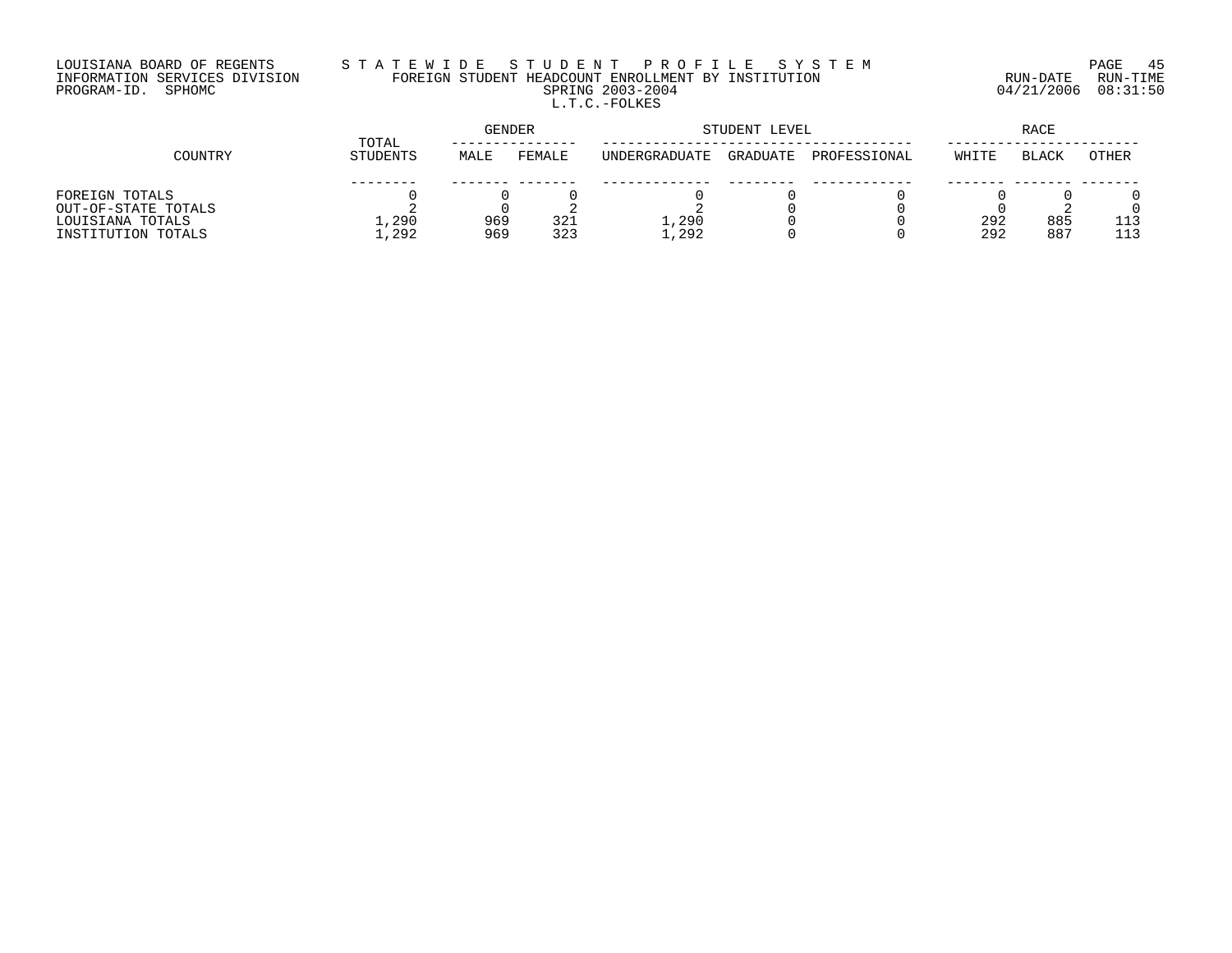LOUISIANA BOARD OF REGENTS
INFORMATION SERVICES DIVISION
PROGRAM-ID. SPHOMC

# STATEWIDE STUDENT PROFILE SYSTEM

## FOREIGN STUDENT HEADCOUNT ENROLLMENT BY INSTITUTION

### SPRING 2003-2004

### L.T.C.-FOLKES

RUN-DATE 04/21/2006 RUN-TIME 08:31:50

| COUNTRY | TOTAL STUDENTS | GENDER | | STUDENT LEVEL | | | RACE | | |
|---|---|---|---|---|---|---|---|---|---|
| | | MALE | FEMALE | UNDERGRADUATE | GRADUATE | PROFESSIONAL | WHITE | BLACK | OTHER |
| FOREIGN TOTALS | 0 | 0 | 0 | 0 | 0 | 0 | 0 | 0 | 0 |
| OUT-OF-STATE TOTALS | 2 | 0 | 2 | 2 | 0 | 0 | 0 | 2 | 0 |
| LOUISIANA TOTALS | 1,290 | 969 | 321 | 1,290 | 0 | 0 | 292 | 885 | 113 |
| INSTITUTION TOTALS | 1,292 | 969 | 323 | 1,292 | 0 | 0 | 292 | 887 | 113 |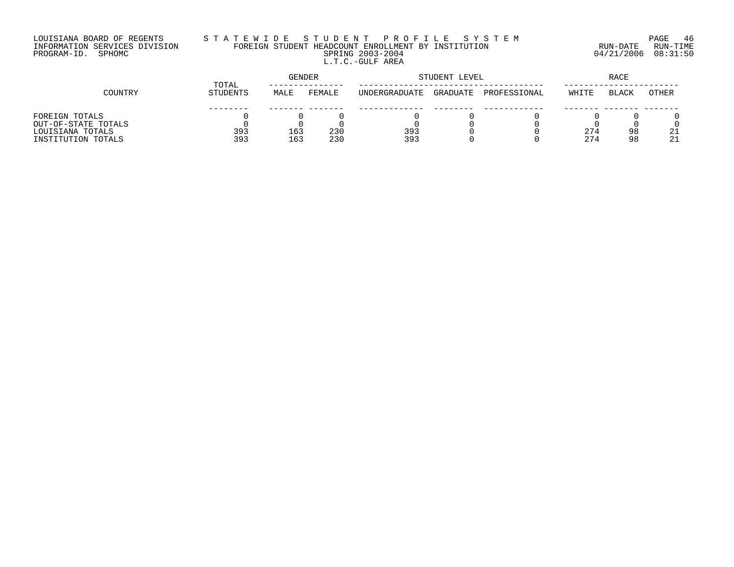LOUISIANA BOARD OF REGENTS
INFORMATION SERVICES DIVISION
PROGRAM-ID. SPHOMC

# STATEWIDE STUDENT PROFILE SYSTEM

## FOREIGN STUDENT HEADCOUNT ENROLLMENT BY INSTITUTION

SPRING 2003-2004

L.T.C.-GULF AREA

RUN-DATE 04/21/2006 RUN-TIME 08:31:50

| COUNTRY | TOTAL STUDENTS | GENDER | | STUDENT LEVEL | | | RACE | | |
|---|---|---|---|---|---|---|---|---|---|
| | | MALE | FEMALE | UNDERGRADUATE | GRADUATE | PROFESSIONAL | WHITE | BLACK | OTHER |
| FOREIGN TOTALS | 0 | 0 | 0 | 0 | 0 | 0 | 0 | 0 | 0 |
| OUT-OF-STATE TOTALS | 0 | 0 | 0 | 0 | 0 | 0 | 0 | 0 | 0 |
| LOUISIANA TOTALS | 393 | 163 | 230 | 393 | 0 | 0 | 274 | 98 | 21 |
| INSTITUTION TOTALS | 393 | 163 | 230 | 393 | 0 | 0 | 274 | 98 | 21 |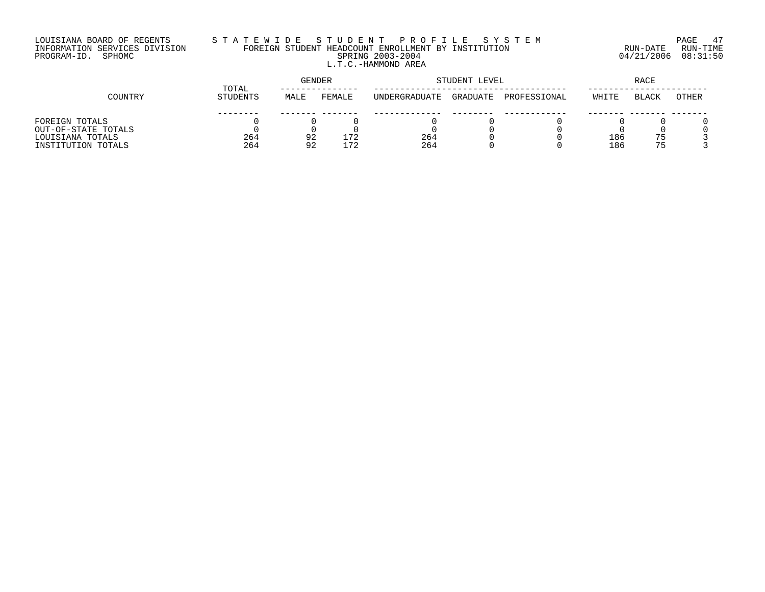LOUISIANA BOARD OF REGENTS
INFORMATION SERVICES DIVISION
PROGRAM-ID. SPHOMC

S T A T E W I D E   S T U D E N T   P R O F I L E   S Y S T E M
FOREIGN STUDENT HEADCOUNT ENROLLMENT BY INSTITUTION
SPRING 2003-2004
L.T.C.-HAMMOND AREA

RUN-DATE 04/21/2006 RUN-TIME 08:31:50

| COUNTRY | TOTAL STUDENTS | GENDER | | STUDENT LEVEL | | | RACE | | |
|---|---|---|---|---|---|---|---|---|---|
| | | MALE | FEMALE | UNDERGRADUATE | GRADUATE | PROFESSIONAL | WHITE | BLACK | OTHER |
| FOREIGN TOTALS | 0 | 0 | 0 | 0 | 0 | 0 | 0 | 0 | 0 |
| OUT-OF-STATE TOTALS | 0 | 0 | 0 | 0 | 0 | 0 | 0 | 0 | 0 |
| LOUISIANA TOTALS | 264 | 92 | 172 | 264 | 0 | 0 | 186 | 75 | 3 |
| INSTITUTION TOTALS | 264 | 92 | 172 | 264 | 0 | 0 | 186 | 75 | 3 |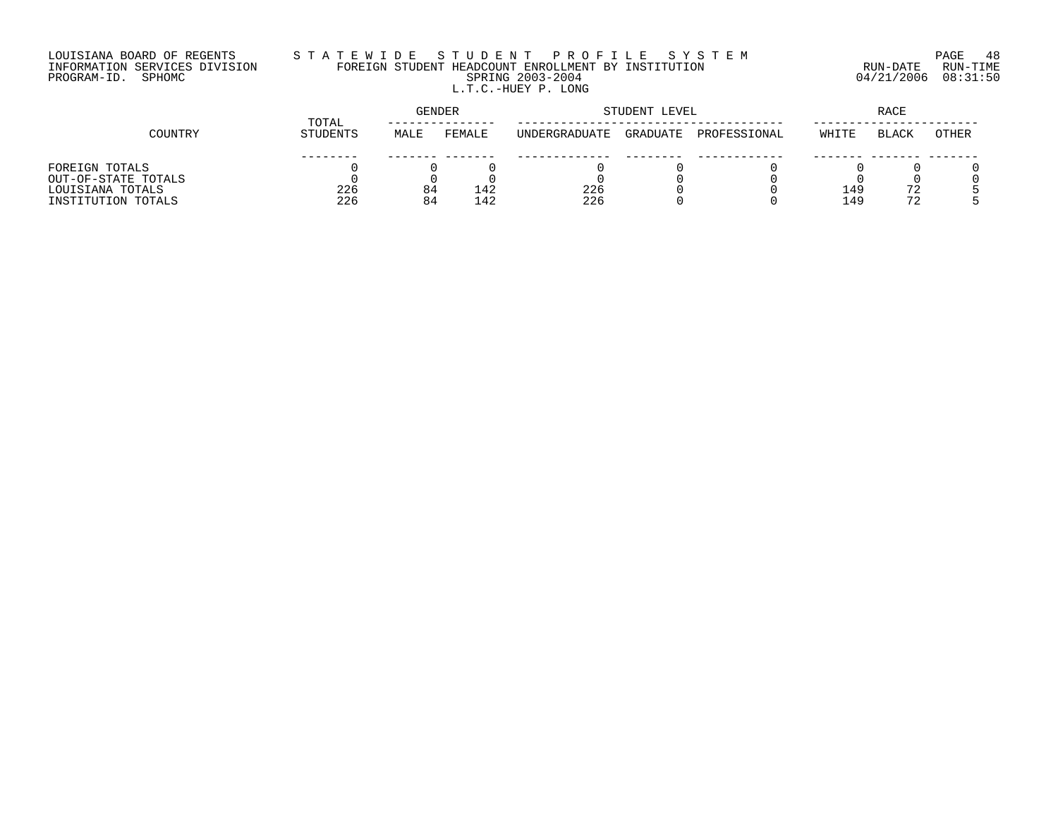LOUISIANA BOARD OF REGENTS
INFORMATION SERVICES DIVISION
PROGRAM-ID. SPHOMC

# STATEWIDE STUDENT PROFILE SYSTEM

## FOREIGN STUDENT HEADCOUNT ENROLLMENT BY INSTITUTION

SPRING 2003-2004

L.T.C.-HUEY P. LONG

RUN-DATE 04/21/2006 RUN-TIME 08:31:50

| COUNTRY | TOTAL STUDENTS | GENDER | | STUDENT LEVEL | | | RACE | | |
|---|---|---|---|---|---|---|---|---|---|
| | | MALE | FEMALE | UNDERGRADUATE | GRADUATE | PROFESSIONAL | WHITE | BLACK | OTHER |
| FOREIGN TOTALS | 0 | 0 | 0 | 0 | 0 | 0 | 0 | 0 | 0 |
| OUT-OF-STATE TOTALS | 0 | 0 | 0 | 0 | 0 | 0 | 0 | 0 | 0 |
| LOUISIANA TOTALS | 226 | 84 | 142 | 226 | 0 | 0 | 149 | 72 | 5 |
| INSTITUTION TOTALS | 226 | 84 | 142 | 226 | 0 | 0 | 149 | 72 | 5 |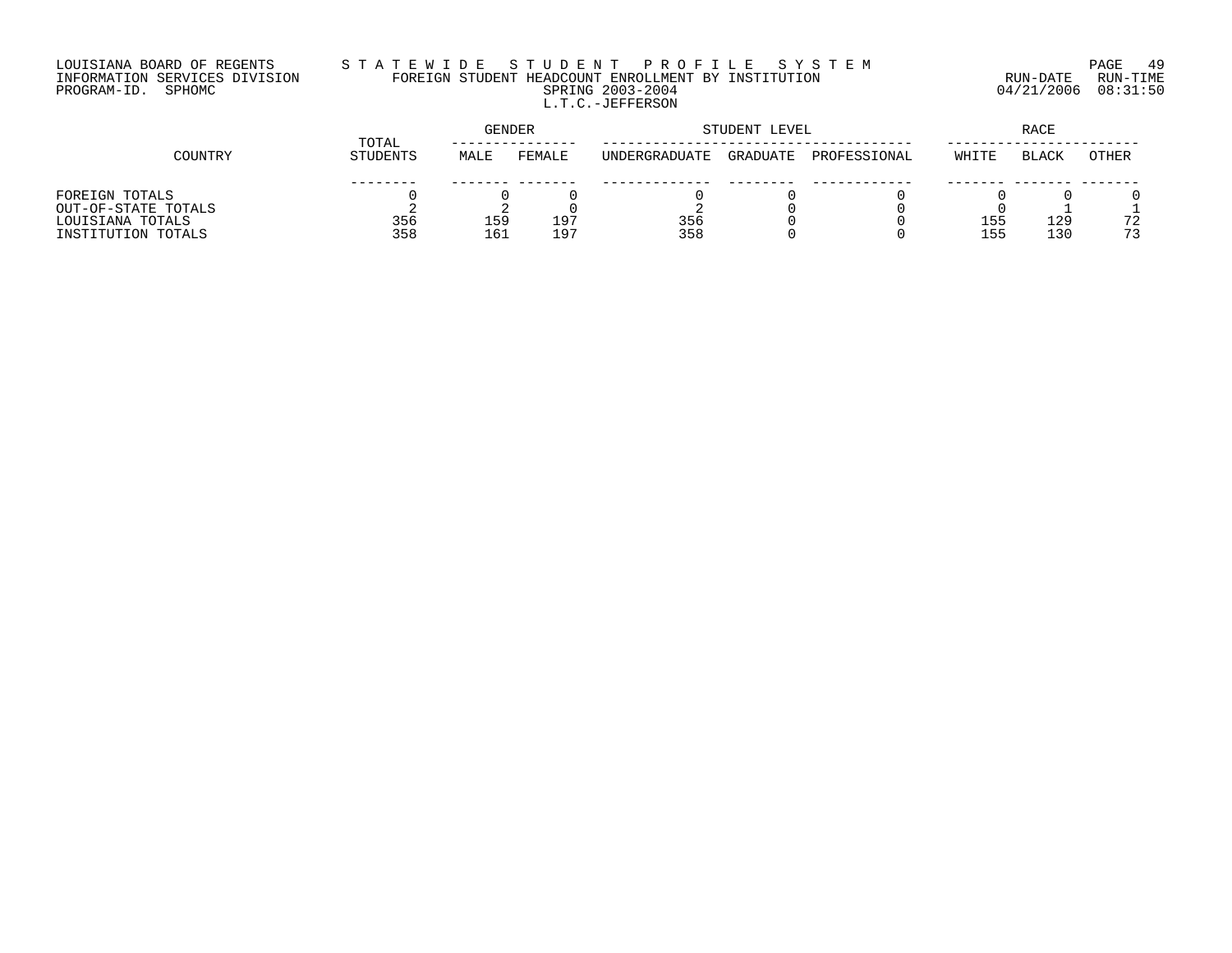LOUISIANA BOARD OF REGENTS
INFORMATION SERVICES DIVISION
PROGRAM-ID. SPHOMC

# S T A T E W I D E   S T U D E N T   P R O F I L E   S Y S T E M

## FOREIGN STUDENT HEADCOUNT ENROLLMENT BY INSTITUTION

SPRING 2003-2004

L.T.C.-JEFFERSON

RUN-DATE 04/21/2006 RUN-TIME 08:31:50

| COUNTRY | TOTAL STUDENTS | GENDER | | STUDENT LEVEL | | | RACE | | |
|---|---|---|---|---|---|---|---|---|---|
| | | MALE | FEMALE | UNDERGRADUATE | GRADUATE | PROFESSIONAL | WHITE | BLACK | OTHER |
| FOREIGN TOTALS | 0 | 0 | 0 | 0 | 0 | 0 | 0 | 0 | 0 |
| OUT-OF-STATE TOTALS | 2 | 2 | 0 | 2 | 0 | 0 | 0 | 1 | 1 |
| LOUISIANA TOTALS | 356 | 159 | 197 | 356 | 0 | 0 | 155 | 129 | 72 |
| INSTITUTION TOTALS | 358 | 161 | 197 | 358 | 0 | 0 | 155 | 130 | 73 |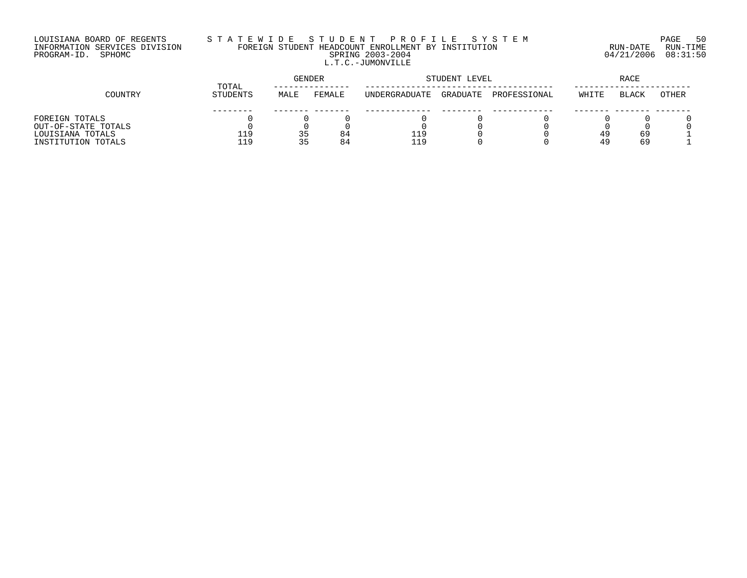LOUISIANA BOARD OF REGENTS
INFORMATION SERVICES DIVISION
PROGRAM-ID. SPHOMC

# STATEWIDE STUDENT PROFILE SYSTEM
## FOREIGN STUDENT HEADCOUNT ENROLLMENT BY INSTITUTION
### SPRING 2003-2004
### L.T.C.-JUMONVILLE

RUN-DATE 04/21/2006 RUN-TIME 08:31:50

| COUNTRY | TOTAL STUDENTS | GENDER | | STUDENT LEVEL | | | RACE | | |
|---|---|---|---|---|---|---|---|---|---|
| | | MALE | FEMALE | UNDERGRADUATE | GRADUATE | PROFESSIONAL | WHITE | BLACK | OTHER |
| FOREIGN TOTALS | 0 | 0 | 0 | 0 | 0 | 0 | 0 | 0 | 0 |
| OUT-OF-STATE TOTALS | 0 | 0 | 0 | 0 | 0 | 0 | 0 | 0 | 0 |
| LOUISIANA TOTALS | 119 | 35 | 84 | 119 | 0 | 0 | 49 | 69 | 1 |
| INSTITUTION TOTALS | 119 | 35 | 84 | 119 | 0 | 0 | 49 | 69 | 1 |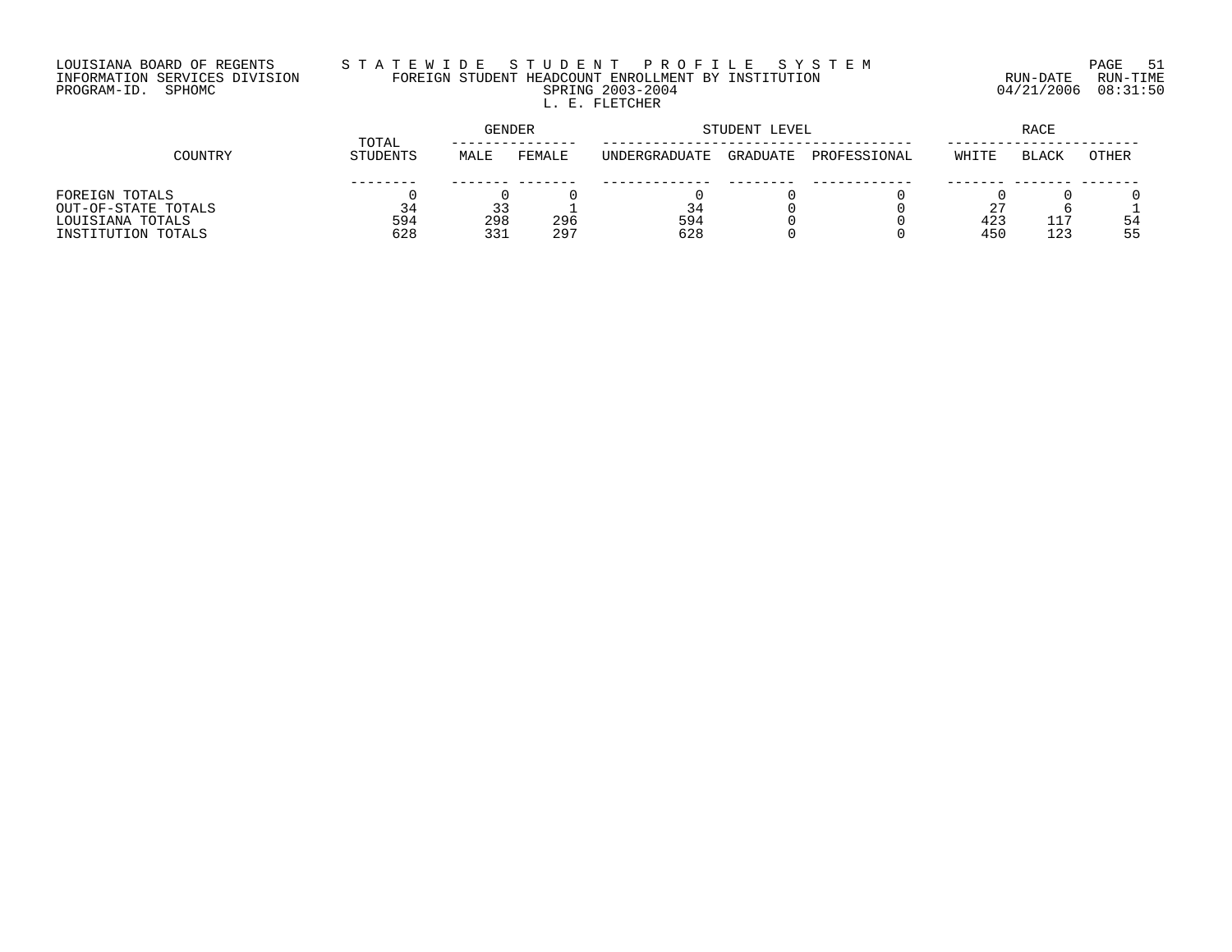LOUISIANA BOARD OF REGENTS — STATEWIDE STUDENT PROFILE SYSTEM
INFORMATION SERVICES DIVISION — FOREIGN STUDENT HEADCOUNT ENROLLMENT BY INSTITUTION
PROGRAM-ID. SPHOMC — SPRING 2003-2004 — RUN-DATE 04/21/2006 RUN-TIME 08:31:50

## L. E. FLETCHER

| COUNTRY | TOTAL STUDENTS | GENDER | | STUDENT LEVEL | | | RACE | | |
|---|---|---|---|---|---|---|---|---|---|
| | | MALE | FEMALE | UNDERGRADUATE | GRADUATE | PROFESSIONAL | WHITE | BLACK | OTHER |
| FOREIGN TOTALS | 0 | 0 | 0 | 0 | 0 | 0 | 0 | 0 | 0 |
| OUT-OF-STATE TOTALS | 34 | 33 | 1 | 34 | 0 | 0 | 27 | 6 | 1 |
| LOUISIANA TOTALS | 594 | 298 | 296 | 594 | 0 | 0 | 423 | 117 | 54 |
| INSTITUTION TOTALS | 628 | 331 | 297 | 628 | 0 | 0 | 450 | 123 | 55 |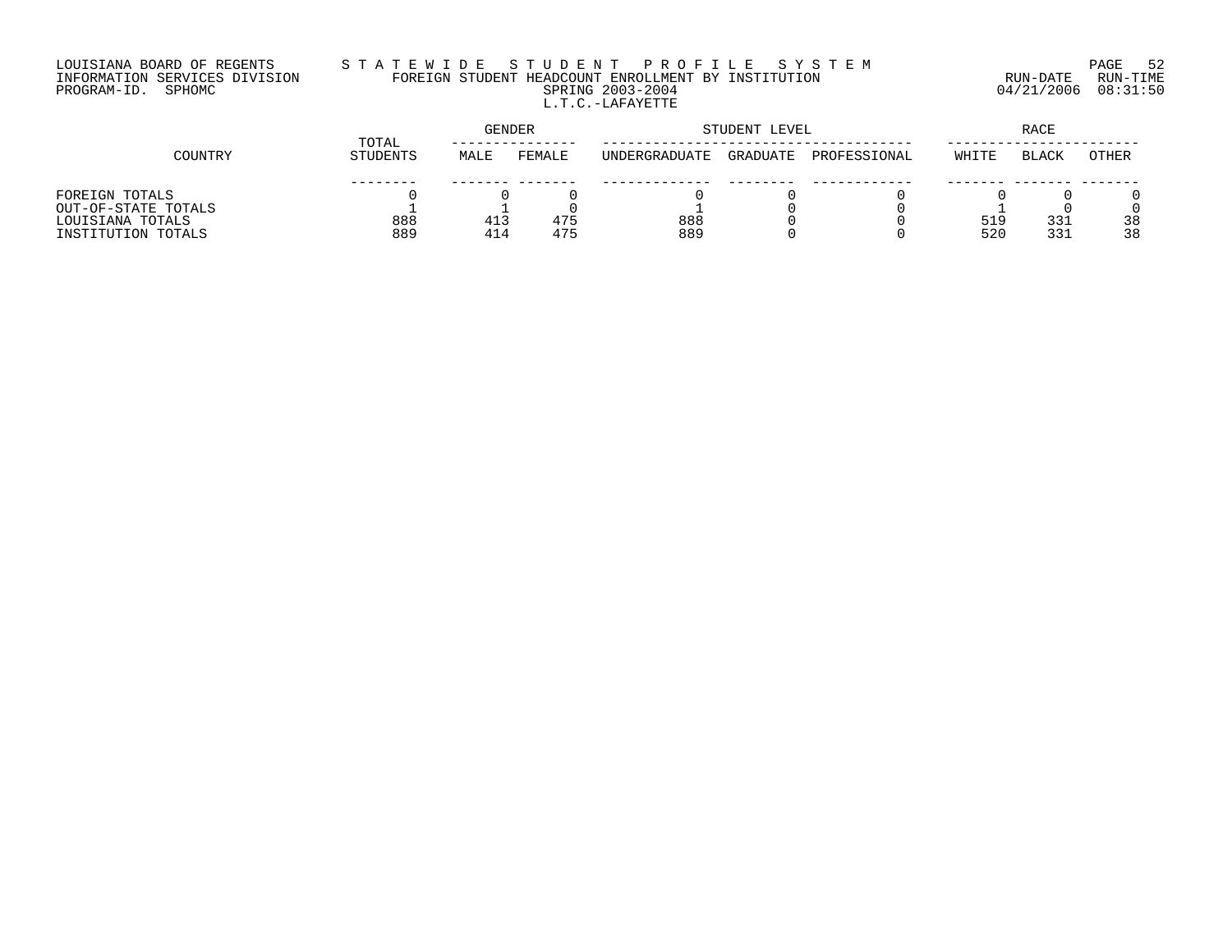LOUISIANA BOARD OF REGENTS
INFORMATION SERVICES DIVISION
PROGRAM-ID. SPHOMC

STATEWIDE STUDENT PROFILE SYSTEM
FOREIGN STUDENT HEADCOUNT ENROLLMENT BY INSTITUTION
SPRING 2003-2004
L.T.C.-LAFAYETTE

RUN-DATE 04/21/2006 RUN-TIME 08:31:50

| COUNTRY | TOTAL STUDENTS | GENDER | | STUDENT LEVEL | | | RACE | | |
|---|---|---|---|---|---|---|---|---|---|
| | | MALE | FEMALE | UNDERGRADUATE | GRADUATE | PROFESSIONAL | WHITE | BLACK | OTHER |
| FOREIGN TOTALS | 0 | 0 | 0 | 0 | 0 | 0 | 0 | 0 | 0 |
| OUT-OF-STATE TOTALS | 1 | 1 | 0 | 1 | 0 | 0 | 1 | 0 | 0 |
| LOUISIANA TOTALS | 888 | 413 | 475 | 888 | 0 | 0 | 519 | 331 | 38 |
| INSTITUTION TOTALS | 889 | 414 | 475 | 889 | 0 | 0 | 520 | 331 | 38 |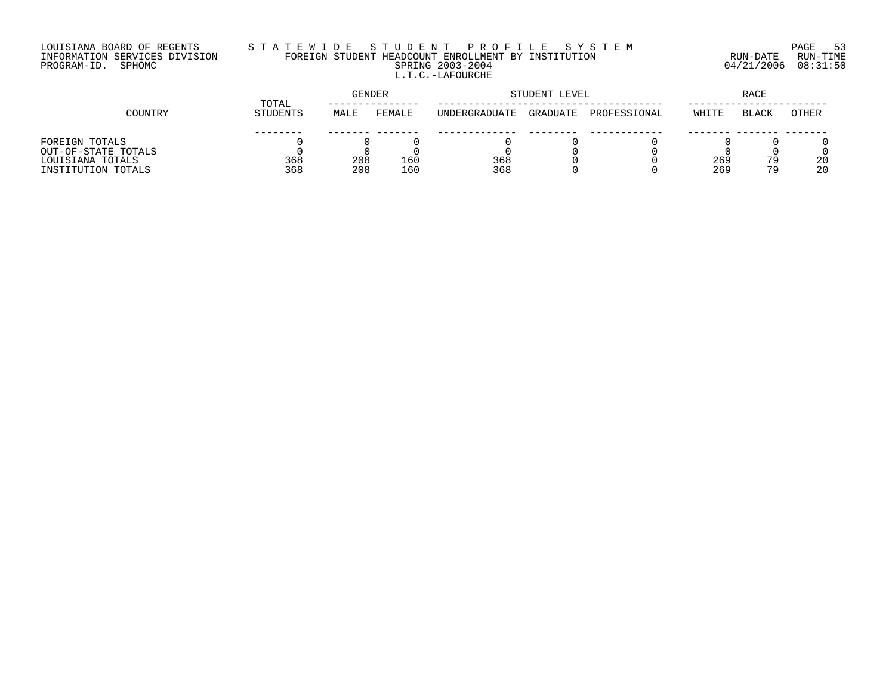LOUISIANA BOARD OF REGENTS
INFORMATION SERVICES DIVISION
PROGRAM-ID. SPHOMC

STATEWIDE STUDENT PROFILE SYSTEM
FOREIGN STUDENT HEADCOUNT ENROLLMENT BY INSTITUTION
SPRING 2003-2004
L.T.C.-LAFOURCHE

RUN-DATE 04/21/2006 RUN-TIME 08:31:50

| COUNTRY | TOTAL STUDENTS | GENDER | | STUDENT LEVEL | | | RACE | | |
|---|---|---|---|---|---|---|---|---|---|
| | | MALE | FEMALE | UNDERGRADUATE | GRADUATE | PROFESSIONAL | WHITE | BLACK | OTHER |
| FOREIGN TOTALS | 0 | 0 | 0 | 0 | 0 | 0 | 0 | 0 | 0 |
| OUT-OF-STATE TOTALS | 0 | 0 | 0 | 0 | 0 | 0 | 0 | 0 | 0 |
| LOUISIANA TOTALS | 368 | 208 | 160 | 368 | 0 | 0 | 269 | 79 | 20 |
| INSTITUTION TOTALS | 368 | 208 | 160 | 368 | 0 | 0 | 269 | 79 | 20 |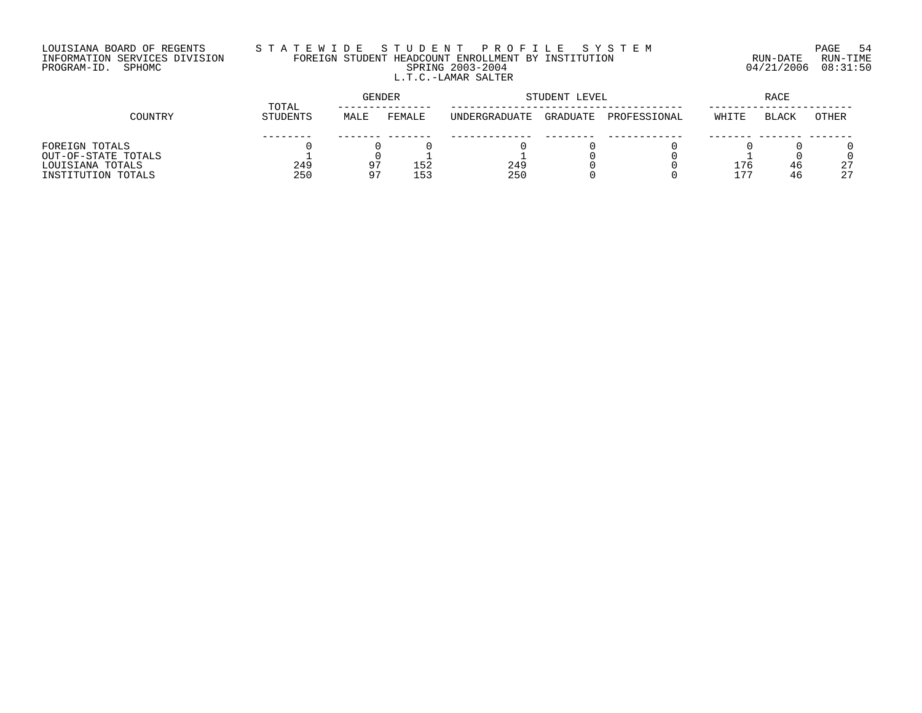LOUISIANA BOARD OF REGENTS — INFORMATION SERVICES DIVISION — PROGRAM-ID. SPHOMC

# STATEWIDE STUDENT PROFILE SYSTEM

## FOREIGN STUDENT HEADCOUNT ENROLLMENT BY INSTITUTION

### SPRING 2003-2004

### L.T.C.-LAMAR SALTER

RUN-DATE 04/21/2006 RUN-TIME 08:31:50

| COUNTRY | TOTAL STUDENTS | GENDER | | STUDENT LEVEL | | | RACE | | |
|---|---|---|---|---|---|---|---|---|---|
| | | MALE | FEMALE | UNDERGRADUATE | GRADUATE | PROFESSIONAL | WHITE | BLACK | OTHER |
| FOREIGN TOTALS | 0 | 0 | 0 | 0 | 0 | 0 | 0 | 0 | 0 |
| OUT-OF-STATE TOTALS | 1 | 0 | 1 | 1 | 0 | 0 | 1 | 0 | 0 |
| LOUISIANA TOTALS | 249 | 97 | 152 | 249 | 0 | 0 | 176 | 46 | 27 |
| INSTITUTION TOTALS | 250 | 97 | 153 | 250 | 0 | 0 | 177 | 46 | 27 |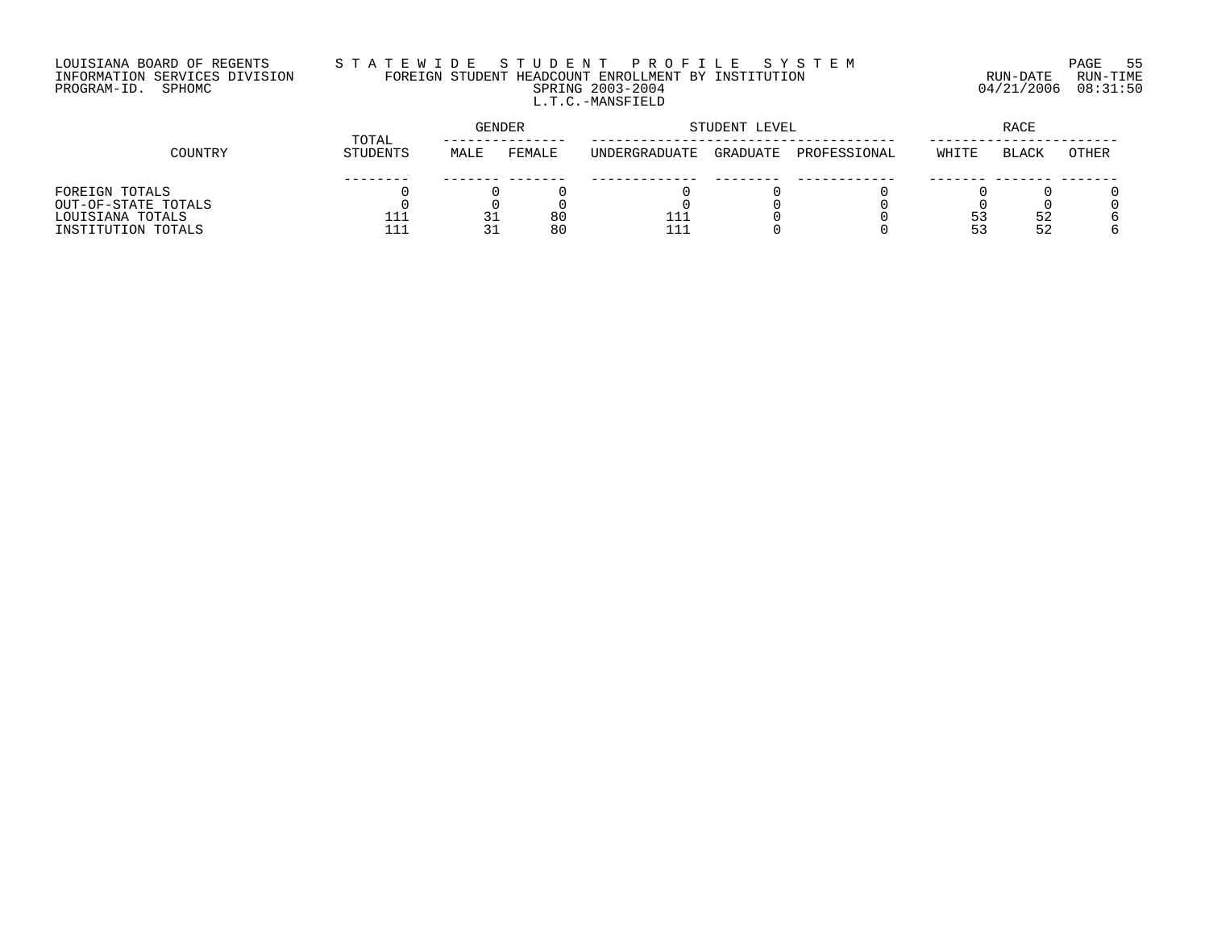LOUISIANA BOARD OF REGENTS
INFORMATION SERVICES DIVISION
PROGRAM-ID. SPHOMC

# STATEWIDE STUDENT PROFILE SYSTEM

## FOREIGN STUDENT HEADCOUNT ENROLLMENT BY INSTITUTION

SPRING 2003-2004

L.T.C.-MANSFIELD

RUN-DATE 04/21/2006 RUN-TIME 08:31:50

| COUNTRY | TOTAL STUDENTS | GENDER | | STUDENT LEVEL | | | RACE | | |
|---|---|---|---|---|---|---|---|---|---|
| | | MALE | FEMALE | UNDERGRADUATE | GRADUATE | PROFESSIONAL | WHITE | BLACK | OTHER |
| FOREIGN TOTALS | 0 | 0 | 0 | 0 | 0 | 0 | 0 | 0 | 0 |
| OUT-OF-STATE TOTALS | 0 | 0 | 0 | 0 | 0 | 0 | 0 | 0 | 0 |
| LOUISIANA TOTALS | 111 | 31 | 80 | 111 | 0 | 0 | 53 | 52 | 6 |
| INSTITUTION TOTALS | 111 | 31 | 80 | 111 | 0 | 0 | 53 | 52 | 6 |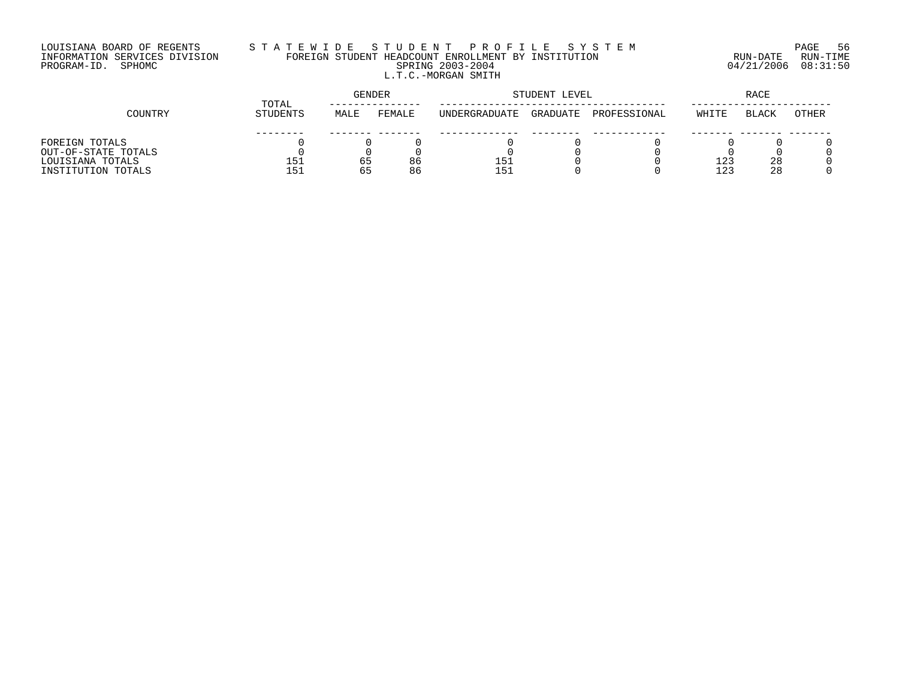LOUISIANA BOARD OF REGENTS
INFORMATION SERVICES DIVISION
PROGRAM-ID. SPHOMC

# STATEWIDE STUDENT PROFILE SYSTEM

## FOREIGN STUDENT HEADCOUNT ENROLLMENT BY INSTITUTION

SPRING 2003-2004

L.T.C.-MORGAN SMITH

RUN-DATE 04/21/2006 RUN-TIME 08:31:50

| COUNTRY | TOTAL STUDENTS | GENDER | | STUDENT LEVEL | | | RACE | | |
|---|---|---|---|---|---|---|---|---|---|
| | | MALE | FEMALE | UNDERGRADUATE | GRADUATE | PROFESSIONAL | WHITE | BLACK | OTHER |
| FOREIGN TOTALS | 0 | 0 | 0 | 0 | 0 | 0 | 0 | 0 | 0 |
| OUT-OF-STATE TOTALS | 0 | 0 | 0 | 0 | 0 | 0 | 0 | 0 | 0 |
| LOUISIANA TOTALS | 151 | 65 | 86 | 151 | 0 | 0 | 123 | 28 | 0 |
| INSTITUTION TOTALS | 151 | 65 | 86 | 151 | 0 | 0 | 123 | 28 | 0 |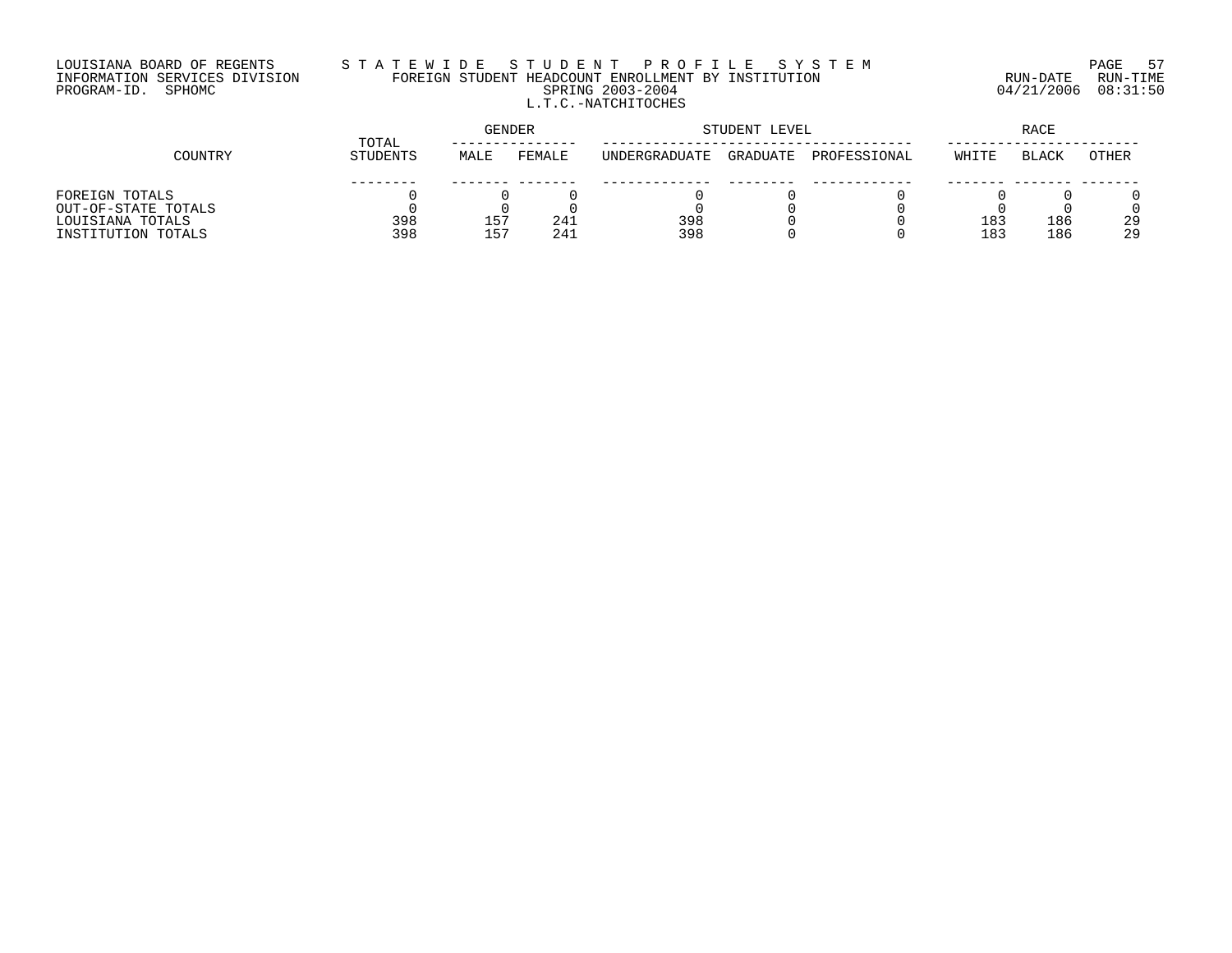LOUISIANA BOARD OF REGENTS
INFORMATION SERVICES DIVISION
PROGRAM-ID. SPHOMC

# STATEWIDE STUDENT PROFILE SYSTEM
## FOREIGN STUDENT HEADCOUNT ENROLLMENT BY INSTITUTION
### SPRING 2003-2004
### L.T.C.-NATCHITOCHES

RUN-DATE 04/21/2006 RUN-TIME 08:31:50

| COUNTRY | TOTAL STUDENTS | GENDER | | STUDENT LEVEL | | | RACE | | |
|---|---|---|---|---|---|---|---|---|---|
| | | MALE | FEMALE | UNDERGRADUATE | GRADUATE | PROFESSIONAL | WHITE | BLACK | OTHER |
| FOREIGN TOTALS | 0 | 0 | 0 | 0 | 0 | 0 | 0 | 0 | 0 |
| OUT-OF-STATE TOTALS | 0 | 0 | 0 | 0 | 0 | 0 | 0 | 0 | 0 |
| LOUISIANA TOTALS | 398 | 157 | 241 | 398 | 0 | 0 | 183 | 186 | 29 |
| INSTITUTION TOTALS | 398 | 157 | 241 | 398 | 0 | 0 | 183 | 186 | 29 |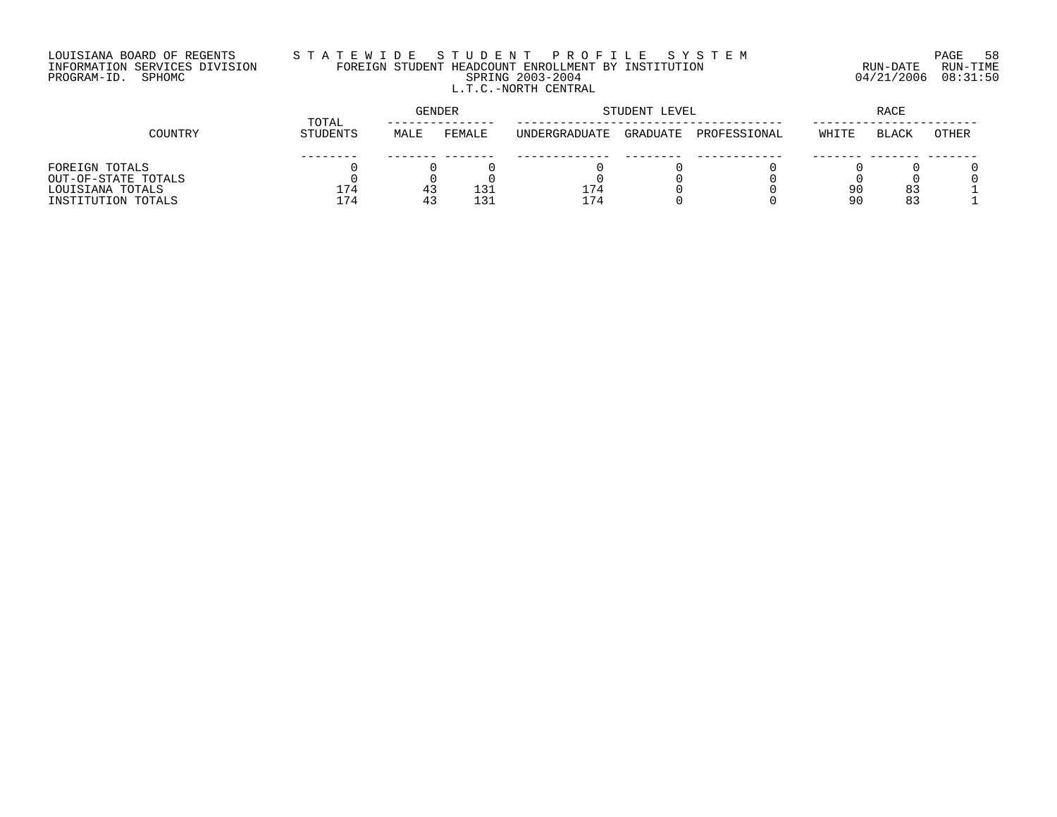LOUISIANA BOARD OF REGENTS
INFORMATION SERVICES DIVISION
PROGRAM-ID. SPHOMC

STATEWIDE STUDENT PROFILE SYSTEM
FOREIGN STUDENT HEADCOUNT ENROLLMENT BY INSTITUTION
SPRING 2003-2004
L.T.C.-NORTH CENTRAL

RUN-DATE 04/21/2006 RUN-TIME 08:31:50

| COUNTRY | TOTAL STUDENTS | GENDER | | STUDENT LEVEL | | | RACE | | |
|---|---|---|---|---|---|---|---|---|---|
| | | MALE | FEMALE | UNDERGRADUATE | GRADUATE | PROFESSIONAL | WHITE | BLACK | OTHER |
| FOREIGN TOTALS | 0 | 0 | 0 | 0 | 0 | 0 | 0 | 0 | 0 |
| OUT-OF-STATE TOTALS | 0 | 0 | 0 | 0 | 0 | 0 | 0 | 0 | 0 |
| LOUISIANA TOTALS | 174 | 43 | 131 | 174 | 0 | 0 | 90 | 83 | 1 |
| INSTITUTION TOTALS | 174 | 43 | 131 | 174 | 0 | 0 | 90 | 83 | 1 |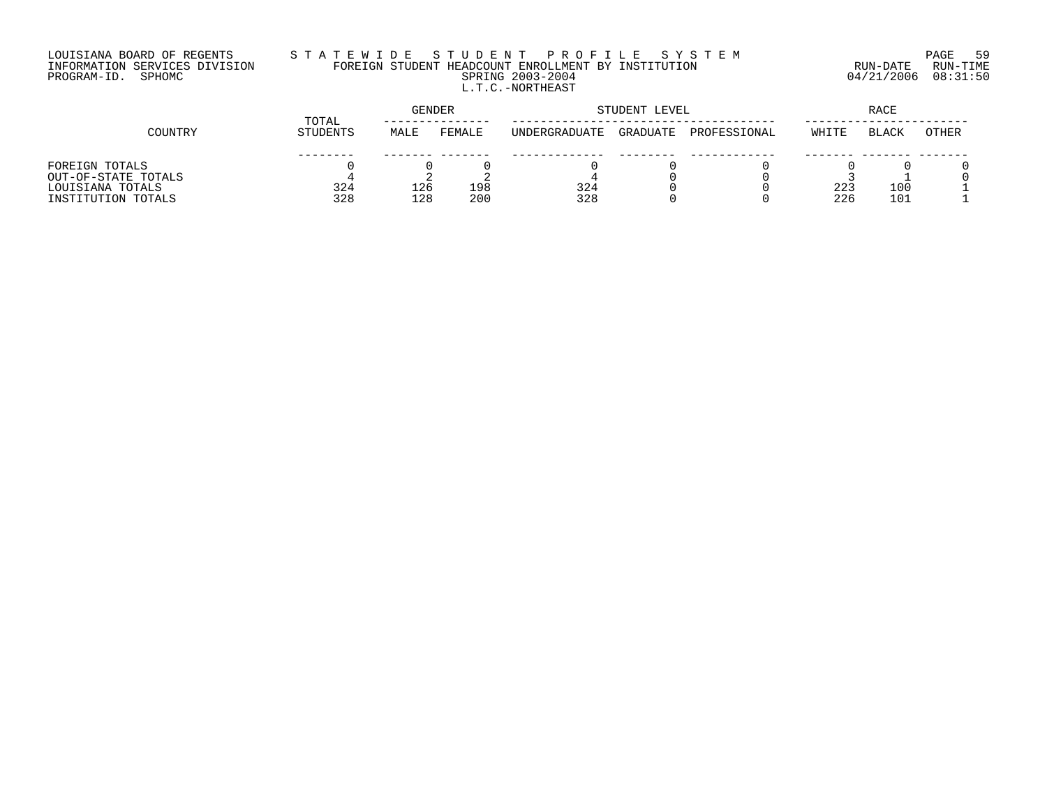LOUISIANA BOARD OF REGENTS
INFORMATION SERVICES DIVISION
PROGRAM-ID. SPHOMC

STATEWIDE STUDENT PROFILE SYSTEM
FOREIGN STUDENT HEADCOUNT ENROLLMENT BY INSTITUTION
SPRING 2003-2004
L.T.C.-NORTHEAST

RUN-DATE 04/21/2006 RUN-TIME 08:31:50

| COUNTRY | TOTAL STUDENTS | GENDER | | STUDENT LEVEL | | | RACE | | |
|---|---|---|---|---|---|---|---|---|---|
| | | MALE | FEMALE | UNDERGRADUATE | GRADUATE | PROFESSIONAL | WHITE | BLACK | OTHER |
| FOREIGN TOTALS | 0 | 0 | 0 | 0 | 0 | 0 | 0 | 0 | 0 |
| OUT-OF-STATE TOTALS | 4 | 2 | 2 | 4 | 0 | 0 | 3 | 1 | 0 |
| LOUISIANA TOTALS | 324 | 126 | 198 | 324 | 0 | 0 | 223 | 100 | 1 |
| INSTITUTION TOTALS | 328 | 128 | 200 | 328 | 0 | 0 | 226 | 101 | 1 |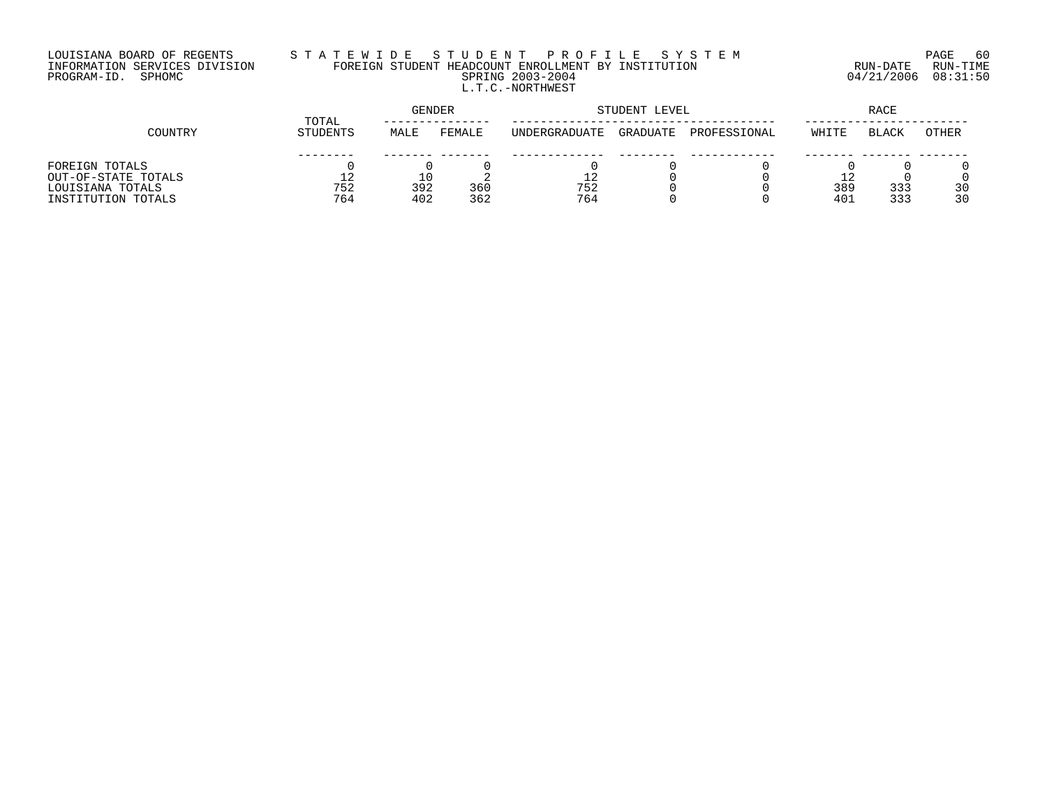LOUISIANA BOARD OF REGENTS
INFORMATION SERVICES DIVISION
PROGRAM-ID. SPHOMC

# STATEWIDE STUDENT PROFILE SYSTEM

## FOREIGN STUDENT HEADCOUNT ENROLLMENT BY INSTITUTION

SPRING 2003-2004

L.T.C.-NORTHWEST

RUN-DATE 04/21/2006 RUN-TIME 08:31:50

| COUNTRY | TOTAL STUDENTS | GENDER | | STUDENT LEVEL | | | RACE | | |
|---|---|---|---|---|---|---|---|---|---|
| | | MALE | FEMALE | UNDERGRADUATE | GRADUATE | PROFESSIONAL | WHITE | BLACK | OTHER |
| FOREIGN TOTALS | 0 | 0 | 0 | 0 | 0 | 0 | 0 | 0 | 0 |
| OUT-OF-STATE TOTALS | 12 | 10 | 2 | 12 | 0 | 0 | 12 | 0 | 0 |
| LOUISIANA TOTALS | 752 | 392 | 360 | 752 | 0 | 0 | 389 | 333 | 30 |
| INSTITUTION TOTALS | 764 | 402 | 362 | 764 | 0 | 0 | 401 | 333 | 30 |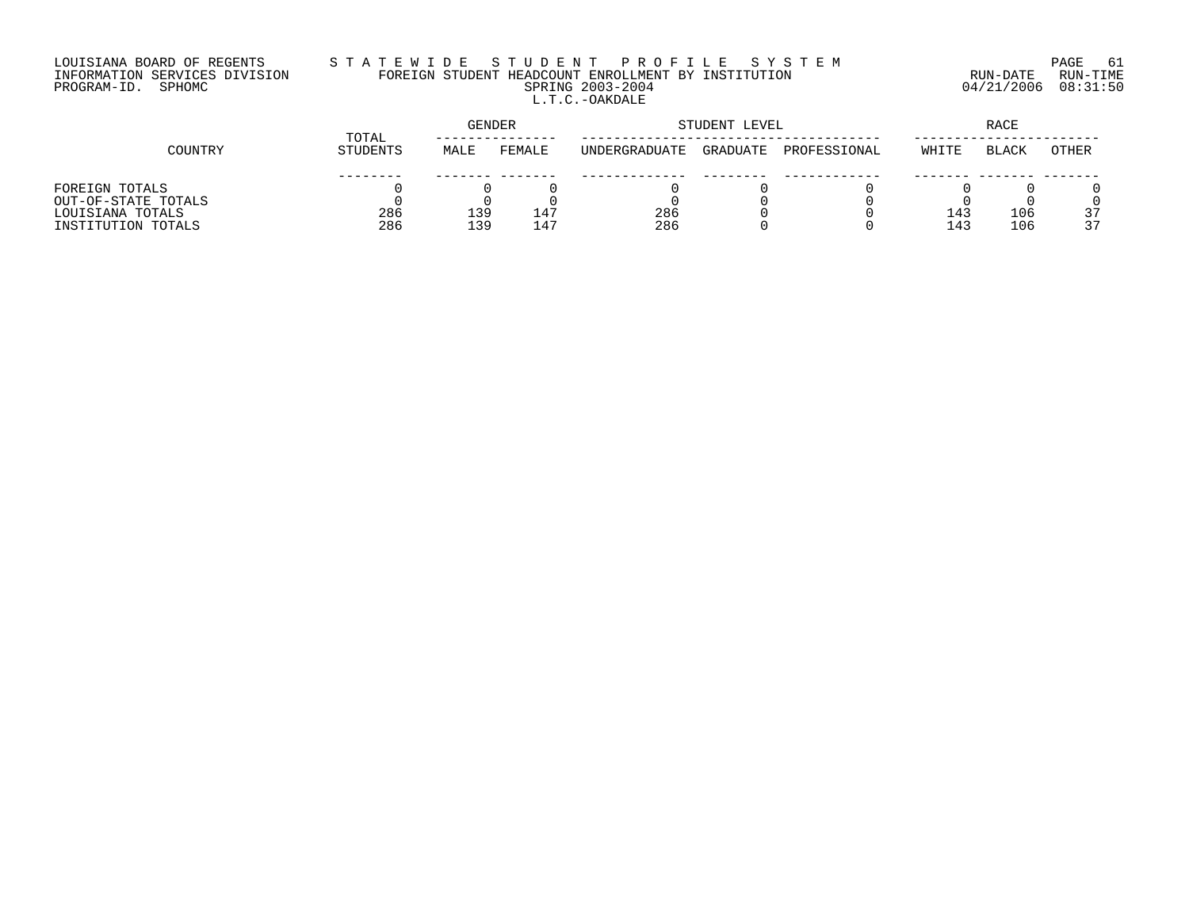LOUISIANA BOARD OF REGENTS
INFORMATION SERVICES DIVISION
PROGRAM-ID. SPHOMC

STATEWIDE STUDENT PROFILE SYSTEM
FOREIGN STUDENT HEADCOUNT ENROLLMENT BY INSTITUTION
SPRING 2003-2004
L.T.C.-OAKDALE

RUN-DATE 04/21/2006 RUN-TIME 08:31:50

| COUNTRY | TOTAL STUDENTS | GENDER | | STUDENT LEVEL | | | RACE | | |
|---|---|---|---|---|---|---|---|---|---|
| | | MALE | FEMALE | UNDERGRADUATE | GRADUATE | PROFESSIONAL | WHITE | BLACK | OTHER |
| FOREIGN TOTALS | 0 | 0 | 0 | 0 | 0 | 0 | 0 | 0 | 0 |
| OUT-OF-STATE TOTALS | 0 | 0 | 0 | 0 | 0 | 0 | 0 | 0 | 0 |
| LOUISIANA TOTALS | 286 | 139 | 147 | 286 | 0 | 0 | 143 | 106 | 37 |
| INSTITUTION TOTALS | 286 | 139 | 147 | 286 | 0 | 0 | 143 | 106 | 37 |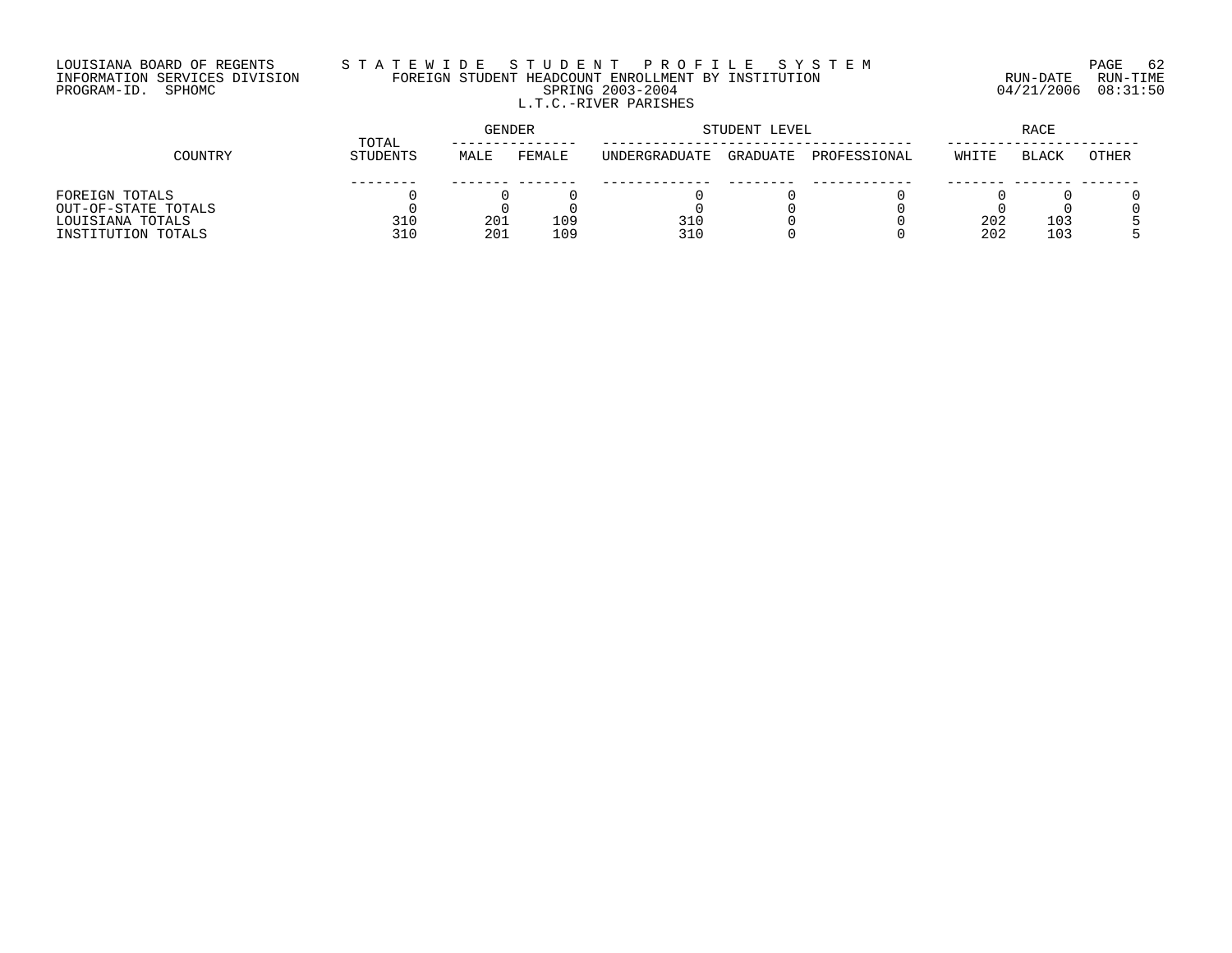LOUISIANA BOARD OF REGENTS
INFORMATION SERVICES DIVISION
PROGRAM-ID. SPHOMC

# S T A T E W I D E   S T U D E N T   P R O F I L E   S Y S T E M

## FOREIGN STUDENT HEADCOUNT ENROLLMENT BY INSTITUTION

SPRING 2003-2004

L.T.C.-RIVER PARISHES

RUN-DATE 04/21/2006 RUN-TIME 08:31:50

| COUNTRY | TOTAL STUDENTS | GENDER | | STUDENT LEVEL | | | RACE | | |
|---|---|---|---|---|---|---|---|---|---|
| | | MALE | FEMALE | UNDERGRADUATE | GRADUATE | PROFESSIONAL | WHITE | BLACK | OTHER |
| FOREIGN TOTALS | 0 | 0 | 0 | 0 | 0 | 0 | 0 | 0 | 0 |
| OUT-OF-STATE TOTALS | 0 | 0 | 0 | 0 | 0 | 0 | 0 | 0 | 0 |
| LOUISIANA TOTALS | 310 | 201 | 109 | 310 | 0 | 0 | 202 | 103 | 5 |
| INSTITUTION TOTALS | 310 | 201 | 109 | 310 | 0 | 0 | 202 | 103 | 5 |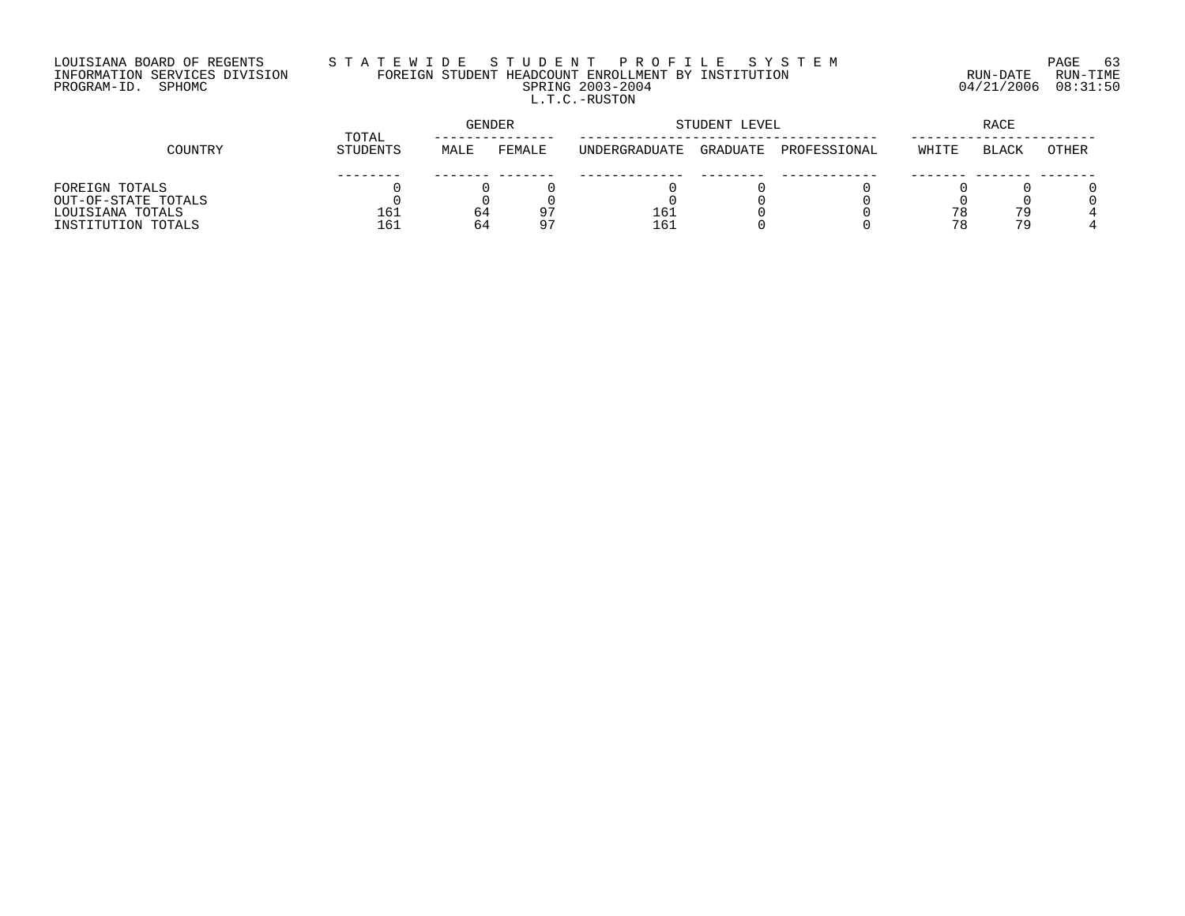LOUISIANA BOARD OF REGENTS
INFORMATION SERVICES DIVISION
PROGRAM-ID. SPHOMC

# STATEWIDE STUDENT PROFILE SYSTEM

## FOREIGN STUDENT HEADCOUNT ENROLLMENT BY INSTITUTION

SPRING 2003-2004

L.T.C.-RUSTON

RUN-DATE 04/21/2006 RUN-TIME 08:31:50

| COUNTRY | TOTAL STUDENTS | GENDER | | STUDENT LEVEL | | | RACE | | |
|---|---|---|---|---|---|---|---|---|---|
| | | MALE | FEMALE | UNDERGRADUATE | GRADUATE | PROFESSIONAL | WHITE | BLACK | OTHER |
| FOREIGN TOTALS | 0 | 0 | 0 | 0 | 0 | 0 | 0 | 0 | 0 |
| OUT-OF-STATE TOTALS | 0 | 0 | 0 | 0 | 0 | 0 | 0 | 0 | 0 |
| LOUISIANA TOTALS | 161 | 64 | 97 | 161 | 0 | 0 | 78 | 79 | 4 |
| INSTITUTION TOTALS | 161 | 64 | 97 | 161 | 0 | 0 | 78 | 79 | 4 |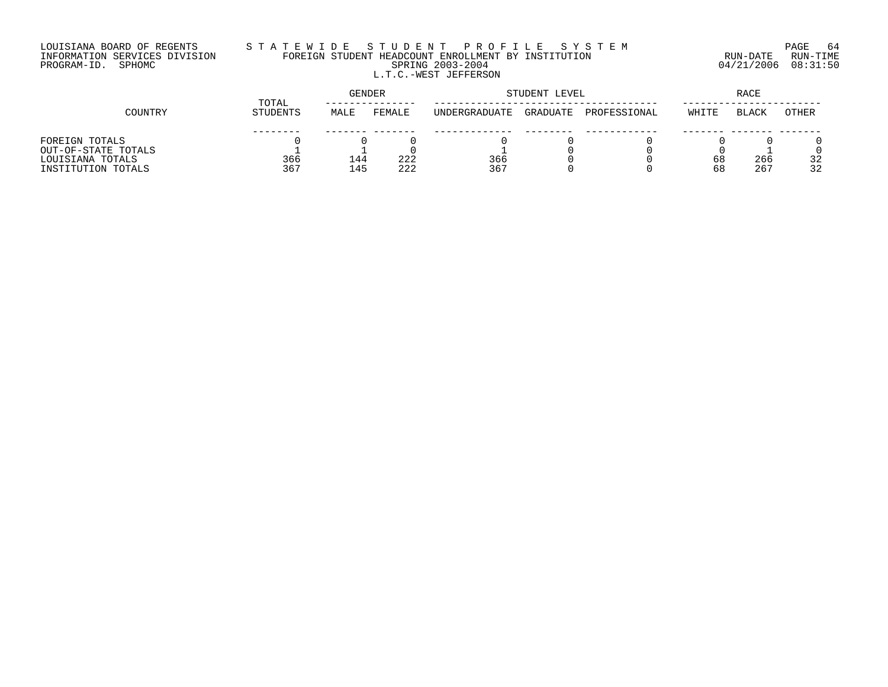LOUISIANA BOARD OF REGENTS
INFORMATION SERVICES DIVISION
PROGRAM-ID. SPHOMC

# STATEWIDE STUDENT PROFILE SYSTEM

FOREIGN STUDENT HEADCOUNT ENROLLMENT BY INSTITUTION
SPRING 2003-2004
L.T.C.-WEST JEFFERSON

RUN-DATE 04/21/2006 RUN-TIME 08:31:50

| COUNTRY | TOTAL STUDENTS | GENDER | | STUDENT LEVEL | | | RACE | | |
|---|---|---|---|---|---|---|---|---|---|
| | | MALE | FEMALE | UNDERGRADUATE | GRADUATE | PROFESSIONAL | WHITE | BLACK | OTHER |
| FOREIGN TOTALS | 0 | 0 | 0 | 0 | 0 | 0 | 0 | 0 | 0 |
| OUT-OF-STATE TOTALS | 1 | 1 | 0 | 1 | 0 | 0 | 0 | 1 | 0 |
| LOUISIANA TOTALS | 366 | 144 | 222 | 366 | 0 | 0 | 68 | 266 | 32 |
| INSTITUTION TOTALS | 367 | 145 | 222 | 367 | 0 | 0 | 68 | 267 | 32 |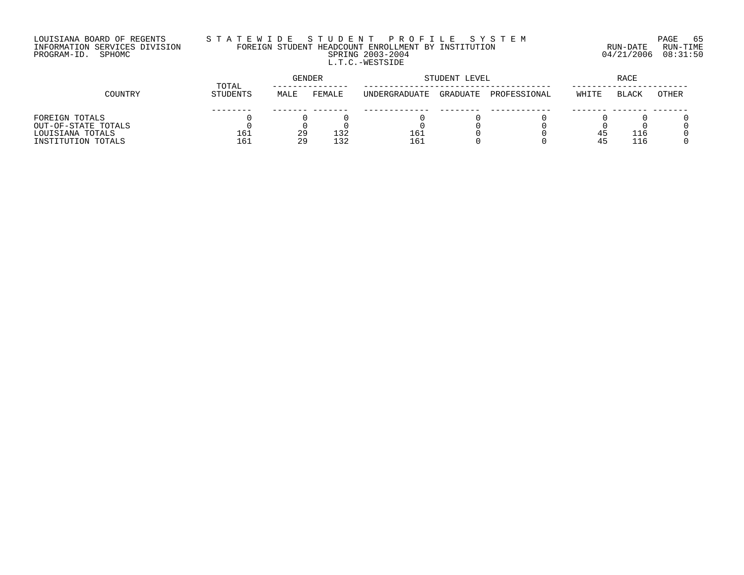LOUISIANA BOARD OF REGENTS
INFORMATION SERVICES DIVISION
PROGRAM-ID. SPHOMC

# STATEWIDE STUDENT PROFILE SYSTEM
## FOREIGN STUDENT HEADCOUNT ENROLLMENT BY INSTITUTION
## SPRING 2003-2004
## L.T.C.-WESTSIDE

RUN-DATE 04/21/2006 RUN-TIME 08:31:50

| COUNTRY | TOTAL STUDENTS | GENDER | | STUDENT LEVEL | | | RACE | | |
|---|---|---|---|---|---|---|---|---|---|
| | | MALE | FEMALE | UNDERGRADUATE | GRADUATE | PROFESSIONAL | WHITE | BLACK | OTHER |
| FOREIGN TOTALS | 0 | 0 | 0 | 0 | 0 | 0 | 0 | 0 | 0 |
| OUT-OF-STATE TOTALS | 0 | 0 | 0 | 0 | 0 | 0 | 0 | 0 | 0 |
| LOUISIANA TOTALS | 161 | 29 | 132 | 161 | 0 | 0 | 45 | 116 | 0 |
| INSTITUTION TOTALS | 161 | 29 | 132 | 161 | 0 | 0 | 45 | 116 | 0 |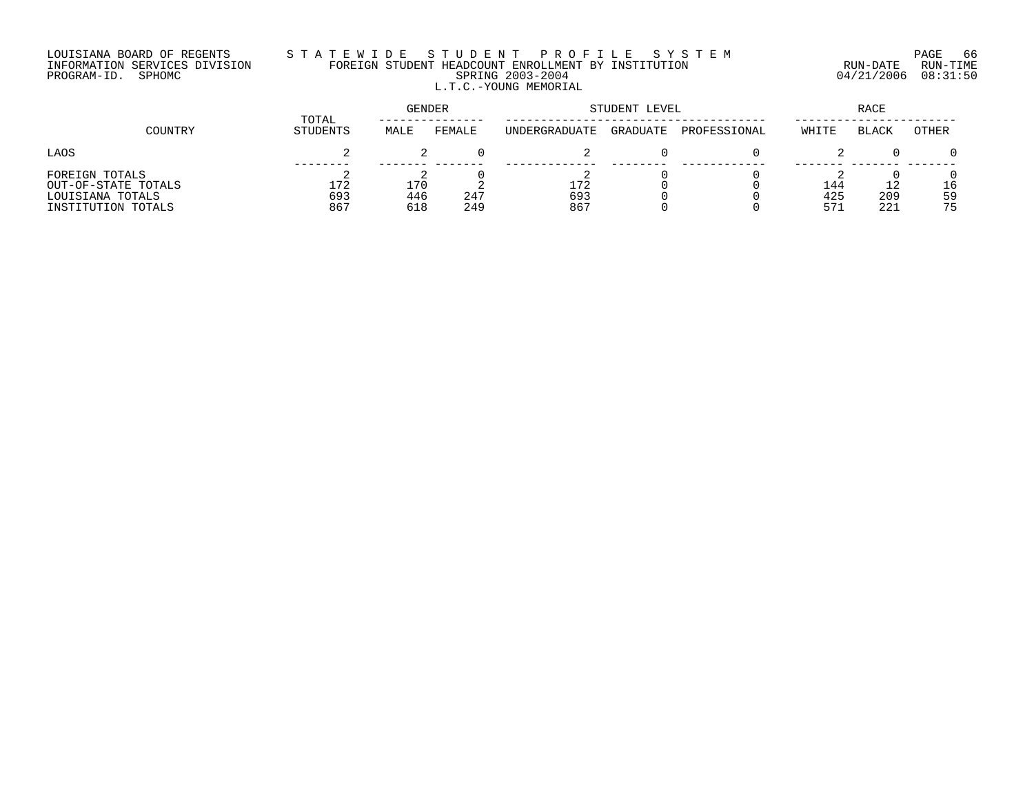LOUISIANA BOARD OF REGENTS
INFORMATION SERVICES DIVISION
PROGRAM-ID. SPHOMC

# S T A T E W I D E   S T U D E N T   P R O F I L E   S Y S T E M

## FOREIGN STUDENT HEADCOUNT ENROLLMENT BY INSTITUTION

SPRING 2003-2004

### L.T.C.-YOUNG MEMORIAL

RUN-DATE 04/21/2006 RUN-TIME 08:31:50

| COUNTRY | TOTAL STUDENTS | GENDER | | STUDENT LEVEL | | | RACE | | |
|---|---|---|---|---|---|---|---|---|---|
| | | MALE | FEMALE | UNDERGRADUATE | GRADUATE | PROFESSIONAL | WHITE | BLACK | OTHER |
| LAOS | 2 | 2 | 0 | 2 | 0 | 0 | 2 | 0 | 0 |
| FOREIGN TOTALS | 2 | 2 | 0 | 2 | 0 | 0 | 2 | 0 | 0 |
| OUT-OF-STATE TOTALS | 172 | 170 | 2 | 172 | 0 | 0 | 144 | 12 | 16 |
| LOUISIANA TOTALS | 693 | 446 | 247 | 693 | 0 | 0 | 425 | 209 | 59 |
| INSTITUTION TOTALS | 867 | 618 | 249 | 867 | 0 | 0 | 571 | 221 | 75 |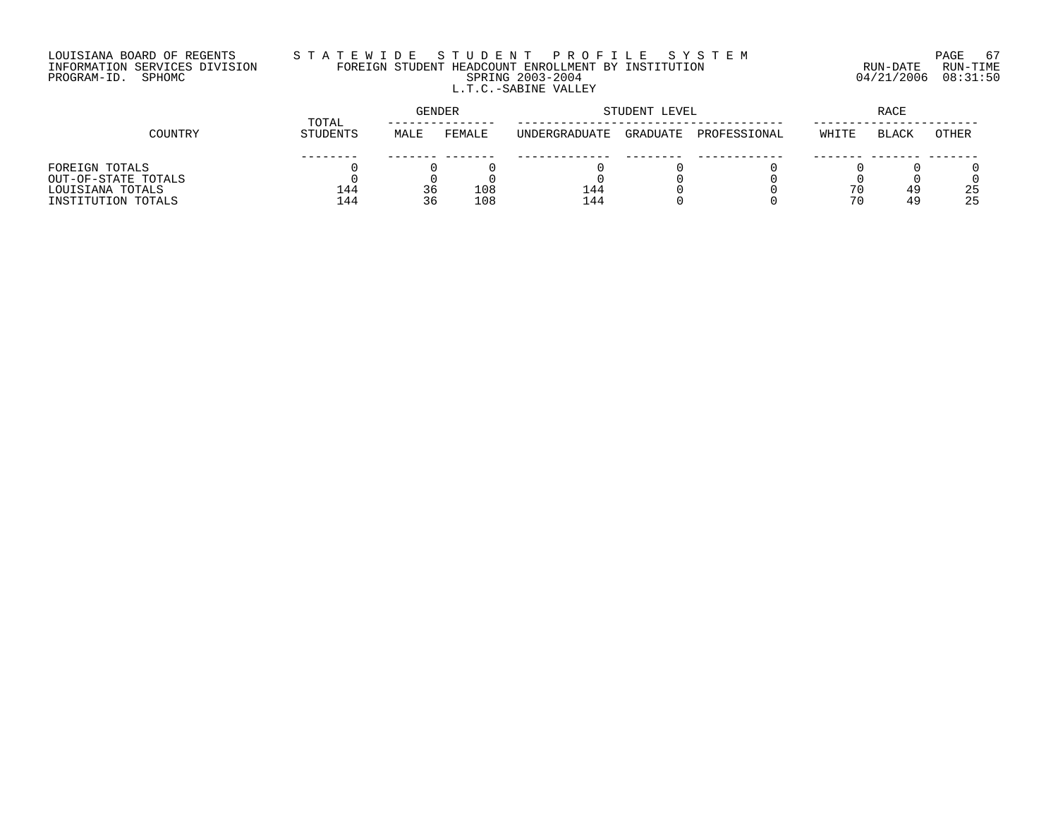LOUISIANA BOARD OF REGENTS
INFORMATION SERVICES DIVISION
PROGRAM-ID. SPHOMC

# STATEWIDE STUDENT PROFILE SYSTEM

FOREIGN STUDENT HEADCOUNT ENROLLMENT BY INSTITUTION
SPRING 2003-2004
L.T.C.-SABINE VALLEY

RUN-DATE 04/21/2006 RUN-TIME 08:31:50

| COUNTRY | TOTAL STUDENTS | GENDER | | STUDENT LEVEL | | | RACE | | |
|---|---|---|---|---|---|---|---|---|---|
| | | MALE | FEMALE | UNDERGRADUATE | GRADUATE | PROFESSIONAL | WHITE | BLACK | OTHER |
| FOREIGN TOTALS | 0 | 0 | 0 | 0 | 0 | 0 | 0 | 0 | 0 |
| OUT-OF-STATE TOTALS | 0 | 0 | 0 | 0 | 0 | 0 | 0 | 0 | 0 |
| LOUISIANA TOTALS | 144 | 36 | 108 | 144 | 0 | 0 | 70 | 49 | 25 |
| INSTITUTION TOTALS | 144 | 36 | 108 | 144 | 0 | 0 | 70 | 49 | 25 |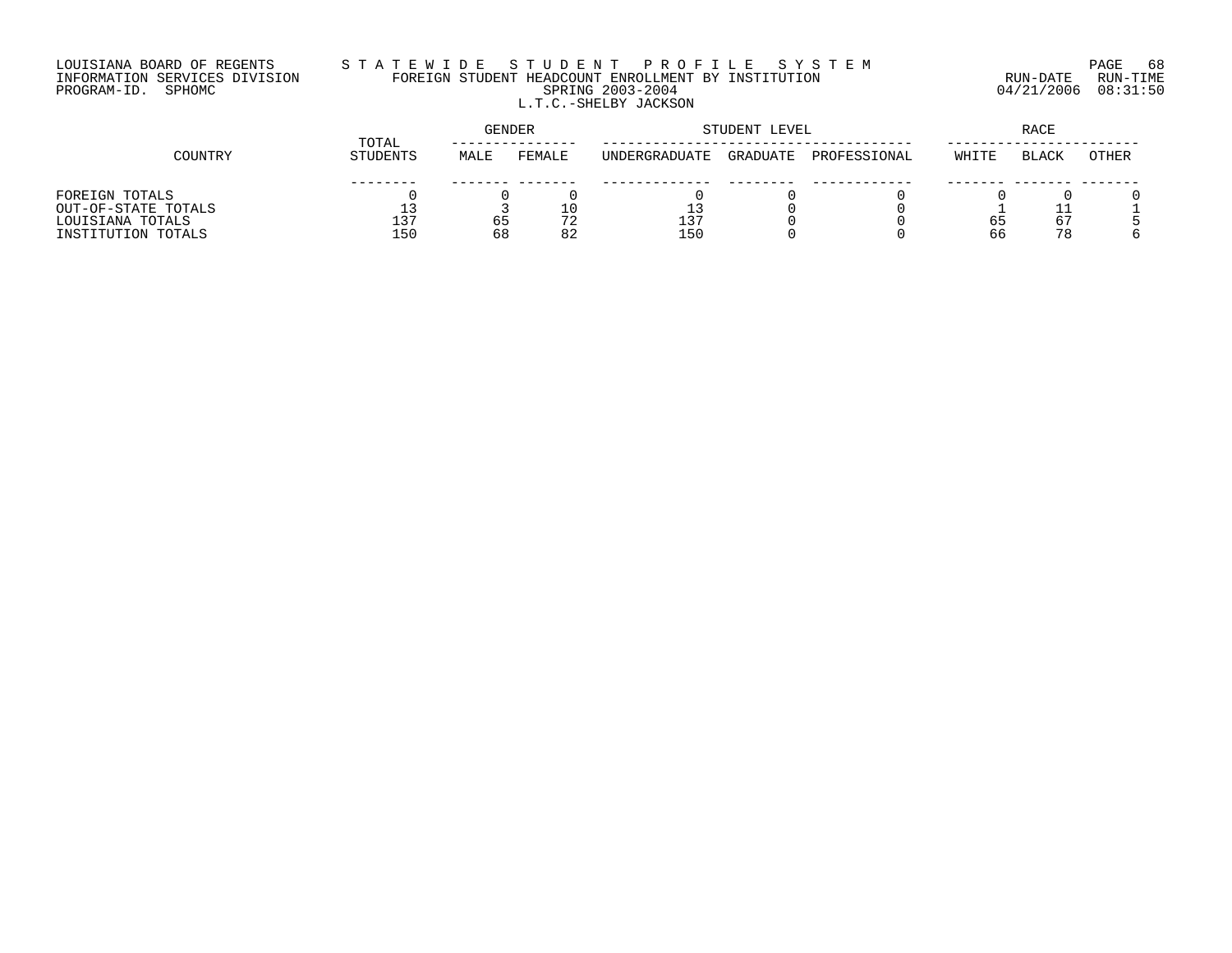LOUISIANA BOARD OF REGENTS
INFORMATION SERVICES DIVISION
PROGRAM-ID. SPHOMC

STATEWIDE STUDENT PROFILE SYSTEM
FOREIGN STUDENT HEADCOUNT ENROLLMENT BY INSTITUTION
SPRING 2003-2004
L.T.C.-SHELBY JACKSON

RUN-DATE 04/21/2006 RUN-TIME 08:31:50

| COUNTRY | TOTAL STUDENTS | GENDER | | STUDENT LEVEL | | | RACE | | |
|---|---|---|---|---|---|---|---|---|---|
| | | MALE | FEMALE | UNDERGRADUATE | GRADUATE | PROFESSIONAL | WHITE | BLACK | OTHER |
| FOREIGN TOTALS | 0 | 0 | 0 | 0 | 0 | 0 | 0 | 0 | 0 |
| OUT-OF-STATE TOTALS | 13 | 3 | 10 | 13 | 0 | 0 | 1 | 11 | 1 |
| LOUISIANA TOTALS | 137 | 65 | 72 | 137 | 0 | 0 | 65 | 67 | 5 |
| INSTITUTION TOTALS | 150 | 68 | 82 | 150 | 0 | 0 | 66 | 78 | 6 |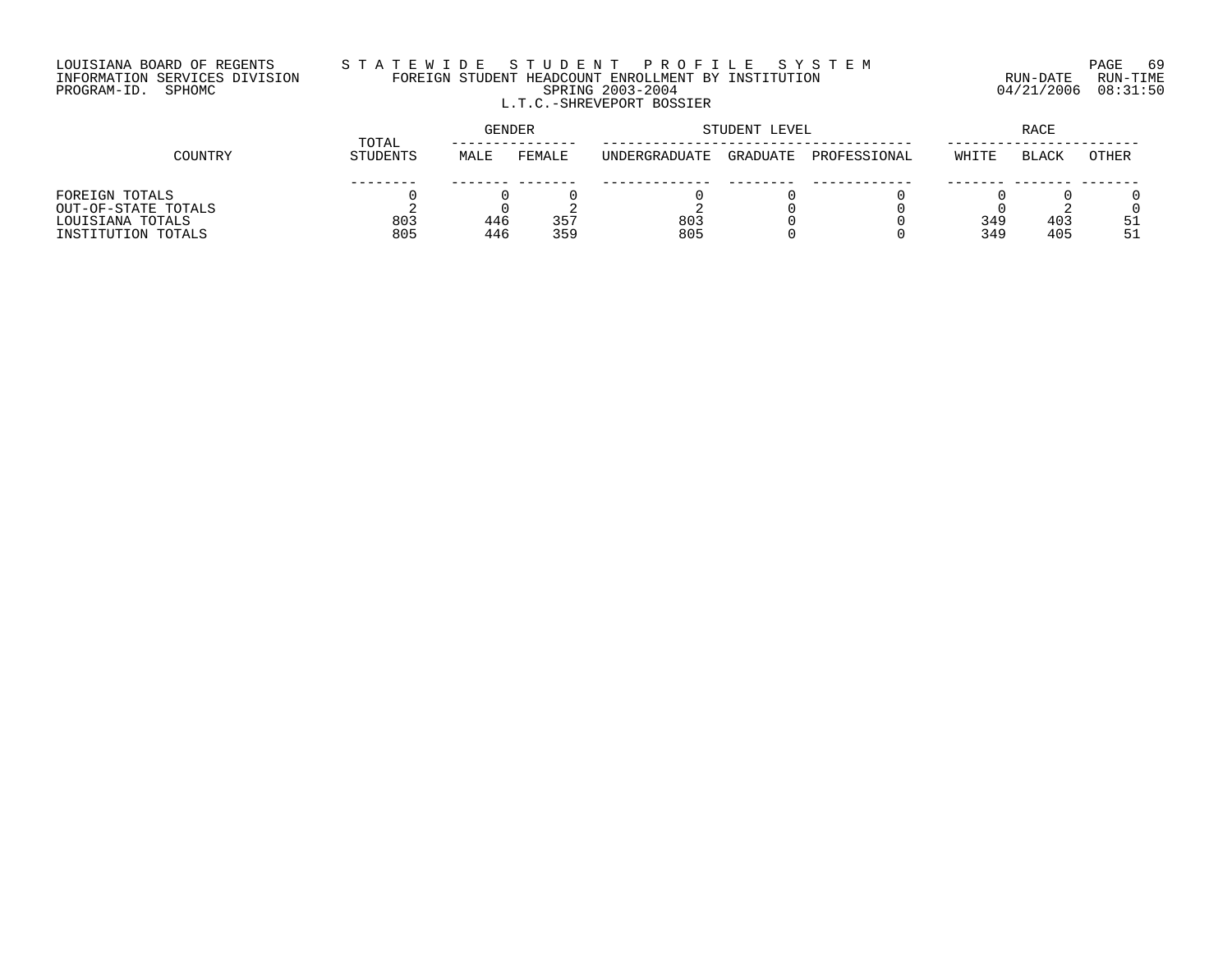LOUISIANA BOARD OF REGENTS — STATEWIDE STUDENT PROFILE SYSTEM
INFORMATION SERVICES DIVISION — FOREIGN STUDENT HEADCOUNT ENROLLMENT BY INSTITUTION
PROGRAM-ID. SPHOMC — SPRING 2003-2004
RUN-DATE 04/21/2006 RUN-TIME 08:31:50

L.T.C.-SHREVEPORT BOSSIER

| COUNTRY | TOTAL STUDENTS | GENDER | | STUDENT LEVEL | | | RACE | | |
|---|---|---|---|---|---|---|---|---|---|
| | | MALE | FEMALE | UNDERGRADUATE | GRADUATE | PROFESSIONAL | WHITE | BLACK | OTHER |
| FOREIGN TOTALS | 0 | 0 | 0 | 0 | 0 | 0 | 0 | 0 | 0 |
| OUT-OF-STATE TOTALS | 2 | 0 | 2 | 2 | 0 | 0 | 0 | 2 | 0 |
| LOUISIANA TOTALS | 803 | 446 | 357 | 803 | 0 | 0 | 349 | 403 | 51 |
| INSTITUTION TOTALS | 805 | 446 | 359 | 805 | 0 | 0 | 349 | 405 | 51 |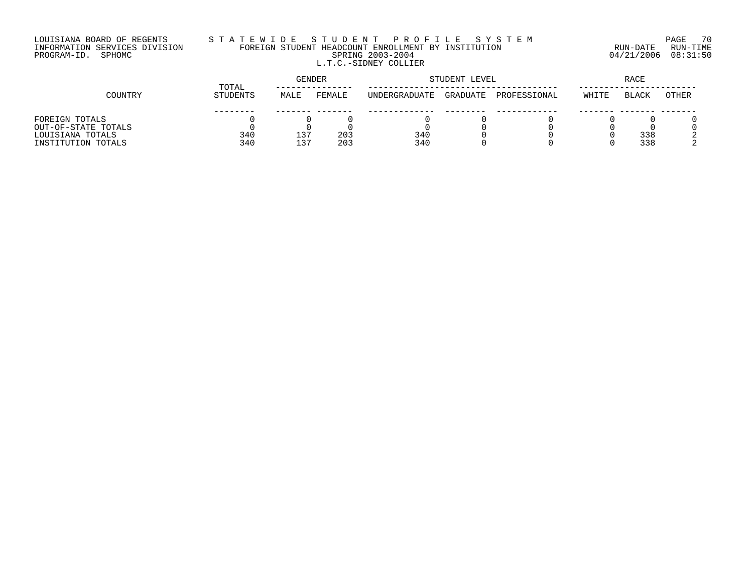LOUISIANA BOARD OF REGENTS
INFORMATION SERVICES DIVISION
PROGRAM-ID. SPHOMC

# STATEWIDE STUDENT PROFILE SYSTEM

## FOREIGN STUDENT HEADCOUNT ENROLLMENT BY INSTITUTION

SPRING 2003-2004

L.T.C.-SIDNEY COLLIER

RUN-DATE 04/21/2006 RUN-TIME 08:31:50

| COUNTRY | TOTAL STUDENTS | GENDER | | STUDENT LEVEL | | | RACE | | |
|---|---|---|---|---|---|---|---|---|---|
| | | MALE | FEMALE | UNDERGRADUATE | GRADUATE | PROFESSIONAL | WHITE | BLACK | OTHER |
| FOREIGN TOTALS | 0 | 0 | 0 | 0 | 0 | 0 | 0 | 0 | 0 |
| OUT-OF-STATE TOTALS | 0 | 0 | 0 | 0 | 0 | 0 | 0 | 0 | 0 |
| LOUISIANA TOTALS | 340 | 137 | 203 | 340 | 0 | 0 | 0 | 338 | 2 |
| INSTITUTION TOTALS | 340 | 137 | 203 | 340 | 0 | 0 | 0 | 338 | 2 |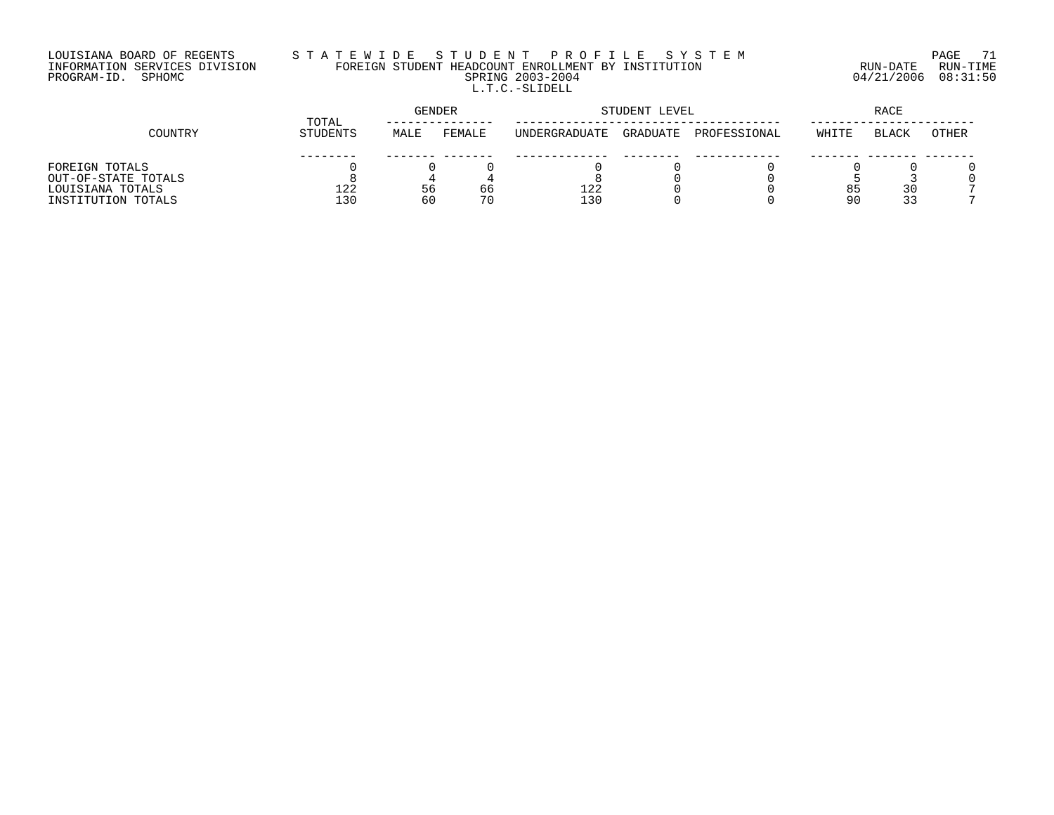LOUISIANA BOARD OF REGENTS
INFORMATION SERVICES DIVISION
PROGRAM-ID. SPHOMC

# STATEWIDE STUDENT PROFILE SYSTEM

## FOREIGN STUDENT HEADCOUNT ENROLLMENT BY INSTITUTION

SPRING 2003-2004

L.T.C.-SLIDELL

RUN-DATE 04/21/2006 RUN-TIME 08:31:50

| COUNTRY | TOTAL STUDENTS | GENDER | | STUDENT LEVEL | | | RACE | | |
|---|---|---|---|---|---|---|---|---|---|
| | | MALE | FEMALE | UNDERGRADUATE | GRADUATE | PROFESSIONAL | WHITE | BLACK | OTHER |
| FOREIGN TOTALS | 0 | 0 | 0 | 0 | 0 | 0 | 0 | 0 | 0 |
| OUT-OF-STATE TOTALS | 8 | 4 | 4 | 8 | 0 | 0 | 5 | 3 | 0 |
| LOUISIANA TOTALS | 122 | 56 | 66 | 122 | 0 | 0 | 85 | 30 | 7 |
| INSTITUTION TOTALS | 130 | 60 | 70 | 130 | 0 | 0 | 90 | 33 | 7 |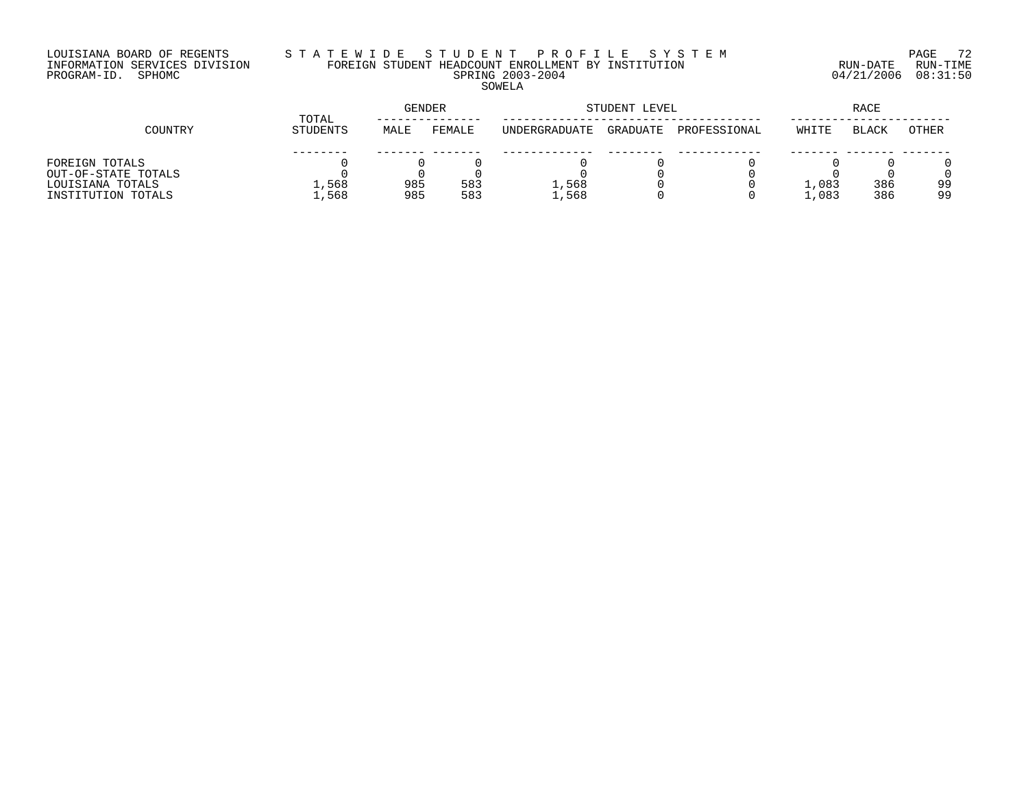LOUISIANA BOARD OF REGENTS
INFORMATION SERVICES DIVISION
PROGRAM-ID. SPHOMC

# STATEWIDE STUDENT PROFILE SYSTEM

## FOREIGN STUDENT HEADCOUNT ENROLLMENT BY INSTITUTION

### SPRING 2003-2004

### SOWELA

RUN-DATE 04/21/2006 RUN-TIME 08:31:50

| COUNTRY | TOTAL STUDENTS | GENDER | | STUDENT LEVEL | | | RACE | | |
|---|---|---|---|---|---|---|---|---|---|
| | | MALE | FEMALE | UNDERGRADUATE | GRADUATE | PROFESSIONAL | WHITE | BLACK | OTHER |
| FOREIGN TOTALS | 0 | 0 | 0 | 0 | 0 | 0 | 0 | 0 | 0 |
| OUT-OF-STATE TOTALS | 0 | 0 | 0 | 0 | 0 | 0 | 0 | 0 | 0 |
| LOUISIANA TOTALS | 1,568 | 985 | 583 | 1,568 | 0 | 0 | 1,083 | 386 | 99 |
| INSTITUTION TOTALS | 1,568 | 985 | 583 | 1,568 | 0 | 0 | 1,083 | 386 | 99 |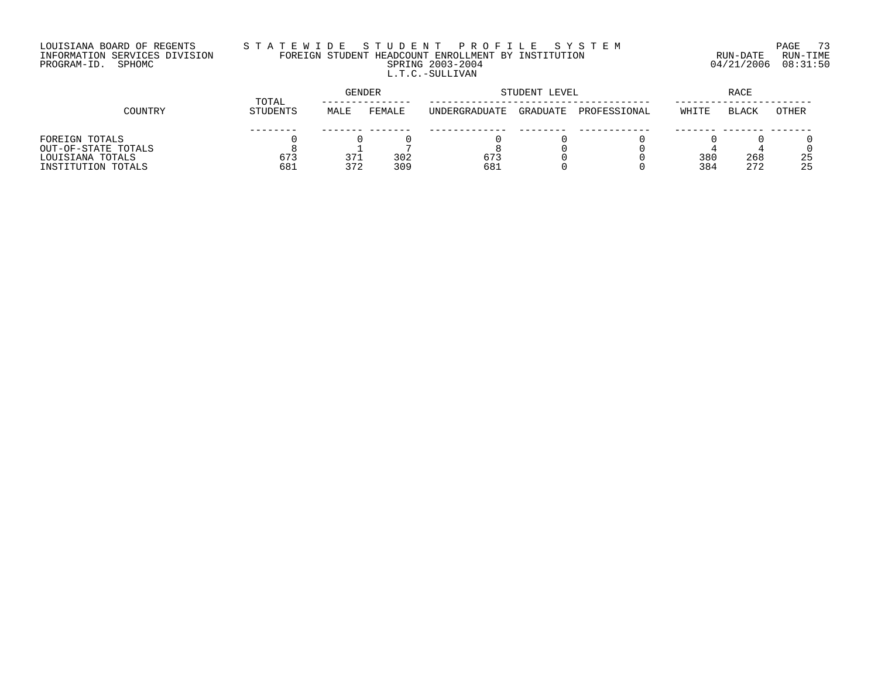LOUISIANA BOARD OF REGENTS
INFORMATION SERVICES DIVISION
PROGRAM-ID. SPHOMC

STATEWIDE STUDENT PROFILE SYSTEM
FOREIGN STUDENT HEADCOUNT ENROLLMENT BY INSTITUTION
SPRING 2003-2004
L.T.C.-SULLIVAN

RUN-DATE 04/21/2006 RUN-TIME 08:31:50

| COUNTRY | TOTAL STUDENTS | GENDER | | STUDENT LEVEL | | | RACE | | |
|---|---|---|---|---|---|---|---|---|---|
| | | MALE | FEMALE | UNDERGRADUATE | GRADUATE | PROFESSIONAL | WHITE | BLACK | OTHER |
| FOREIGN TOTALS | 0 | 0 | 0 | 0 | 0 | 0 | 0 | 0 | 0 |
| OUT-OF-STATE TOTALS | 8 | 1 | 7 | 8 | 0 | 0 | 4 | 4 | 0 |
| LOUISIANA TOTALS | 673 | 371 | 302 | 673 | 0 | 0 | 380 | 268 | 25 |
| INSTITUTION TOTALS | 681 | 372 | 309 | 681 | 0 | 0 | 384 | 272 | 25 |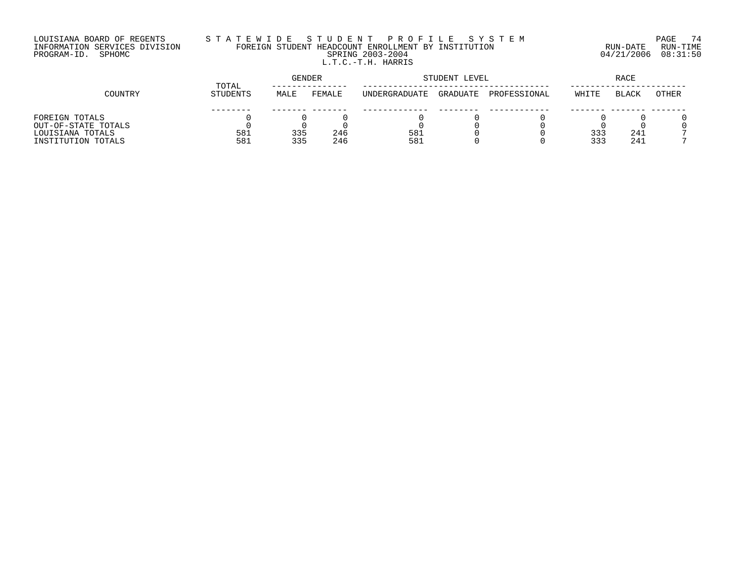LOUISIANA BOARD OF REGENTS
INFORMATION SERVICES DIVISION
PROGRAM-ID. SPHOMC

# STATEWIDE STUDENT PROFILE SYSTEM

## FOREIGN STUDENT HEADCOUNT ENROLLMENT BY INSTITUTION

SPRING 2003-2004

L.T.C.-T.H. HARRIS

RUN-DATE 04/21/2006 RUN-TIME 08:31:50

| COUNTRY | TOTAL STUDENTS | GENDER | | STUDENT LEVEL | | | RACE | | |
|---|---|---|---|---|---|---|---|---|---|
| | | MALE | FEMALE | UNDERGRADUATE | GRADUATE | PROFESSIONAL | WHITE | BLACK | OTHER |
| FOREIGN TOTALS | 0 | 0 | 0 | 0 | 0 | 0 | 0 | 0 | 0 |
| OUT-OF-STATE TOTALS | 0 | 0 | 0 | 0 | 0 | 0 | 0 | 0 | 0 |
| LOUISIANA TOTALS | 581 | 335 | 246 | 581 | 0 | 0 | 333 | 241 | 7 |
| INSTITUTION TOTALS | 581 | 335 | 246 | 581 | 0 | 0 | 333 | 241 | 7 |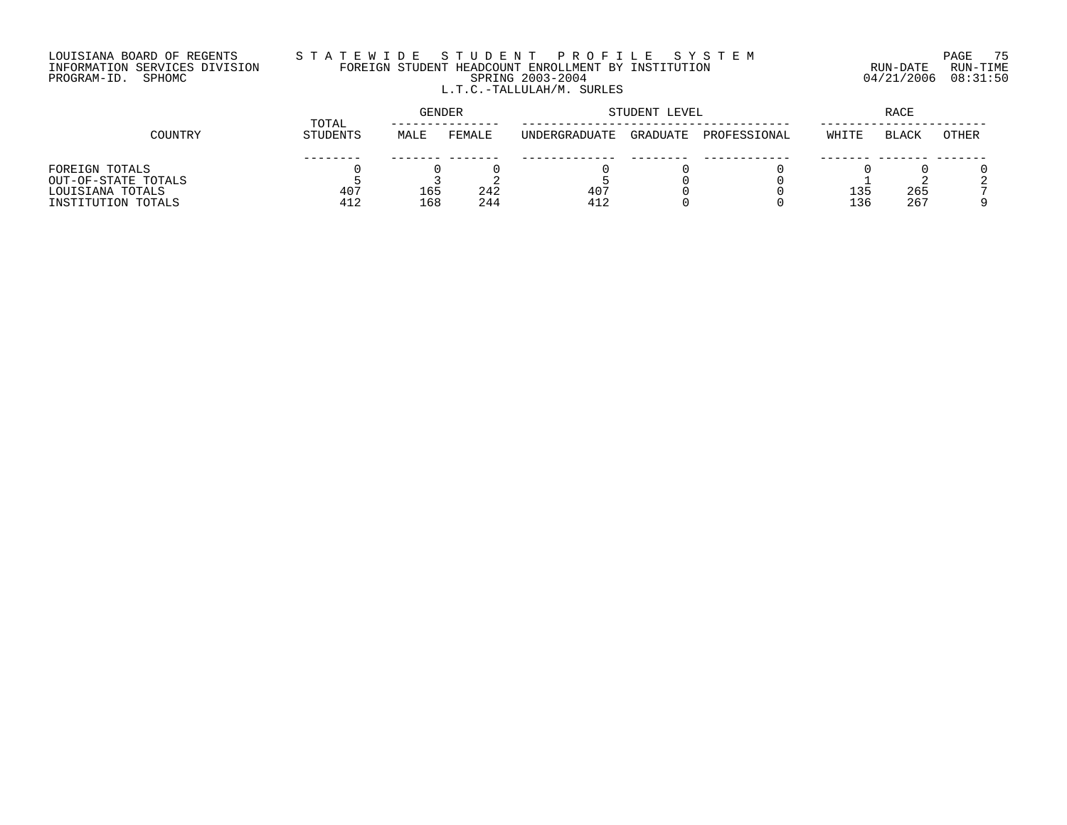LOUISIANA BOARD OF REGENTS
INFORMATION SERVICES DIVISION
PROGRAM-ID. SPHOMC

# STATEWIDE STUDENT PROFILE SYSTEM
## FOREIGN STUDENT HEADCOUNT ENROLLMENT BY INSTITUTION
### SPRING 2003-2004
### L.T.C.-TALLULAH/M. SURLES

RUN-DATE 04/21/2006 RUN-TIME 08:31:50

| COUNTRY | TOTAL STUDENTS | GENDER | | STUDENT LEVEL | | | RACE | | |
|---|---|---|---|---|---|---|---|---|---|
| | | MALE | FEMALE | UNDERGRADUATE | GRADUATE | PROFESSIONAL | WHITE | BLACK | OTHER |
| FOREIGN TOTALS | 0 | 0 | 0 | 0 | 0 | 0 | 0 | 0 | 0 |
| OUT-OF-STATE TOTALS | 5 | 3 | 2 | 5 | 0 | 0 | 1 | 2 | 2 |
| LOUISIANA TOTALS | 407 | 165 | 242 | 407 | 0 | 0 | 135 | 265 | 7 |
| INSTITUTION TOTALS | 412 | 168 | 244 | 412 | 0 | 0 | 136 | 267 | 9 |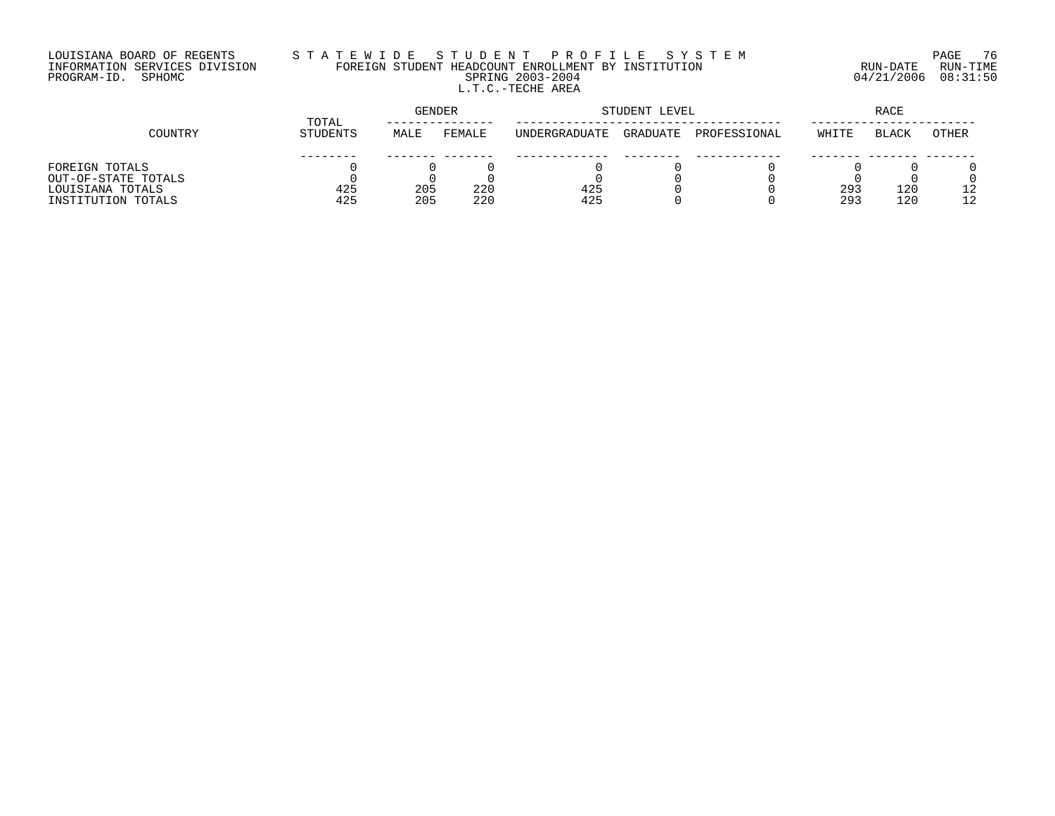LOUISIANA BOARD OF REGENTS
INFORMATION SERVICES DIVISION
PROGRAM-ID. SPHOMC

# STATEWIDE STUDENT PROFILE SYSTEM
## FOREIGN STUDENT HEADCOUNT ENROLLMENT BY INSTITUTION
### SPRING 2003-2004
### L.T.C.-TECHE AREA

RUN-DATE 04/21/2006 RUN-TIME 08:31:50

| COUNTRY | TOTAL STUDENTS | GENDER | | STUDENT LEVEL | | | RACE | | |
|---|---|---|---|---|---|---|---|---|---|
| | | MALE | FEMALE | UNDERGRADUATE | GRADUATE | PROFESSIONAL | WHITE | BLACK | OTHER |
| FOREIGN TOTALS | 0 | 0 | 0 | 0 | 0 | 0 | 0 | 0 | 0 |
| OUT-OF-STATE TOTALS | 0 | 0 | 0 | 0 | 0 | 0 | 0 | 0 | 0 |
| LOUISIANA TOTALS | 425 | 205 | 220 | 425 | 0 | 0 | 293 | 120 | 12 |
| INSTITUTION TOTALS | 425 | 205 | 220 | 425 | 0 | 0 | 293 | 120 | 12 |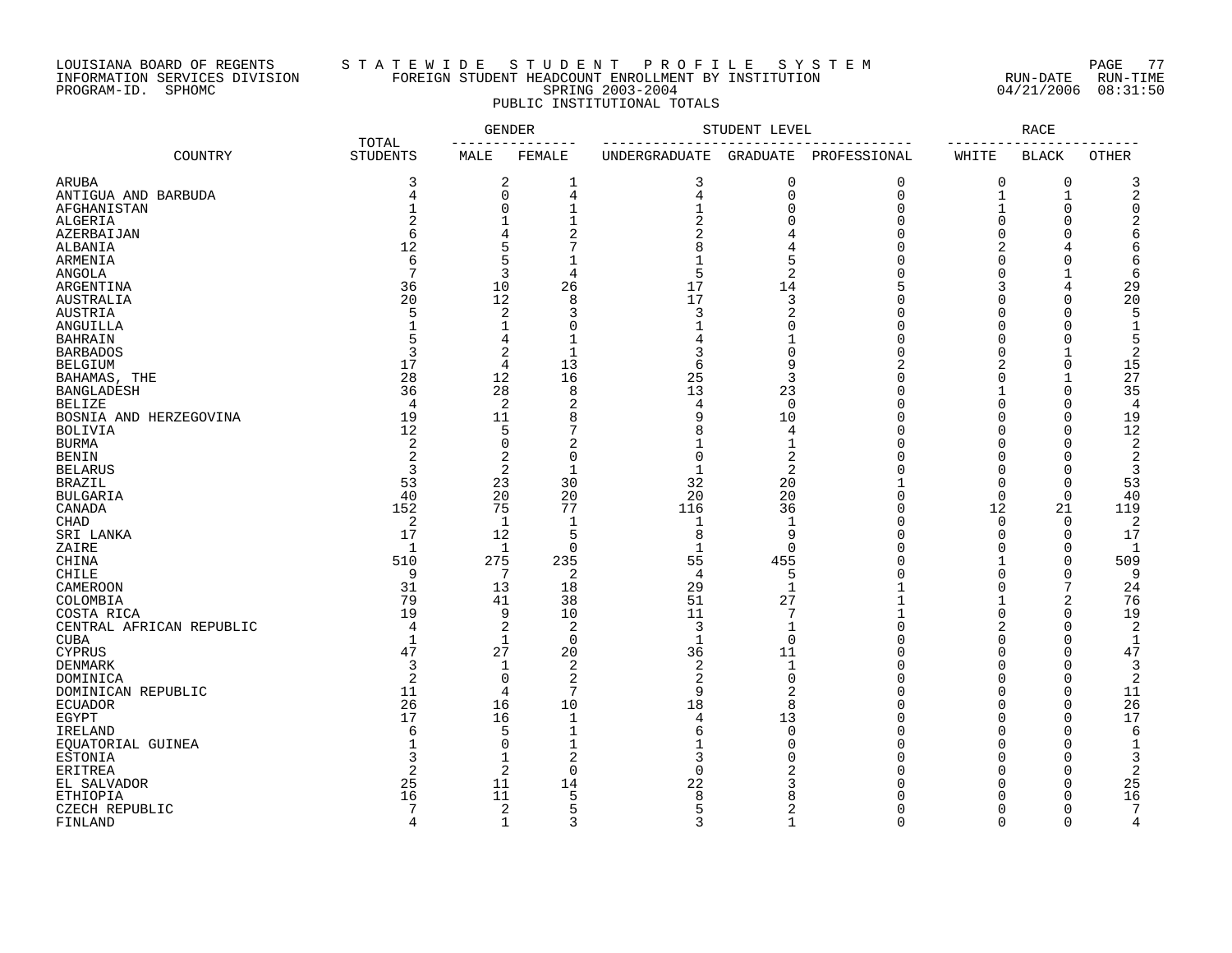LOUISIANA BOARD OF REGENTS S T A T E W I D E S T U D E N T P R O F I L E S Y S T E M

INFORMATION SERVICES DIVISION FOREIGN STUDENT HEADCOUNT ENROLLMENT BY INSTITUTION RUN-DATE RUN-TIME

PROGRAM-ID. SPHOMC SPRING 2003-2004 04/21/2006 08:31:50

PUBLIC INSTITUTIONAL TOTALS

| COUNTRY | TOTAL STUDENTS | GENDER | | STUDENT LEVEL | | | RACE | | |
|---|---|---|---|---|---|---|---|---|---|
| | | MALE | FEMALE | UNDERGRADUATE | GRADUATE | PROFESSIONAL | WHITE | BLACK | OTHER |
| ARUBA | 3 | 2 | 1 | 3 | 0 | 0 | 0 | 0 | 3 |
| ANTIGUA AND BARBUDA | 4 | 0 | 4 | 4 | 0 | 0 | 1 | 1 | 2 |
| AFGHANISTAN | 1 | 0 | 1 | 1 | 0 | 0 | 1 | 0 | 0 |
| ALGERIA | 2 | 1 | 1 | 2 | 0 | 0 | 0 | 0 | 2 |
| AZERBAIJAN | 6 | 4 | 2 | 2 | 4 | 0 | 0 | 0 | 6 |
| ALBANIA | 12 | 5 | 7 | 8 | 4 | 0 | 2 | 4 | 6 |
| ARMENIA | 6 | 5 | 1 | 1 | 5 | 0 | 0 | 0 | 6 |
| ANGOLA | 7 | 3 | 4 | 5 | 2 | 0 | 0 | 1 | 6 |
| ARGENTINA | 36 | 10 | 26 | 17 | 14 | 5 | 3 | 4 | 29 |
| AUSTRALIA | 20 | 12 | 8 | 17 | 3 | 0 | 0 | 0 | 20 |
| AUSTRIA | 5 | 2 | 3 | 3 | 2 | 0 | 0 | 0 | 5 |
| ANGUILLA | 1 | 1 | 0 | 1 | 0 | 0 | 0 | 0 | 1 |
| BAHRAIN | 5 | 4 | 1 | 4 | 1 | 0 | 0 | 0 | 5 |
| BARBADOS | 3 | 2 | 1 | 3 | 0 | 0 | 0 | 1 | 2 |
| BELGIUM | 17 | 4 | 13 | 6 | 9 | 2 | 2 | 0 | 15 |
| BAHAMAS, THE | 28 | 12 | 16 | 25 | 3 | 0 | 0 | 1 | 27 |
| BANGLADESH | 36 | 28 | 8 | 13 | 23 | 0 | 1 | 0 | 35 |
| BELIZE | 4 | 2 | 2 | 4 | 0 | 0 | 0 | 0 | 4 |
| BOSNIA AND HERZEGOVINA | 19 | 11 | 8 | 9 | 10 | 0 | 0 | 0 | 19 |
| BOLIVIA | 12 | 5 | 7 | 8 | 4 | 0 | 0 | 0 | 12 |
| BURMA | 2 | 0 | 2 | 1 | 1 | 0 | 0 | 0 | 2 |
| BENIN | 2 | 2 | 0 | 0 | 2 | 0 | 0 | 0 | 2 |
| BELARUS | 3 | 2 | 1 | 1 | 2 | 0 | 0 | 0 | 3 |
| BRAZIL | 53 | 23 | 30 | 32 | 20 | 1 | 0 | 0 | 53 |
| BULGARIA | 40 | 20 | 20 | 20 | 20 | 0 | 0 | 0 | 40 |
| CANADA | 152 | 75 | 77 | 116 | 36 | 0 | 12 | 21 | 119 |
| CHAD | 2 | 1 | 1 | 1 | 1 | 0 | 0 | 0 | 2 |
| SRI LANKA | 17 | 12 | 5 | 8 | 9 | 0 | 0 | 0 | 17 |
| ZAIRE | 1 | 1 | 0 | 1 | 0 | 0 | 0 | 0 | 1 |
| CHINA | 510 | 275 | 235 | 55 | 455 | 0 | 1 | 0 | 509 |
| CHILE | 9 | 7 | 2 | 4 | 5 | 0 | 0 | 0 | 9 |
| CAMEROON | 31 | 13 | 18 | 29 | 1 | 1 | 0 | 7 | 24 |
| COLOMBIA | 79 | 41 | 38 | 51 | 27 | 1 | 1 | 2 | 76 |
| COSTA RICA | 19 | 9 | 10 | 11 | 7 | 1 | 0 | 0 | 19 |
| CENTRAL AFRICAN REPUBLIC | 4 | 2 | 2 | 3 | 1 | 0 | 2 | 0 | 2 |
| CUBA | 1 | 1 | 0 | 1 | 0 | 0 | 0 | 0 | 1 |
| CYPRUS | 47 | 27 | 20 | 36 | 11 | 0 | 0 | 0 | 47 |
| DENMARK | 3 | 1 | 2 | 2 | 1 | 0 | 0 | 0 | 3 |
| DOMINICA | 2 | 0 | 2 | 2 | 0 | 0 | 0 | 0 | 2 |
| DOMINICAN REPUBLIC | 11 | 4 | 7 | 9 | 2 | 0 | 0 | 0 | 11 |
| ECUADOR | 26 | 16 | 10 | 18 | 8 | 0 | 0 | 0 | 26 |
| EGYPT | 17 | 16 | 1 | 4 | 13 | 0 | 0 | 0 | 17 |
| IRELAND | 6 | 5 | 1 | 6 | 0 | 0 | 0 | 0 | 6 |
| EQUATORIAL GUINEA | 1 | 0 | 1 | 1 | 0 | 0 | 0 | 0 | 1 |
| ESTONIA | 3 | 1 | 2 | 3 | 0 | 0 | 0 | 0 | 3 |
| ERITREA | 2 | 2 | 0 | 0 | 2 | 0 | 0 | 0 | 2 |
| EL SALVADOR | 25 | 11 | 14 | 22 | 3 | 0 | 0 | 0 | 25 |
| ETHIOPIA | 16 | 11 | 5 | 8 | 8 | 0 | 0 | 0 | 16 |
| CZECH REPUBLIC | 7 | 2 | 5 | 5 | 2 | 0 | 0 | 0 | 7 |
| FINLAND | 4 | 1 | 3 | 3 | 1 | 0 | 0 | 0 | 4 |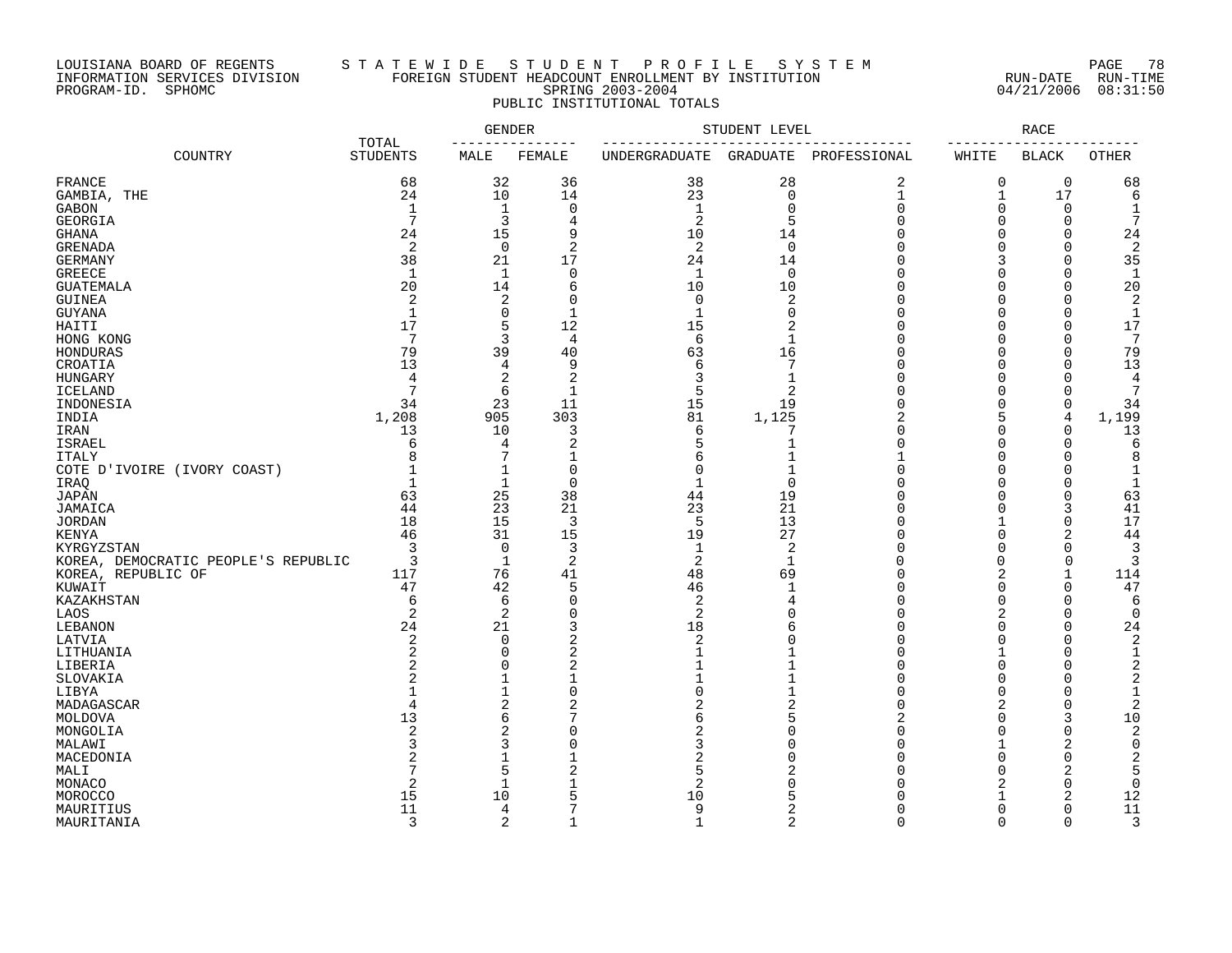LOUISIANA BOARD OF REGENTS
INFORMATION SERVICES DIVISION
PROGRAM-ID. SPHOMC

S T A T E W I D E   S T U D E N T   P R O F I L E   S Y S T E M
FOREIGN STUDENT HEADCOUNT ENROLLMENT BY INSTITUTION
SPRING 2003-2004
PUBLIC INSTITUTIONAL TOTALS

RUN-DATE 04/21/2006 RUN-TIME 08:31:50

| COUNTRY | TOTAL STUDENTS | GENDER | | STUDENT LEVEL | | | RACE | | |
|---|---|---|---|---|---|---|---|---|---|
| | | MALE | FEMALE | UNDERGRADUATE | GRADUATE | PROFESSIONAL | WHITE | BLACK | OTHER |
| FRANCE | 68 | 32 | 36 | 38 | 28 | 2 | 0 | 0 | 68 |
| GAMBIA, THE | 24 | 10 | 14 | 23 | 0 | 1 | 1 | 17 | 6 |
| GABON | 1 | 1 | 0 | 1 | 0 | 0 | 0 | 0 | 1 |
| GEORGIA | 7 | 3 | 4 | 2 | 5 | 0 | 0 | 0 | 7 |
| GHANA | 24 | 15 | 9 | 10 | 14 | 0 | 0 | 0 | 24 |
| GRENADA | 2 | 0 | 2 | 2 | 0 | 0 | 0 | 0 | 2 |
| GERMANY | 38 | 21 | 17 | 24 | 14 | 0 | 3 | 0 | 35 |
| GREECE | 1 | 1 | 0 | 1 | 0 | 0 | 0 | 0 | 1 |
| GUATEMALA | 20 | 14 | 6 | 10 | 10 | 0 | 0 | 0 | 20 |
| GUINEA | 2 | 2 | 0 | 0 | 2 | 0 | 0 | 0 | 2 |
| GUYANA | 1 | 0 | 1 | 1 | 0 | 0 | 0 | 0 | 1 |
| HAITI | 17 | 5 | 12 | 15 | 2 | 0 | 0 | 0 | 17 |
| HONG KONG | 7 | 3 | 4 | 6 | 1 | 0 | 0 | 0 | 7 |
| HONDURAS | 79 | 39 | 40 | 63 | 16 | 0 | 0 | 0 | 79 |
| CROATIA | 13 | 4 | 9 | 6 | 7 | 0 | 0 | 0 | 13 |
| HUNGARY | 4 | 2 | 2 | 3 | 1 | 0 | 0 | 0 | 4 |
| ICELAND | 7 | 6 | 1 | 5 | 2 | 0 | 0 | 0 | 7 |
| INDONESIA | 34 | 23 | 11 | 15 | 19 | 0 | 0 | 0 | 34 |
| INDIA | 1,208 | 905 | 303 | 81 | 1,125 | 2 | 5 | 4 | 1,199 |
| IRAN | 13 | 10 | 3 | 6 | 7 | 0 | 0 | 0 | 13 |
| ISRAEL | 6 | 4 | 2 | 5 | 1 | 0 | 0 | 0 | 6 |
| ITALY | 8 | 7 | 1 | 6 | 1 | 1 | 0 | 0 | 8 |
| COTE D'IVOIRE (IVORY COAST) | 1 | 1 | 0 | 0 | 1 | 0 | 0 | 0 | 1 |
| IRAQ | 1 | 1 | 0 | 1 | 0 | 0 | 0 | 0 | 1 |
| JAPAN | 63 | 25 | 38 | 44 | 19 | 0 | 0 | 0 | 63 |
| JAMAICA | 44 | 23 | 21 | 23 | 21 | 0 | 0 | 3 | 41 |
| JORDAN | 18 | 15 | 3 | 5 | 13 | 0 | 1 | 0 | 17 |
| KENYA | 46 | 31 | 15 | 19 | 27 | 0 | 0 | 2 | 44 |
| KYRGYZSTAN | 3 | 0 | 3 | 1 | 2 | 0 | 0 | 0 | 3 |
| KOREA, DEMOCRATIC PEOPLE'S REPUBLIC | 3 | 1 | 2 | 2 | 1 | 0 | 0 | 0 | 3 |
| KOREA, REPUBLIC OF | 117 | 76 | 41 | 48 | 69 | 0 | 2 | 1 | 114 |
| KUWAIT | 47 | 42 | 5 | 46 | 1 | 0 | 0 | 0 | 47 |
| KAZAKHSTAN | 6 | 6 | 0 | 2 | 4 | 0 | 0 | 0 | 6 |
| LAOS | 2 | 2 | 0 | 2 | 0 | 0 | 2 | 0 | 0 |
| LEBANON | 24 | 21 | 3 | 18 | 6 | 0 | 0 | 0 | 24 |
| LATVIA | 2 | 0 | 2 | 2 | 0 | 0 | 0 | 0 | 2 |
| LITHUANIA | 2 | 0 | 2 | 1 | 1 | 0 | 1 | 0 | 1 |
| LIBERIA | 2 | 0 | 2 | 1 | 1 | 0 | 0 | 0 | 2 |
| SLOVAKIA | 2 | 1 | 1 | 1 | 1 | 0 | 0 | 0 | 2 |
| LIBYA | 1 | 1 | 0 | 0 | 1 | 0 | 0 | 0 | 1 |
| MADAGASCAR | 4 | 2 | 2 | 2 | 2 | 0 | 2 | 0 | 2 |
| MOLDOVA | 13 | 6 | 7 | 6 | 5 | 2 | 0 | 3 | 10 |
| MONGOLIA | 2 | 2 | 0 | 2 | 0 | 0 | 0 | 0 | 2 |
| MALAWI | 3 | 3 | 0 | 3 | 0 | 0 | 1 | 2 | 0 |
| MACEDONIA | 2 | 1 | 1 | 2 | 0 | 0 | 0 | 0 | 2 |
| MALI | 7 | 5 | 2 | 5 | 2 | 0 | 0 | 2 | 5 |
| MONACO | 2 | 1 | 1 | 2 | 0 | 0 | 2 | 0 | 0 |
| MOROCCO | 15 | 10 | 5 | 10 | 5 | 0 | 1 | 2 | 12 |
| MAURITIUS | 11 | 4 | 7 | 9 | 2 | 0 | 0 | 0 | 11 |
| MAURITANIA | 3 | 2 | 1 | 1 | 2 | 0 | 0 | 0 | 3 |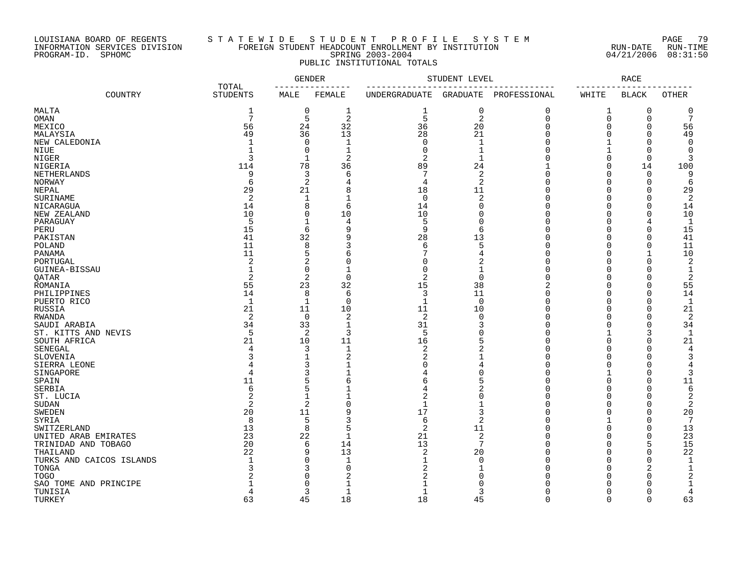LOUISIANA BOARD OF REGENTS — INFORMATION SERVICES DIVISION — PROGRAM-ID. SPHOMC

S T A T E W I D E   S T U D E N T   P R O F I L E   S Y S T E M

FOREIGN STUDENT HEADCOUNT ENROLLMENT BY INSTITUTION

SPRING 2003-2004

PUBLIC INSTITUTIONAL TOTALS

RUN-DATE 04/21/2006  RUN-TIME 08:31:50

| COUNTRY | TOTAL STUDENTS | GENDER | | STUDENT LEVEL | | | RACE | | |
|---|---|---|---|---|---|---|---|---|---|
| | | MALE | FEMALE | UNDERGRADUATE | GRADUATE | PROFESSIONAL | WHITE | BLACK | OTHER |
| MALTA | 1 | 0 | 1 | 1 | 0 | 0 | 1 | 0 | 0 |
| OMAN | 7 | 5 | 2 | 5 | 2 | 0 | 0 | 0 | 7 |
| MEXICO | 56 | 24 | 32 | 36 | 20 | 0 | 0 | 0 | 56 |
| MALAYSIA | 49 | 36 | 13 | 28 | 21 | 0 | 0 | 0 | 49 |
| NEW CALEDONIA | 1 | 0 | 1 | 0 | 1 | 0 | 1 | 0 | 0 |
| NIUE | 1 | 0 | 1 | 0 | 1 | 0 | 1 | 0 | 0 |
| NIGER | 3 | 1 | 2 | 2 | 1 | 0 | 0 | 0 | 3 |
| NIGERIA | 114 | 78 | 36 | 89 | 24 | 1 | 0 | 14 | 100 |
| NETHERLANDS | 9 | 3 | 6 | 7 | 2 | 0 | 0 | 0 | 9 |
| NORWAY | 6 | 2 | 4 | 4 | 2 | 0 | 0 | 0 | 6 |
| NEPAL | 29 | 21 | 8 | 18 | 11 | 0 | 0 | 0 | 29 |
| SURINAME | 2 | 1 | 1 | 0 | 2 | 0 | 0 | 0 | 2 |
| NICARAGUA | 14 | 8 | 6 | 14 | 0 | 0 | 0 | 0 | 14 |
| NEW ZEALAND | 10 | 0 | 10 | 10 | 0 | 0 | 0 | 0 | 10 |
| PARAGUAY | 5 | 1 | 4 | 5 | 0 | 0 | 0 | 4 | 1 |
| PERU | 15 | 6 | 9 | 9 | 6 | 0 | 0 | 0 | 15 |
| PAKISTAN | 41 | 32 | 9 | 28 | 13 | 0 | 0 | 0 | 41 |
| POLAND | 11 | 8 | 3 | 6 | 5 | 0 | 0 | 0 | 11 |
| PANAMA | 11 | 5 | 6 | 7 | 4 | 0 | 0 | 1 | 10 |
| PORTUGAL | 2 | 2 | 0 | 0 | 2 | 0 | 0 | 0 | 2 |
| GUINEA-BISSAU | 1 | 0 | 1 | 0 | 1 | 0 | 0 | 0 | 1 |
| QATAR | 2 | 2 | 0 | 2 | 0 | 0 | 0 | 0 | 2 |
| ROMANIA | 55 | 23 | 32 | 15 | 38 | 2 | 0 | 0 | 55 |
| PHILIPPINES | 14 | 8 | 6 | 3 | 11 | 0 | 0 | 0 | 14 |
| PUERTO RICO | 1 | 1 | 0 | 1 | 0 | 0 | 0 | 0 | 1 |
| RUSSIA | 21 | 11 | 10 | 11 | 10 | 0 | 0 | 0 | 21 |
| RWANDA | 2 | 0 | 2 | 2 | 0 | 0 | 0 | 0 | 2 |
| SAUDI ARABIA | 34 | 33 | 1 | 31 | 3 | 0 | 0 | 0 | 34 |
| ST. KITTS AND NEVIS | 5 | 2 | 3 | 5 | 0 | 0 | 1 | 3 | 1 |
| SOUTH AFRICA | 21 | 10 | 11 | 16 | 5 | 0 | 0 | 0 | 21 |
| SENEGAL | 4 | 3 | 1 | 2 | 2 | 0 | 0 | 0 | 4 |
| SLOVENIA | 3 | 1 | 2 | 2 | 1 | 0 | 0 | 0 | 3 |
| SIERRA LEONE | 4 | 3 | 1 | 0 | 4 | 0 | 0 | 0 | 4 |
| SINGAPORE | 4 | 3 | 1 | 4 | 0 | 0 | 1 | 0 | 3 |
| SPAIN | 11 | 5 | 6 | 6 | 5 | 0 | 0 | 0 | 11 |
| SERBIA | 6 | 5 | 1 | 4 | 2 | 0 | 0 | 0 | 6 |
| ST. LUCIA | 2 | 1 | 1 | 2 | 0 | 0 | 0 | 0 | 2 |
| SUDAN | 2 | 2 | 0 | 1 | 1 | 0 | 0 | 0 | 2 |
| SWEDEN | 20 | 11 | 9 | 17 | 3 | 0 | 0 | 0 | 20 |
| SYRIA | 8 | 5 | 3 | 6 | 2 | 0 | 1 | 0 | 7 |
| SWITZERLAND | 13 | 8 | 5 | 2 | 11 | 0 | 0 | 0 | 13 |
| UNITED ARAB EMIRATES | 23 | 22 | 1 | 21 | 2 | 0 | 0 | 0 | 23 |
| TRINIDAD AND TOBAGO | 20 | 6 | 14 | 13 | 7 | 0 | 0 | 5 | 15 |
| THAILAND | 22 | 9 | 13 | 2 | 20 | 0 | 0 | 0 | 22 |
| TURKS AND CAICOS ISLANDS | 1 | 0 | 1 | 1 | 0 | 0 | 0 | 0 | 1 |
| TONGA | 3 | 3 | 0 | 2 | 1 | 0 | 0 | 2 | 1 |
| TOGO | 2 | 0 | 2 | 2 | 0 | 0 | 0 | 0 | 2 |
| SAO TOME AND PRINCIPE | 1 | 0 | 1 | 1 | 0 | 0 | 0 | 0 | 1 |
| TUNISIA | 4 | 3 | 1 | 1 | 3 | 0 | 0 | 0 | 4 |
| TURKEY | 63 | 45 | 18 | 18 | 45 | 0 | 0 | 0 | 63 |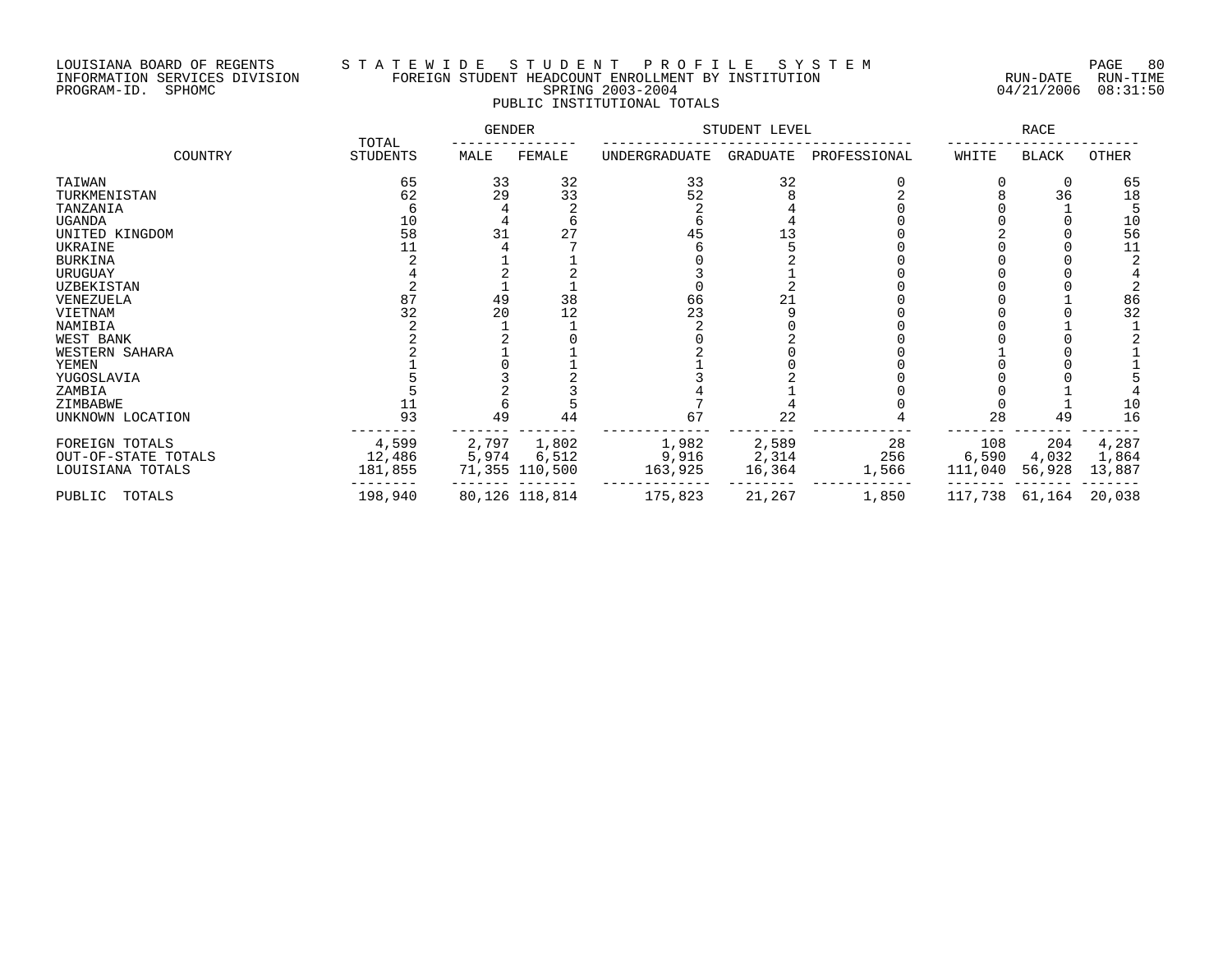LOUISIANA BOARD OF REGENTS — STATEWIDE STUDENT PROFILE SYSTEM
INFORMATION SERVICES DIVISION — FOREIGN STUDENT HEADCOUNT ENROLLMENT BY INSTITUTION — RUN-DATE 04/21/2006 RUN-TIME 08:31:50
PROGRAM-ID. SPHOMC — SPRING 2003-2004

PUBLIC INSTITUTIONAL TOTALS

| COUNTRY | TOTAL STUDENTS | GENDER | | STUDENT LEVEL | | | RACE | | |
|---|---|---|---|---|---|---|---|---|---|
| | | MALE | FEMALE | UNDERGRADUATE | GRADUATE | PROFESSIONAL | WHITE | BLACK | OTHER |
| TAIWAN | 65 | 33 | 32 | 33 | 32 | 0 | 0 | 0 | 65 |
| TURKMENISTAN | 62 | 29 | 33 | 52 | 8 | 2 | 8 | 36 | 18 |
| TANZANIA | 6 | 4 | 2 | 2 | 4 | 0 | 0 | 1 | 5 |
| UGANDA | 10 | 4 | 6 | 6 | 4 | 0 | 0 | 0 | 10 |
| UNITED KINGDOM | 58 | 31 | 27 | 45 | 13 | 0 | 2 | 0 | 56 |
| UKRAINE | 11 | 4 | 7 | 6 | 5 | 0 | 0 | 0 | 11 |
| BURKINA | 2 | 1 | 1 | 0 | 2 | 0 | 0 | 0 | 2 |
| URUGUAY | 4 | 2 | 2 | 3 | 1 | 0 | 0 | 0 | 4 |
| UZBEKISTAN | 2 | 1 | 1 | 0 | 2 | 0 | 0 | 0 | 2 |
| VENEZUELA | 87 | 49 | 38 | 66 | 21 | 0 | 0 | 1 | 86 |
| VIETNAM | 32 | 20 | 12 | 23 | 9 | 0 | 0 | 0 | 32 |
| NAMIBIA | 2 | 1 | 1 | 2 | 0 | 0 | 0 | 1 | 1 |
| WEST BANK | 2 | 2 | 0 | 0 | 2 | 0 | 0 | 0 | 2 |
| WESTERN SAHARA | 2 | 1 | 1 | 2 | 0 | 0 | 1 | 0 | 1 |
| YEMEN | 1 | 0 | 1 | 1 | 0 | 0 | 0 | 0 | 1 |
| YUGOSLAVIA | 5 | 3 | 2 | 3 | 2 | 0 | 0 | 0 | 5 |
| ZAMBIA | 5 | 2 | 3 | 4 | 1 | 0 | 0 | 1 | 4 |
| ZIMBABWE | 11 | 6 | 5 | 7 | 4 | 0 | 0 | 1 | 10 |
| UNKNOWN LOCATION | 93 | 49 | 44 | 67 | 22 | 4 | 28 | 49 | 16 |
| FOREIGN TOTALS | 4,599 | 2,797 | 1,802 | 1,982 | 2,589 | 28 | 108 | 204 | 4,287 |
| OUT-OF-STATE TOTALS | 12,486 | 5,974 | 6,512 | 9,916 | 2,314 | 256 | 6,590 | 4,032 | 1,864 |
| LOUISIANA TOTALS | 181,855 | 71,355 | 110,500 | 163,925 | 16,364 | 1,566 | 111,040 | 56,928 | 13,887 |
| PUBLIC TOTALS | 198,940 | 80,126 | 118,814 | 175,823 | 21,267 | 1,850 | 117,738 | 61,164 | 20,038 |